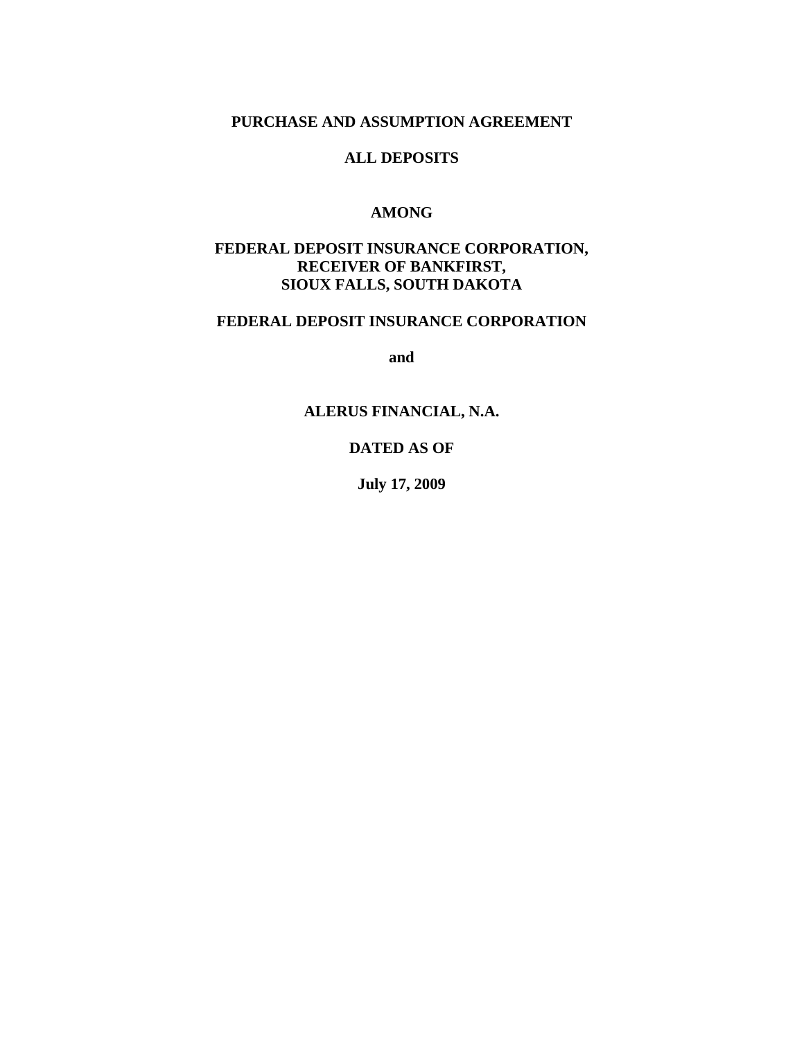**PURCHASE AND ASSUMPTION AGREEMENT**

**ALL DEPOSITS**

**AMONG**

**FEDERAL DEPOSIT INSURANCE CORPORATION,**
**RECEIVER OF BANKFIRST,**
**SIOUX FALLS, SOUTH DAKOTA**

**FEDERAL DEPOSIT INSURANCE CORPORATION**

**and**

**ALERUS FINANCIAL, N.A.**

**DATED AS OF**

**July 17, 2009**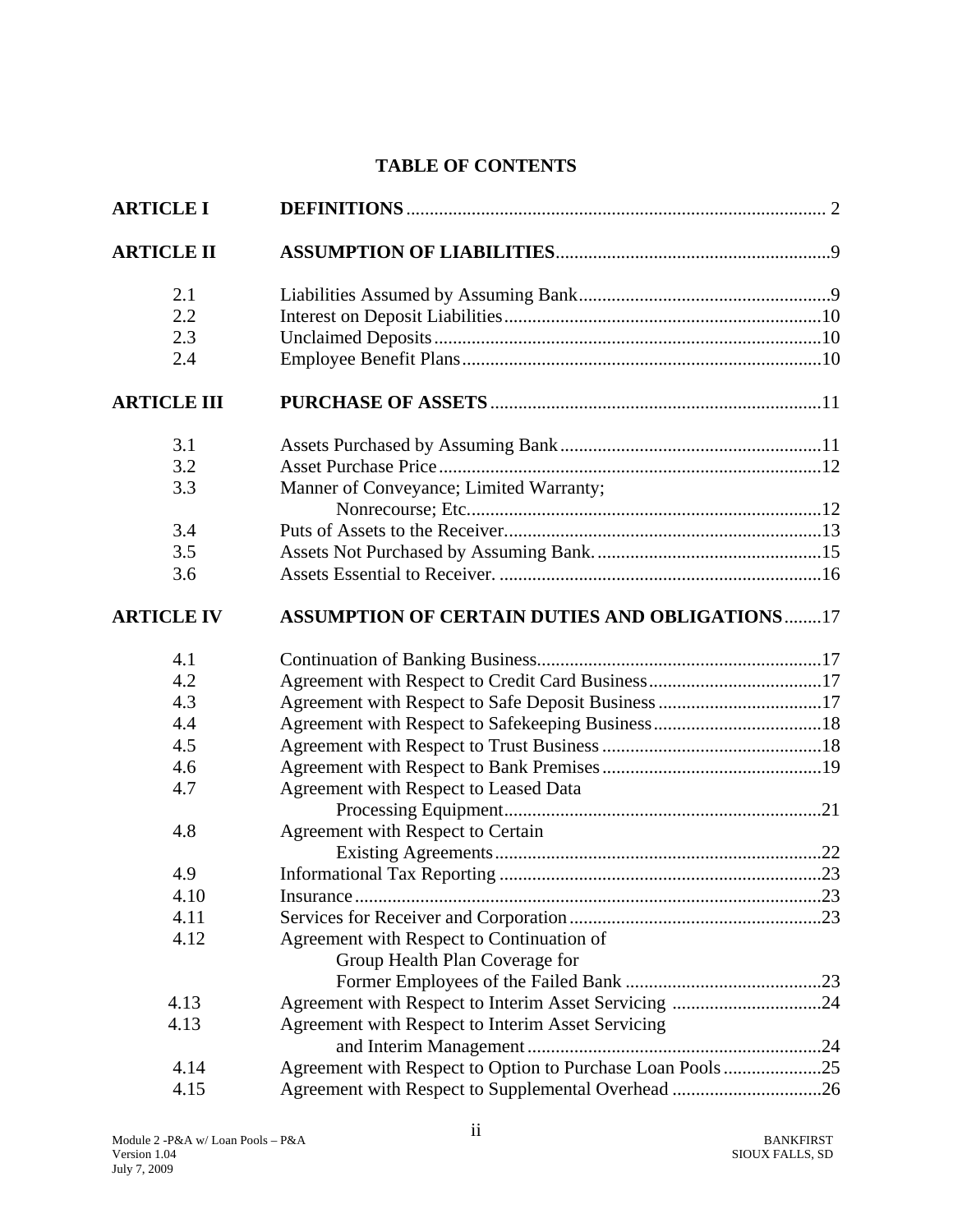## TABLE OF CONTENTS

| | | |
|---|---|---|
| **ARTICLE I** | **DEFINITIONS** | 2 |
| **ARTICLE II** | **ASSUMPTION OF LIABILITIES** | 9 |
| 2.1 | Liabilities Assumed by Assuming Bank | 9 |
| 2.2 | Interest on Deposit Liabilities | 10 |
| 2.3 | Unclaimed Deposits | 10 |
| 2.4 | Employee Benefit Plans | 10 |
| **ARTICLE III** | **PURCHASE OF ASSETS** | 11 |
| 3.1 | Assets Purchased by Assuming Bank | 11 |
| 3.2 | Asset Purchase Price | 12 |
| 3.3 | Manner of Conveyance; Limited Warranty; Nonrecourse; Etc. | 12 |
| 3.4 | Puts of Assets to the Receiver | 13 |
| 3.5 | Assets Not Purchased by Assuming Bank. | 15 |
| 3.6 | Assets Essential to Receiver. | 16 |
| **ARTICLE IV** | **ASSUMPTION OF CERTAIN DUTIES AND OBLIGATIONS** | 17 |
| 4.1 | Continuation of Banking Business | 17 |
| 4.2 | Agreement with Respect to Credit Card Business | 17 |
| 4.3 | Agreement with Respect to Safe Deposit Business | 17 |
| 4.4 | Agreement with Respect to Safekeeping Business | 18 |
| 4.5 | Agreement with Respect to Trust Business | 18 |
| 4.6 | Agreement with Respect to Bank Premises | 19 |
| 4.7 | Agreement with Respect to Leased Data Processing Equipment | 21 |
| 4.8 | Agreement with Respect to Certain Existing Agreements | 22 |
| 4.9 | Informational Tax Reporting | 23 |
| 4.10 | Insurance | 23 |
| 4.11 | Services for Receiver and Corporation | 23 |
| 4.12 | Agreement with Respect to Continuation of Group Health Plan Coverage for Former Employees of the Failed Bank | 23 |
| 4.13 | Agreement with Respect to Interim Asset Servicing | 24 |
| 4.13 | Agreement with Respect to Interim Asset Servicing and Interim Management | 24 |
| 4.14 | Agreement with Respect to Option to Purchase Loan Pools | 25 |
| 4.15 | Agreement with Respect to Supplemental Overhead | 26 |

Module 2 -P&A w/ Loan Pools – P&A
Version 1.04
July 7, 2009

BANKFIRST
SIOUX FALLS, SD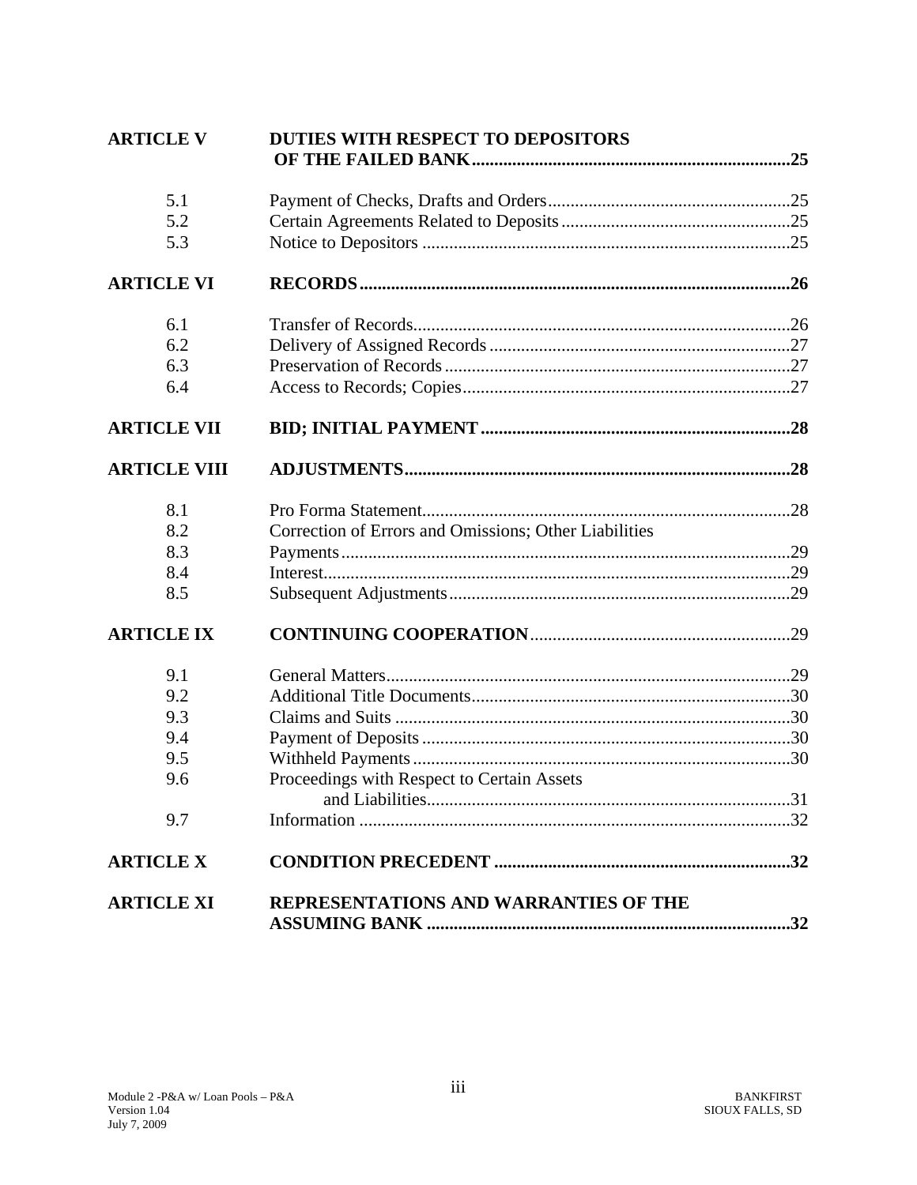| | | |
|---|---|---|
| **ARTICLE V** | **DUTIES WITH RESPECT TO DEPOSITORS OF THE FAILED BANK** | **25** |
| 5.1 | Payment of Checks, Drafts and Orders | 25 |
| 5.2 | Certain Agreements Related to Deposits | 25 |
| 5.3 | Notice to Depositors | 25 |
| **ARTICLE VI** | **RECORDS** | **26** |
| 6.1 | Transfer of Records | 26 |
| 6.2 | Delivery of Assigned Records | 27 |
| 6.3 | Preservation of Records | 27 |
| 6.4 | Access to Records; Copies | 27 |
| **ARTICLE VII** | **BID; INITIAL PAYMENT** | **28** |
| **ARTICLE VIII** | **ADJUSTMENTS** | **28** |
| 8.1 | Pro Forma Statement | 28 |
| 8.2 | Correction of Errors and Omissions; Other Liabilities | |
| 8.3 | Payments | 29 |
| 8.4 | Interest | 29 |
| 8.5 | Subsequent Adjustments | 29 |
| **ARTICLE IX** | **CONTINUING COOPERATION** | 29 |
| 9.1 | General Matters | 29 |
| 9.2 | Additional Title Documents | 30 |
| 9.3 | Claims and Suits | 30 |
| 9.4 | Payment of Deposits | 30 |
| 9.5 | Withheld Payments | 30 |
| 9.6 | Proceedings with Respect to Certain Assets and Liabilities | 31 |
| 9.7 | Information | 32 |
| **ARTICLE X** | **CONDITION PRECEDENT** | **32** |
| **ARTICLE XI** | **REPRESENTATIONS AND WARRANTIES OF THE ASSUMING BANK** | **32** |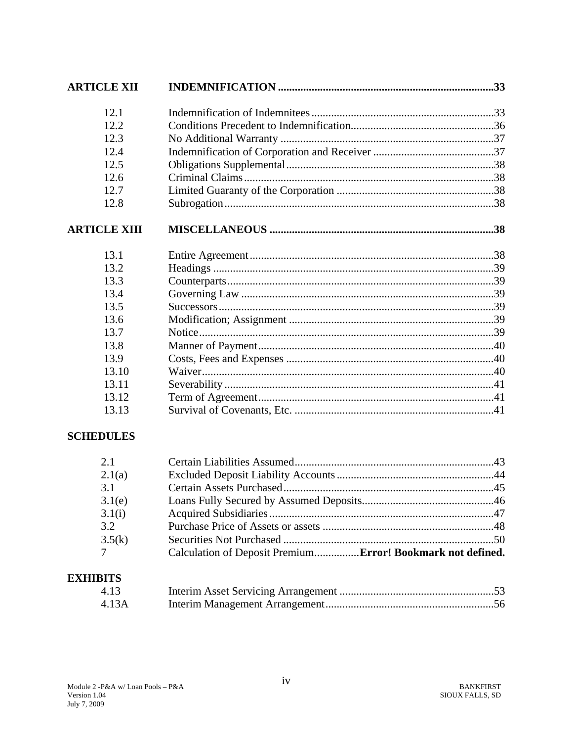| | | |
|---|---|---|
| **ARTICLE XII** | **INDEMNIFICATION** | **33** |
| 12.1 | Indemnification of Indemnitees | 33 |
| 12.2 | Conditions Precedent to Indemnification | 36 |
| 12.3 | No Additional Warranty | 37 |
| 12.4 | Indemnification of Corporation and Receiver | 37 |
| 12.5 | Obligations Supplemental | 38 |
| 12.6 | Criminal Claims | 38 |
| 12.7 | Limited Guaranty of the Corporation | 38 |
| 12.8 | Subrogation | 38 |
| **ARTICLE XIII** | **MISCELLANEOUS** | **38** |
| 13.1 | Entire Agreement | 38 |
| 13.2 | Headings | 39 |
| 13.3 | Counterparts | 39 |
| 13.4 | Governing Law | 39 |
| 13.5 | Successors | 39 |
| 13.6 | Modification; Assignment | 39 |
| 13.7 | Notice | 39 |
| 13.8 | Manner of Payment | 40 |
| 13.9 | Costs, Fees and Expenses | 40 |
| 13.10 | Waiver | 40 |
| 13.11 | Severability | 41 |
| 13.12 | Term of Agreement | 41 |
| 13.13 | Survival of Covenants, Etc. | 41 |

**SCHEDULES**

| | | |
|---|---|---|
| 2.1 | Certain Liabilities Assumed | 43 |
| 2.1(a) | Excluded Deposit Liability Accounts | 44 |
| 3.1 | Certain Assets Purchased | 45 |
| 3.1(e) | Loans Fully Secured by Assumed Deposits | 46 |
| 3.1(i) | Acquired Subsidiaries | 47 |
| 3.2 | Purchase Price of Assets or assets | 48 |
| 3.5(k) | Securities Not Purchased | 50 |
| 7 | Calculation of Deposit Premium | **Error! Bookmark not defined.** |

**EXHIBITS**

| | | |
|---|---|---|
| 4.13 | Interim Asset Servicing Arrangement | 53 |
| 4.13A | Interim Management Arrangement | 56 |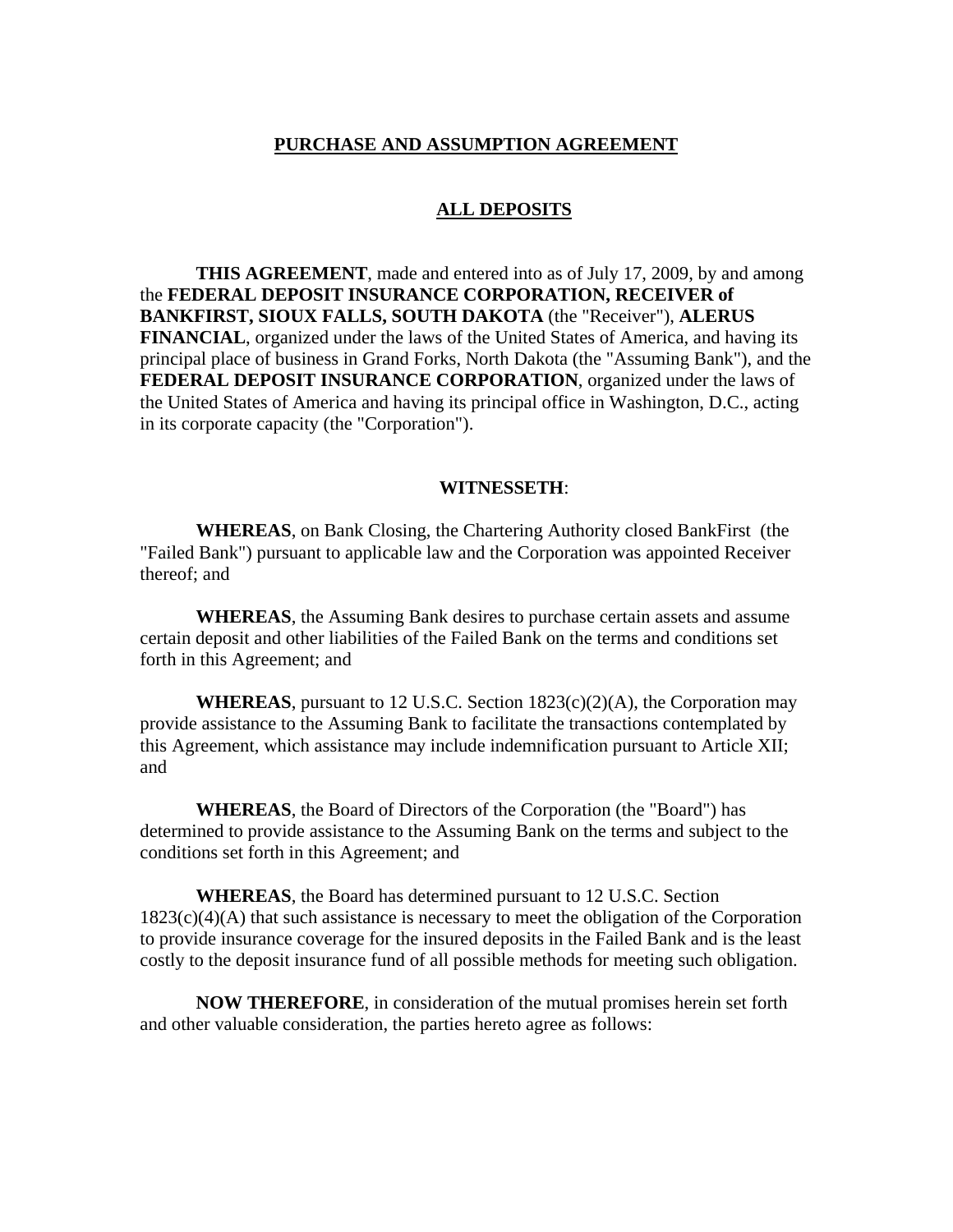# PURCHASE AND ASSUMPTION AGREEMENT

## ALL DEPOSITS

**THIS AGREEMENT**, made and entered into as of July 17, 2009, by and among the **FEDERAL DEPOSIT INSURANCE CORPORATION, RECEIVER of BANKFIRST, SIOUX FALLS, SOUTH DAKOTA** (the "Receiver"), **ALERUS FINANCIAL**, organized under the laws of the United States of America, and having its principal place of business in Grand Forks, North Dakota (the "Assuming Bank"), and the **FEDERAL DEPOSIT INSURANCE CORPORATION**, organized under the laws of the United States of America and having its principal office in Washington, D.C., acting in its corporate capacity (the "Corporation").

**WITNESSETH**:

**WHEREAS**, on Bank Closing, the Chartering Authority closed BankFirst (the "Failed Bank") pursuant to applicable law and the Corporation was appointed Receiver thereof; and

**WHEREAS**, the Assuming Bank desires to purchase certain assets and assume certain deposit and other liabilities of the Failed Bank on the terms and conditions set forth in this Agreement; and

**WHEREAS**, pursuant to 12 U.S.C. Section 1823(c)(2)(A), the Corporation may provide assistance to the Assuming Bank to facilitate the transactions contemplated by this Agreement, which assistance may include indemnification pursuant to Article XII; and

**WHEREAS**, the Board of Directors of the Corporation (the "Board") has determined to provide assistance to the Assuming Bank on the terms and subject to the conditions set forth in this Agreement; and

**WHEREAS**, the Board has determined pursuant to 12 U.S.C. Section 1823(c)(4)(A) that such assistance is necessary to meet the obligation of the Corporation to provide insurance coverage for the insured deposits in the Failed Bank and is the least costly to the deposit insurance fund of all possible methods for meeting such obligation.

**NOW THEREFORE**, in consideration of the mutual promises herein set forth and other valuable consideration, the parties hereto agree as follows: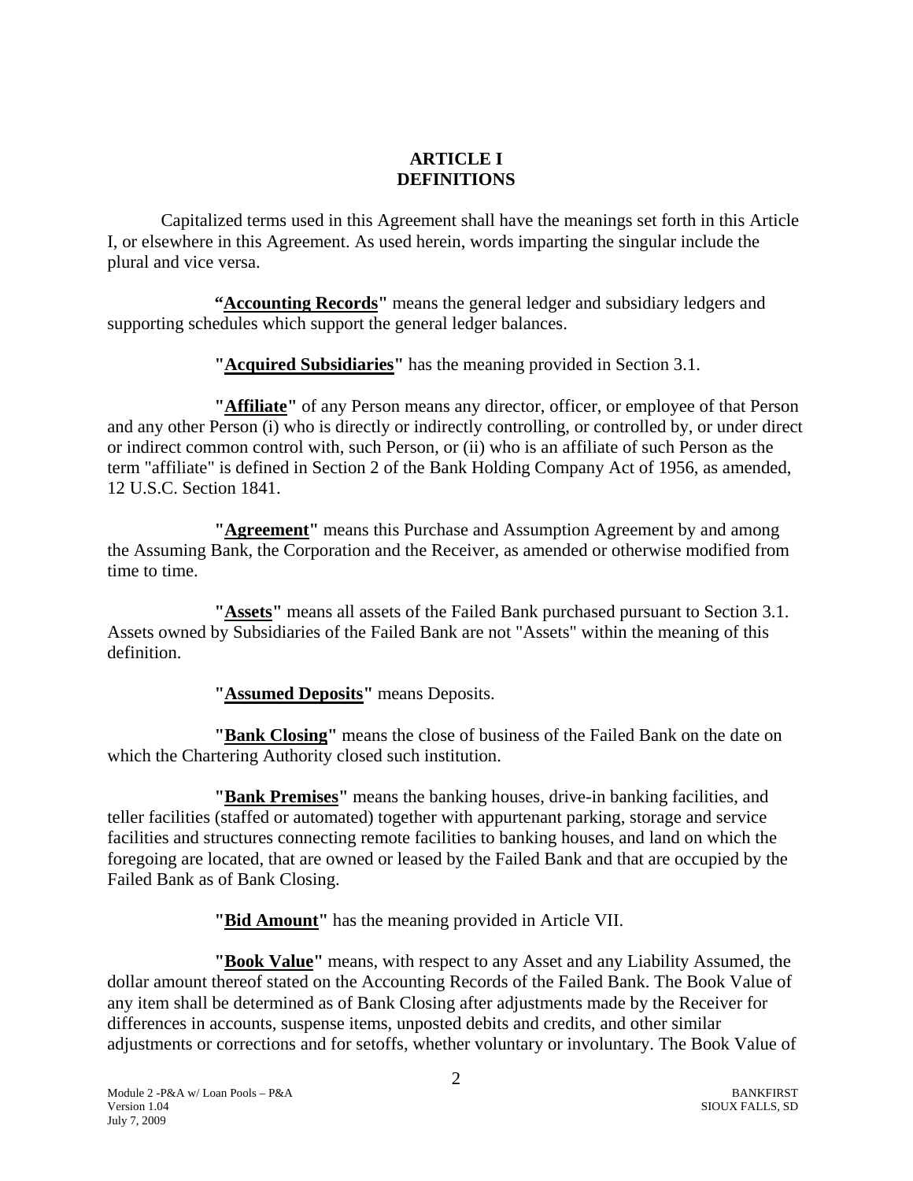# ARTICLE I
# DEFINITIONS

Capitalized terms used in this Agreement shall have the meanings set forth in this Article I, or elsewhere in this Agreement. As used herein, words imparting the singular include the plural and vice versa.

**"Accounting Records"** means the general ledger and subsidiary ledgers and supporting schedules which support the general ledger balances.

**"Acquired Subsidiaries"** has the meaning provided in Section 3.1.

**"Affiliate"** of any Person means any director, officer, or employee of that Person and any other Person (i) who is directly or indirectly controlling, or controlled by, or under direct or indirect common control with, such Person, or (ii) who is an affiliate of such Person as the term "affiliate" is defined in Section 2 of the Bank Holding Company Act of 1956, as amended, 12 U.S.C. Section 1841.

**"Agreement"** means this Purchase and Assumption Agreement by and among the Assuming Bank, the Corporation and the Receiver, as amended or otherwise modified from time to time.

**"Assets"** means all assets of the Failed Bank purchased pursuant to Section 3.1. Assets owned by Subsidiaries of the Failed Bank are not "Assets" within the meaning of this definition.

**"Assumed Deposits"** means Deposits.

**"Bank Closing"** means the close of business of the Failed Bank on the date on which the Chartering Authority closed such institution.

**"Bank Premises"** means the banking houses, drive-in banking facilities, and teller facilities (staffed or automated) together with appurtenant parking, storage and service facilities and structures connecting remote facilities to banking houses, and land on which the foregoing are located, that are owned or leased by the Failed Bank and that are occupied by the Failed Bank as of Bank Closing.

**"Bid Amount"** has the meaning provided in Article VII.

**"Book Value"** means, with respect to any Asset and any Liability Assumed, the dollar amount thereof stated on the Accounting Records of the Failed Bank. The Book Value of any item shall be determined as of Bank Closing after adjustments made by the Receiver for differences in accounts, suspense items, unposted debits and credits, and other similar adjustments or corrections and for setoffs, whether voluntary or involuntary. The Book Value of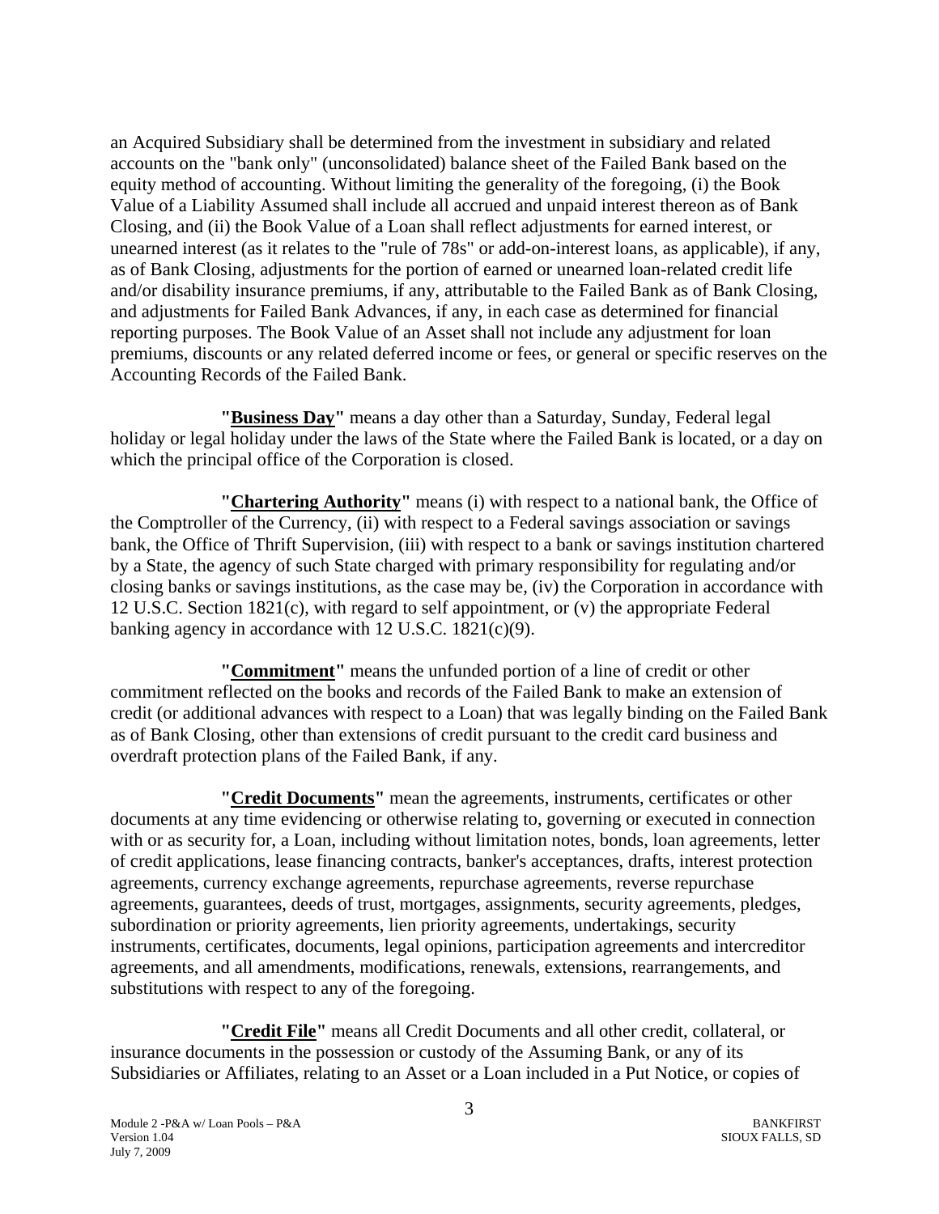an Acquired Subsidiary shall be determined from the investment in subsidiary and related accounts on the "bank only" (unconsolidated) balance sheet of the Failed Bank based on the equity method of accounting. Without limiting the generality of the foregoing, (i) the Book Value of a Liability Assumed shall include all accrued and unpaid interest thereon as of Bank Closing, and (ii) the Book Value of a Loan shall reflect adjustments for earned interest, or unearned interest (as it relates to the "rule of 78s" or add-on-interest loans, as applicable), if any, as of Bank Closing, adjustments for the portion of earned or unearned loan-related credit life and/or disability insurance premiums, if any, attributable to the Failed Bank as of Bank Closing, and adjustments for Failed Bank Advances, if any, in each case as determined for financial reporting purposes. The Book Value of an Asset shall not include any adjustment for loan premiums, discounts or any related deferred income or fees, or general or specific reserves on the Accounting Records of the Failed Bank.

**"Business Day"** means a day other than a Saturday, Sunday, Federal legal holiday or legal holiday under the laws of the State where the Failed Bank is located, or a day on which the principal office of the Corporation is closed.

**"Chartering Authority"** means (i) with respect to a national bank, the Office of the Comptroller of the Currency, (ii) with respect to a Federal savings association or savings bank, the Office of Thrift Supervision, (iii) with respect to a bank or savings institution chartered by a State, the agency of such State charged with primary responsibility for regulating and/or closing banks or savings institutions, as the case may be, (iv) the Corporation in accordance with 12 U.S.C. Section 1821(c), with regard to self appointment, or (v) the appropriate Federal banking agency in accordance with 12 U.S.C. 1821(c)(9).

**"Commitment"** means the unfunded portion of a line of credit or other commitment reflected on the books and records of the Failed Bank to make an extension of credit (or additional advances with respect to a Loan) that was legally binding on the Failed Bank as of Bank Closing, other than extensions of credit pursuant to the credit card business and overdraft protection plans of the Failed Bank, if any.

**"Credit Documents"** mean the agreements, instruments, certificates or other documents at any time evidencing or otherwise relating to, governing or executed in connection with or as security for, a Loan, including without limitation notes, bonds, loan agreements, letter of credit applications, lease financing contracts, banker's acceptances, drafts, interest protection agreements, currency exchange agreements, repurchase agreements, reverse repurchase agreements, guarantees, deeds of trust, mortgages, assignments, security agreements, pledges, subordination or priority agreements, lien priority agreements, undertakings, security instruments, certificates, documents, legal opinions, participation agreements and intercreditor agreements, and all amendments, modifications, renewals, extensions, rearrangements, and substitutions with respect to any of the foregoing.

**"Credit File"** means all Credit Documents and all other credit, collateral, or insurance documents in the possession or custody of the Assuming Bank, or any of its Subsidiaries or Affiliates, relating to an Asset or a Loan included in a Put Notice, or copies of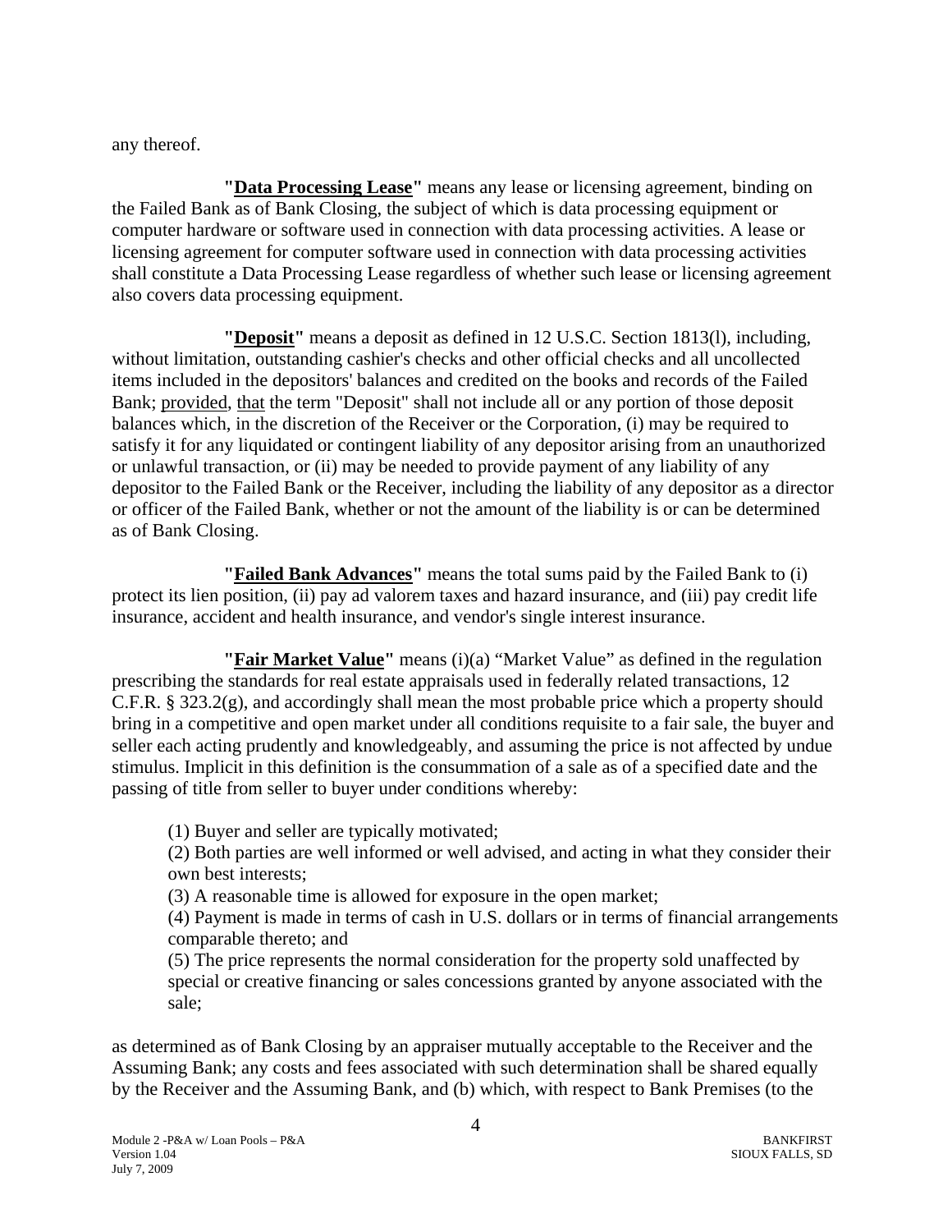any thereof.

**"Data Processing Lease"** means any lease or licensing agreement, binding on the Failed Bank as of Bank Closing, the subject of which is data processing equipment or computer hardware or software used in connection with data processing activities. A lease or licensing agreement for computer software used in connection with data processing activities shall constitute a Data Processing Lease regardless of whether such lease or licensing agreement also covers data processing equipment.

**"Deposit"** means a deposit as defined in 12 U.S.C. Section 1813(l), including, without limitation, outstanding cashier's checks and other official checks and all uncollected items included in the depositors' balances and credited on the books and records of the Failed Bank; provided, that the term "Deposit" shall not include all or any portion of those deposit balances which, in the discretion of the Receiver or the Corporation, (i) may be required to satisfy it for any liquidated or contingent liability of any depositor arising from an unauthorized or unlawful transaction, or (ii) may be needed to provide payment of any liability of any depositor to the Failed Bank or the Receiver, including the liability of any depositor as a director or officer of the Failed Bank, whether or not the amount of the liability is or can be determined as of Bank Closing.

**"Failed Bank Advances"** means the total sums paid by the Failed Bank to (i) protect its lien position, (ii) pay ad valorem taxes and hazard insurance, and (iii) pay credit life insurance, accident and health insurance, and vendor's single interest insurance.

**"Fair Market Value"** means (i)(a) "Market Value" as defined in the regulation prescribing the standards for real estate appraisals used in federally related transactions, 12 C.F.R. § 323.2(g), and accordingly shall mean the most probable price which a property should bring in a competitive and open market under all conditions requisite to a fair sale, the buyer and seller each acting prudently and knowledgeably, and assuming the price is not affected by undue stimulus. Implicit in this definition is the consummation of a sale as of a specified date and the passing of title from seller to buyer under conditions whereby:

(1) Buyer and seller are typically motivated;
(2) Both parties are well informed or well advised, and acting in what they consider their own best interests;
(3) A reasonable time is allowed for exposure in the open market;
(4) Payment is made in terms of cash in U.S. dollars or in terms of financial arrangements comparable thereto; and
(5) The price represents the normal consideration for the property sold unaffected by special or creative financing or sales concessions granted by anyone associated with the sale;

as determined as of Bank Closing by an appraiser mutually acceptable to the Receiver and the Assuming Bank; any costs and fees associated with such determination shall be shared equally by the Receiver and the Assuming Bank, and (b) which, with respect to Bank Premises (to the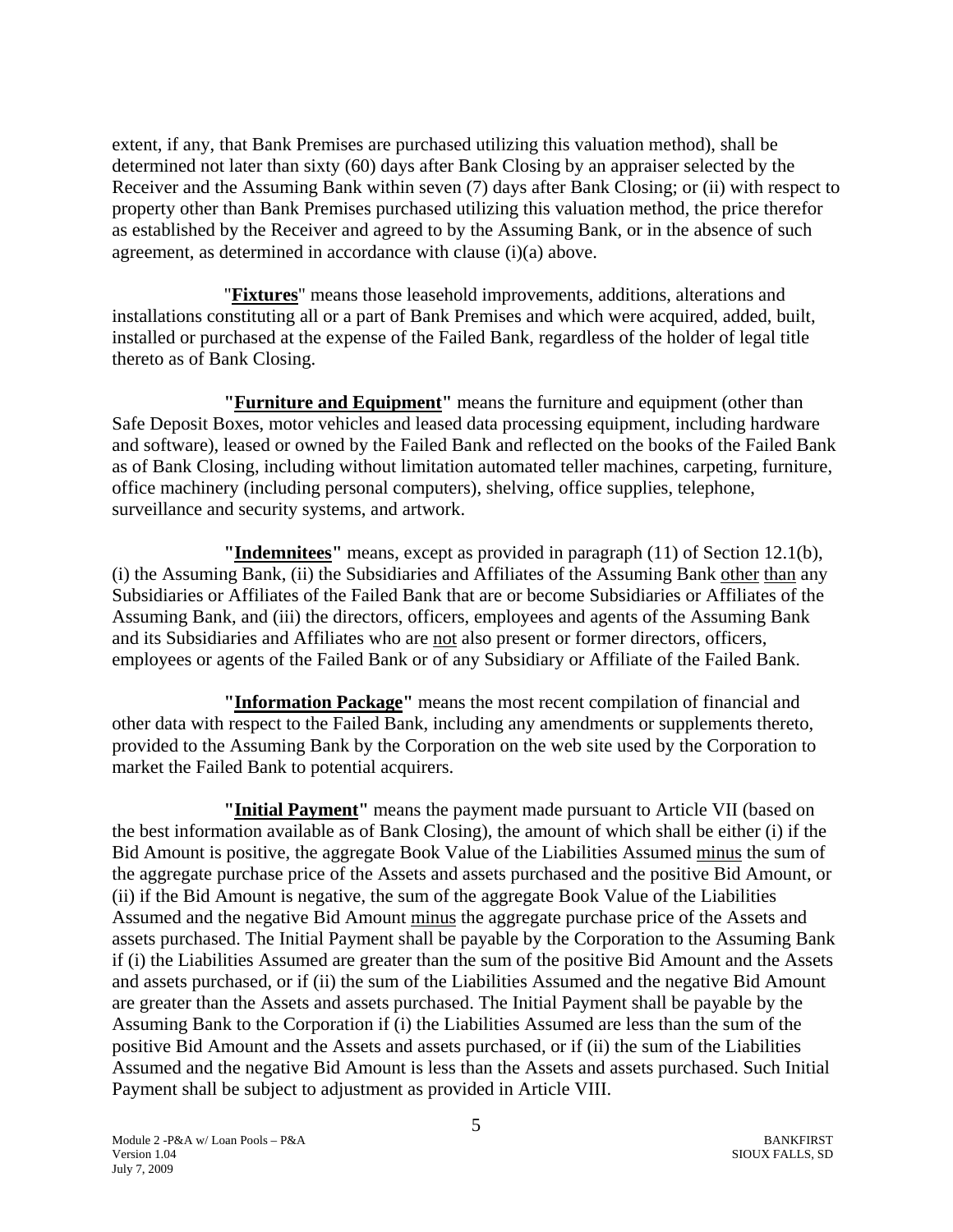extent, if any, that Bank Premises are purchased utilizing this valuation method), shall be determined not later than sixty (60) days after Bank Closing by an appraiser selected by the Receiver and the Assuming Bank within seven (7) days after Bank Closing; or (ii) with respect to property other than Bank Premises purchased utilizing this valuation method, the price therefor as established by the Receiver and agreed to by the Assuming Bank, or in the absence of such agreement, as determined in accordance with clause (i)(a) above.

"**Fixtures**" means those leasehold improvements, additions, alterations and installations constituting all or a part of Bank Premises and which were acquired, added, built, installed or purchased at the expense of the Failed Bank, regardless of the holder of legal title thereto as of Bank Closing.

**"Furniture and Equipment"** means the furniture and equipment (other than Safe Deposit Boxes, motor vehicles and leased data processing equipment, including hardware and software), leased or owned by the Failed Bank and reflected on the books of the Failed Bank as of Bank Closing, including without limitation automated teller machines, carpeting, furniture, office machinery (including personal computers), shelving, office supplies, telephone, surveillance and security systems, and artwork.

**"Indemnitees"** means, except as provided in paragraph (11) of Section 12.1(b), (i) the Assuming Bank, (ii) the Subsidiaries and Affiliates of the Assuming Bank other than any Subsidiaries or Affiliates of the Failed Bank that are or become Subsidiaries or Affiliates of the Assuming Bank, and (iii) the directors, officers, employees and agents of the Assuming Bank and its Subsidiaries and Affiliates who are not also present or former directors, officers, employees or agents of the Failed Bank or of any Subsidiary or Affiliate of the Failed Bank.

**"Information Package"** means the most recent compilation of financial and other data with respect to the Failed Bank, including any amendments or supplements thereto, provided to the Assuming Bank by the Corporation on the web site used by the Corporation to market the Failed Bank to potential acquirers.

**"Initial Payment"** means the payment made pursuant to Article VII (based on the best information available as of Bank Closing), the amount of which shall be either (i) if the Bid Amount is positive, the aggregate Book Value of the Liabilities Assumed minus the sum of the aggregate purchase price of the Assets and assets purchased and the positive Bid Amount, or (ii) if the Bid Amount is negative, the sum of the aggregate Book Value of the Liabilities Assumed and the negative Bid Amount minus the aggregate purchase price of the Assets and assets purchased. The Initial Payment shall be payable by the Corporation to the Assuming Bank if (i) the Liabilities Assumed are greater than the sum of the positive Bid Amount and the Assets and assets purchased, or if (ii) the sum of the Liabilities Assumed and the negative Bid Amount are greater than the Assets and assets purchased. The Initial Payment shall be payable by the Assuming Bank to the Corporation if (i) the Liabilities Assumed are less than the sum of the positive Bid Amount and the Assets and assets purchased, or if (ii) the sum of the Liabilities Assumed and the negative Bid Amount is less than the Assets and assets purchased. Such Initial Payment shall be subject to adjustment as provided in Article VIII.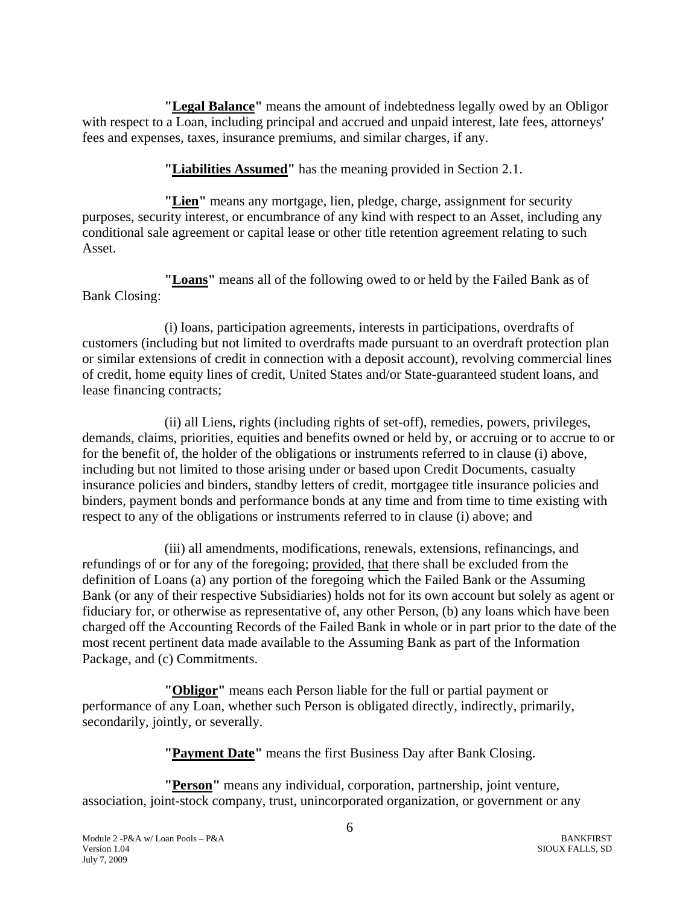**"Legal Balance"** means the amount of indebtedness legally owed by an Obligor with respect to a Loan, including principal and accrued and unpaid interest, late fees, attorneys' fees and expenses, taxes, insurance premiums, and similar charges, if any.

**"Liabilities Assumed"** has the meaning provided in Section 2.1.

**"Lien"** means any mortgage, lien, pledge, charge, assignment for security purposes, security interest, or encumbrance of any kind with respect to an Asset, including any conditional sale agreement or capital lease or other title retention agreement relating to such Asset.

**"Loans"** means all of the following owed to or held by the Failed Bank as of Bank Closing:

(i) loans, participation agreements, interests in participations, overdrafts of customers (including but not limited to overdrafts made pursuant to an overdraft protection plan or similar extensions of credit in connection with a deposit account), revolving commercial lines of credit, home equity lines of credit, United States and/or State-guaranteed student loans, and lease financing contracts;

(ii) all Liens, rights (including rights of set-off), remedies, powers, privileges, demands, claims, priorities, equities and benefits owned or held by, or accruing or to accrue to or for the benefit of, the holder of the obligations or instruments referred to in clause (i) above, including but not limited to those arising under or based upon Credit Documents, casualty insurance policies and binders, standby letters of credit, mortgagee title insurance policies and binders, payment bonds and performance bonds at any time and from time to time existing with respect to any of the obligations or instruments referred to in clause (i) above; and

(iii) all amendments, modifications, renewals, extensions, refinancings, and refundings of or for any of the foregoing; provided, that there shall be excluded from the definition of Loans (a) any portion of the foregoing which the Failed Bank or the Assuming Bank (or any of their respective Subsidiaries) holds not for its own account but solely as agent or fiduciary for, or otherwise as representative of, any other Person, (b) any loans which have been charged off the Accounting Records of the Failed Bank in whole or in part prior to the date of the most recent pertinent data made available to the Assuming Bank as part of the Information Package, and (c) Commitments.

**"Obligor"** means each Person liable for the full or partial payment or performance of any Loan, whether such Person is obligated directly, indirectly, primarily, secondarily, jointly, or severally.

**"Payment Date"** means the first Business Day after Bank Closing.

**"Person"** means any individual, corporation, partnership, joint venture, association, joint-stock company, trust, unincorporated organization, or government or any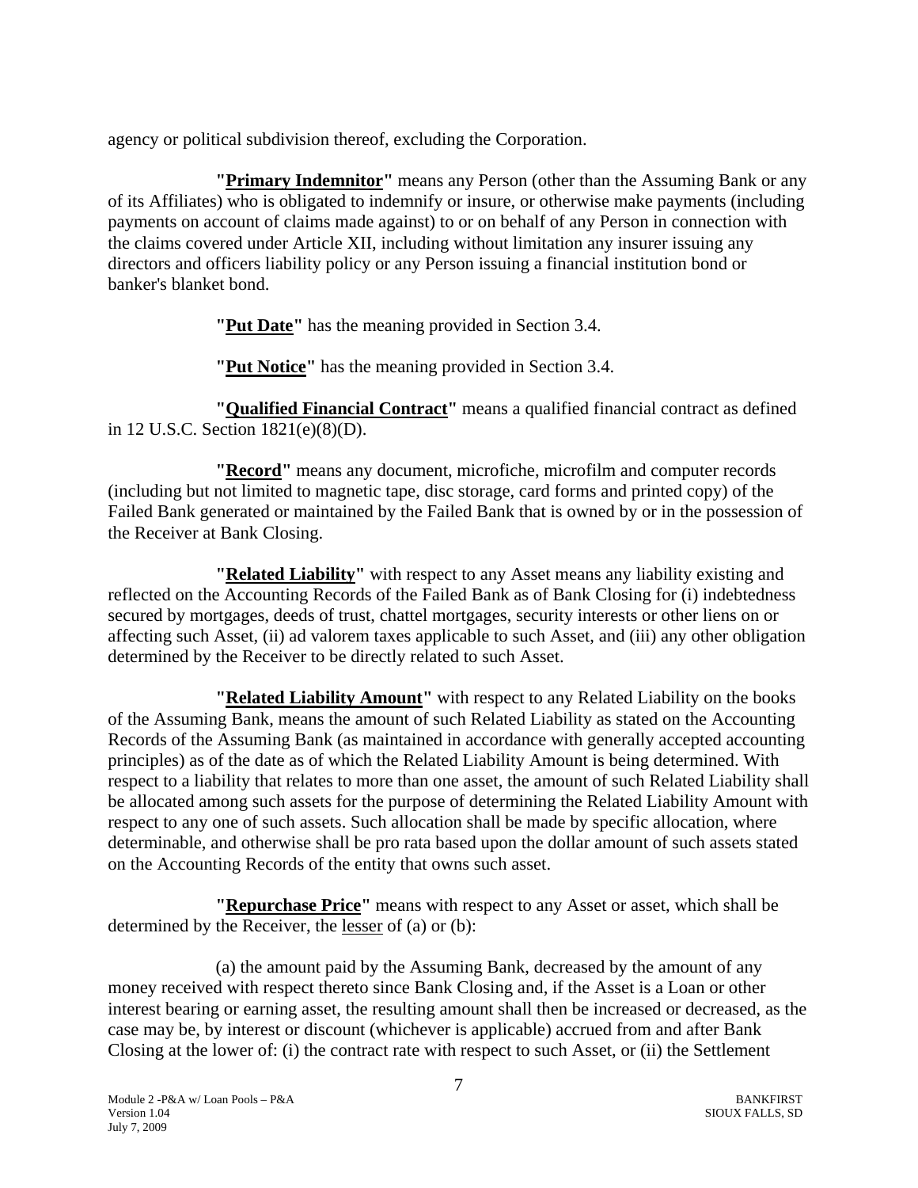agency or political subdivision thereof, excluding the Corporation.

**"Primary Indemnitor"** means any Person (other than the Assuming Bank or any of its Affiliates) who is obligated to indemnify or insure, or otherwise make payments (including payments on account of claims made against) to or on behalf of any Person in connection with the claims covered under Article XII, including without limitation any insurer issuing any directors and officers liability policy or any Person issuing a financial institution bond or banker's blanket bond.

**"Put Date"** has the meaning provided in Section 3.4.

**"Put Notice"** has the meaning provided in Section 3.4.

**"Qualified Financial Contract"** means a qualified financial contract as defined in 12 U.S.C. Section 1821(e)(8)(D).

**"Record"** means any document, microfiche, microfilm and computer records (including but not limited to magnetic tape, disc storage, card forms and printed copy) of the Failed Bank generated or maintained by the Failed Bank that is owned by or in the possession of the Receiver at Bank Closing.

**"Related Liability"** with respect to any Asset means any liability existing and reflected on the Accounting Records of the Failed Bank as of Bank Closing for (i) indebtedness secured by mortgages, deeds of trust, chattel mortgages, security interests or other liens on or affecting such Asset, (ii) ad valorem taxes applicable to such Asset, and (iii) any other obligation determined by the Receiver to be directly related to such Asset.

**"Related Liability Amount"** with respect to any Related Liability on the books of the Assuming Bank, means the amount of such Related Liability as stated on the Accounting Records of the Assuming Bank (as maintained in accordance with generally accepted accounting principles) as of the date as of which the Related Liability Amount is being determined. With respect to a liability that relates to more than one asset, the amount of such Related Liability shall be allocated among such assets for the purpose of determining the Related Liability Amount with respect to any one of such assets. Such allocation shall be made by specific allocation, where determinable, and otherwise shall be pro rata based upon the dollar amount of such assets stated on the Accounting Records of the entity that owns such asset.

**"Repurchase Price"** means with respect to any Asset or asset, which shall be determined by the Receiver, the lesser of (a) or (b):

(a) the amount paid by the Assuming Bank, decreased by the amount of any money received with respect thereto since Bank Closing and, if the Asset is a Loan or other interest bearing or earning asset, the resulting amount shall then be increased or decreased, as the case may be, by interest or discount (whichever is applicable) accrued from and after Bank Closing at the lower of: (i) the contract rate with respect to such Asset, or (ii) the Settlement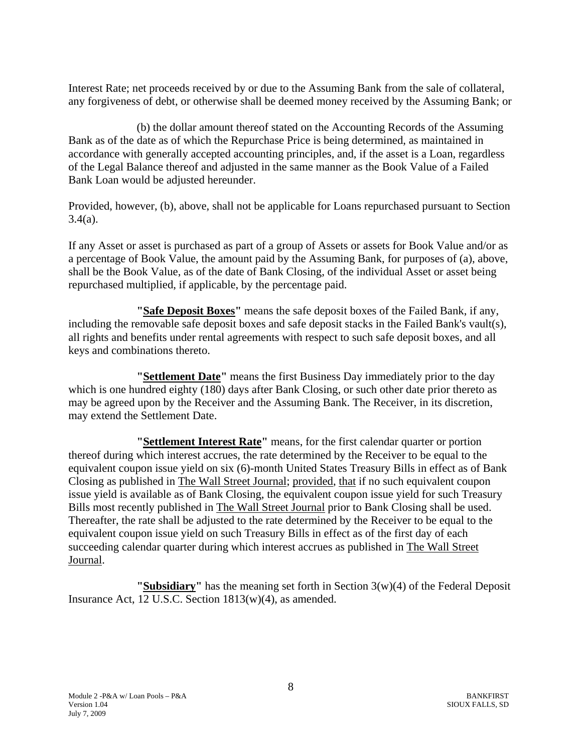Interest Rate; net proceeds received by or due to the Assuming Bank from the sale of collateral, any forgiveness of debt, or otherwise shall be deemed money received by the Assuming Bank; or

(b) the dollar amount thereof stated on the Accounting Records of the Assuming Bank as of the date as of which the Repurchase Price is being determined, as maintained in accordance with generally accepted accounting principles, and, if the asset is a Loan, regardless of the Legal Balance thereof and adjusted in the same manner as the Book Value of a Failed Bank Loan would be adjusted hereunder.

Provided, however, (b), above, shall not be applicable for Loans repurchased pursuant to Section 3.4(a).

If any Asset or asset is purchased as part of a group of Assets or assets for Book Value and/or as a percentage of Book Value, the amount paid by the Assuming Bank, for purposes of (a), above, shall be the Book Value, as of the date of Bank Closing, of the individual Asset or asset being repurchased multiplied, if applicable, by the percentage paid.

**"Safe Deposit Boxes"** means the safe deposit boxes of the Failed Bank, if any, including the removable safe deposit boxes and safe deposit stacks in the Failed Bank's vault(s), all rights and benefits under rental agreements with respect to such safe deposit boxes, and all keys and combinations thereto.

**"Settlement Date"** means the first Business Day immediately prior to the day which is one hundred eighty (180) days after Bank Closing, or such other date prior thereto as may be agreed upon by the Receiver and the Assuming Bank. The Receiver, in its discretion, may extend the Settlement Date.

**"Settlement Interest Rate"** means, for the first calendar quarter or portion thereof during which interest accrues, the rate determined by the Receiver to be equal to the equivalent coupon issue yield on six (6)-month United States Treasury Bills in effect as of Bank Closing as published in The Wall Street Journal; provided, that if no such equivalent coupon issue yield is available as of Bank Closing, the equivalent coupon issue yield for such Treasury Bills most recently published in The Wall Street Journal prior to Bank Closing shall be used. Thereafter, the rate shall be adjusted to the rate determined by the Receiver to be equal to the equivalent coupon issue yield on such Treasury Bills in effect as of the first day of each succeeding calendar quarter during which interest accrues as published in The Wall Street Journal.

**"Subsidiary"** has the meaning set forth in Section 3(w)(4) of the Federal Deposit Insurance Act, 12 U.S.C. Section 1813(w)(4), as amended.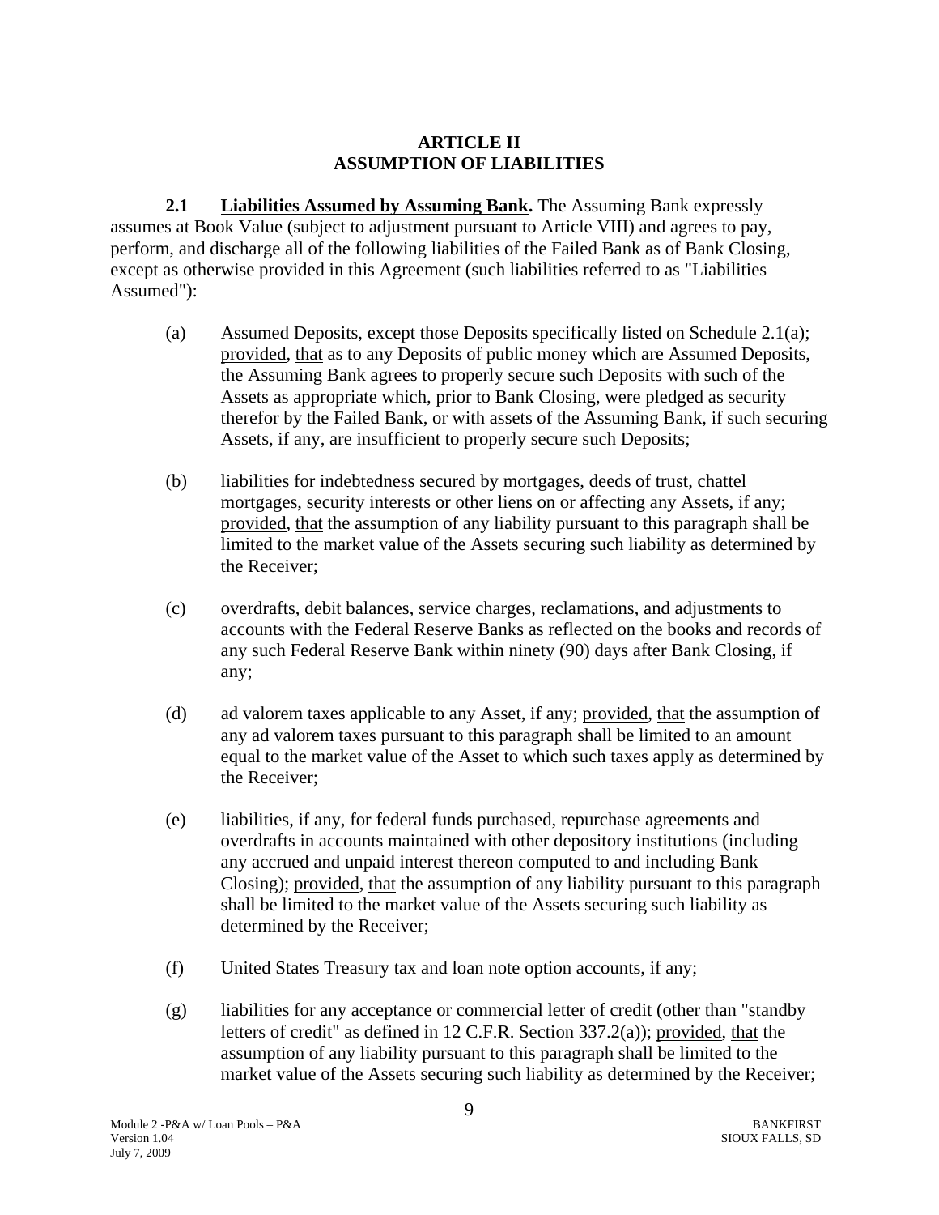**ARTICLE II**
**ASSUMPTION OF LIABILITIES**

**2.1 Liabilities Assumed by Assuming Bank.** The Assuming Bank expressly assumes at Book Value (subject to adjustment pursuant to Article VIII) and agrees to pay, perform, and discharge all of the following liabilities of the Failed Bank as of Bank Closing, except as otherwise provided in this Agreement (such liabilities referred to as "Liabilities Assumed"):

(a) Assumed Deposits, except those Deposits specifically listed on Schedule 2.1(a); provided, that as to any Deposits of public money which are Assumed Deposits, the Assuming Bank agrees to properly secure such Deposits with such of the Assets as appropriate which, prior to Bank Closing, were pledged as security therefor by the Failed Bank, or with assets of the Assuming Bank, if such securing Assets, if any, are insufficient to properly secure such Deposits;

(b) liabilities for indebtedness secured by mortgages, deeds of trust, chattel mortgages, security interests or other liens on or affecting any Assets, if any; provided, that the assumption of any liability pursuant to this paragraph shall be limited to the market value of the Assets securing such liability as determined by the Receiver;

(c) overdrafts, debit balances, service charges, reclamations, and adjustments to accounts with the Federal Reserve Banks as reflected on the books and records of any such Federal Reserve Bank within ninety (90) days after Bank Closing, if any;

(d) ad valorem taxes applicable to any Asset, if any; provided, that the assumption of any ad valorem taxes pursuant to this paragraph shall be limited to an amount equal to the market value of the Asset to which such taxes apply as determined by the Receiver;

(e) liabilities, if any, for federal funds purchased, repurchase agreements and overdrafts in accounts maintained with other depository institutions (including any accrued and unpaid interest thereon computed to and including Bank Closing); provided, that the assumption of any liability pursuant to this paragraph shall be limited to the market value of the Assets securing such liability as determined by the Receiver;

(f) United States Treasury tax and loan note option accounts, if any;

(g) liabilities for any acceptance or commercial letter of credit (other than "standby letters of credit" as defined in 12 C.F.R. Section 337.2(a)); provided, that the assumption of any liability pursuant to this paragraph shall be limited to the market value of the Assets securing such liability as determined by the Receiver;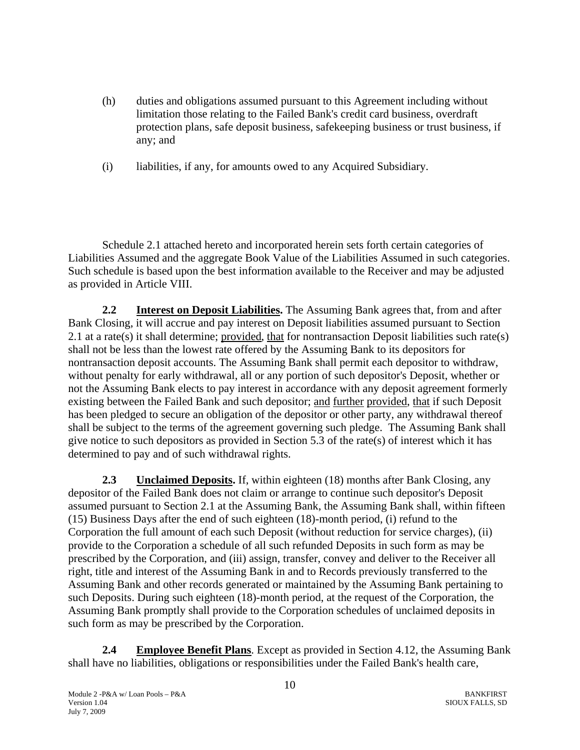(h) duties and obligations assumed pursuant to this Agreement including without limitation those relating to the Failed Bank's credit card business, overdraft protection plans, safe deposit business, safekeeping business or trust business, if any; and

(i) liabilities, if any, for amounts owed to any Acquired Subsidiary.

Schedule 2.1 attached hereto and incorporated herein sets forth certain categories of Liabilities Assumed and the aggregate Book Value of the Liabilities Assumed in such categories. Such schedule is based upon the best information available to the Receiver and may be adjusted as provided in Article VIII.

**2.2 Interest on Deposit Liabilities.** The Assuming Bank agrees that, from and after Bank Closing, it will accrue and pay interest on Deposit liabilities assumed pursuant to Section 2.1 at a rate(s) it shall determine; provided, that for nontransaction Deposit liabilities such rate(s) shall not be less than the lowest rate offered by the Assuming Bank to its depositors for nontransaction deposit accounts. The Assuming Bank shall permit each depositor to withdraw, without penalty for early withdrawal, all or any portion of such depositor's Deposit, whether or not the Assuming Bank elects to pay interest in accordance with any deposit agreement formerly existing between the Failed Bank and such depositor; and further provided, that if such Deposit has been pledged to secure an obligation of the depositor or other party, any withdrawal thereof shall be subject to the terms of the agreement governing such pledge. The Assuming Bank shall give notice to such depositors as provided in Section 5.3 of the rate(s) of interest which it has determined to pay and of such withdrawal rights.

**2.3 Unclaimed Deposits.** If, within eighteen (18) months after Bank Closing, any depositor of the Failed Bank does not claim or arrange to continue such depositor's Deposit assumed pursuant to Section 2.1 at the Assuming Bank, the Assuming Bank shall, within fifteen (15) Business Days after the end of such eighteen (18)-month period, (i) refund to the Corporation the full amount of each such Deposit (without reduction for service charges), (ii) provide to the Corporation a schedule of all such refunded Deposits in such form as may be prescribed by the Corporation, and (iii) assign, transfer, convey and deliver to the Receiver all right, title and interest of the Assuming Bank in and to Records previously transferred to the Assuming Bank and other records generated or maintained by the Assuming Bank pertaining to such Deposits. During such eighteen (18)-month period, at the request of the Corporation, the Assuming Bank promptly shall provide to the Corporation schedules of unclaimed deposits in such form as may be prescribed by the Corporation.

**2.4 Employee Benefit Plans**. Except as provided in Section 4.12, the Assuming Bank shall have no liabilities, obligations or responsibilities under the Failed Bank's health care,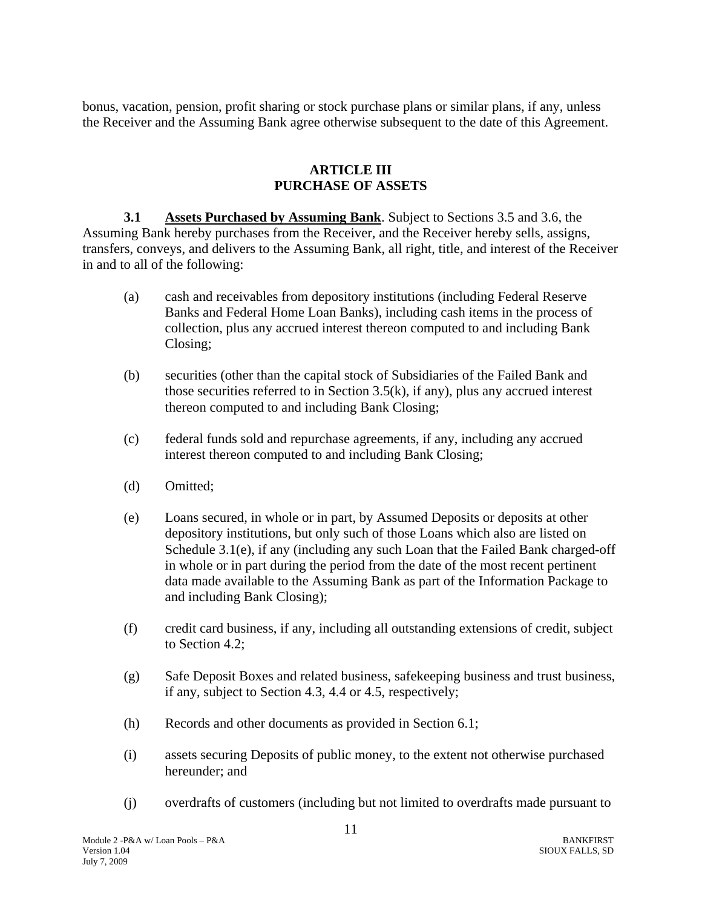bonus, vacation, pension, profit sharing or stock purchase plans or similar plans, if any, unless the Receiver and the Assuming Bank agree otherwise subsequent to the date of this Agreement.

## ARTICLE III
## PURCHASE OF ASSETS

**3.1** **Assets Purchased by Assuming Bank**. Subject to Sections 3.5 and 3.6, the Assuming Bank hereby purchases from the Receiver, and the Receiver hereby sells, assigns, transfers, conveys, and delivers to the Assuming Bank, all right, title, and interest of the Receiver in and to all of the following:

(a) cash and receivables from depository institutions (including Federal Reserve Banks and Federal Home Loan Banks), including cash items in the process of collection, plus any accrued interest thereon computed to and including Bank Closing;

(b) securities (other than the capital stock of Subsidiaries of the Failed Bank and those securities referred to in Section 3.5(k), if any), plus any accrued interest thereon computed to and including Bank Closing;

(c) federal funds sold and repurchase agreements, if any, including any accrued interest thereon computed to and including Bank Closing;

(d) Omitted;

(e) Loans secured, in whole or in part, by Assumed Deposits or deposits at other depository institutions, but only such of those Loans which also are listed on Schedule 3.1(e), if any (including any such Loan that the Failed Bank charged-off in whole or in part during the period from the date of the most recent pertinent data made available to the Assuming Bank as part of the Information Package to and including Bank Closing);

(f) credit card business, if any, including all outstanding extensions of credit, subject to Section 4.2;

(g) Safe Deposit Boxes and related business, safekeeping business and trust business, if any, subject to Section 4.3, 4.4 or 4.5, respectively;

(h) Records and other documents as provided in Section 6.1;

(i) assets securing Deposits of public money, to the extent not otherwise purchased hereunder; and

(j) overdrafts of customers (including but not limited to overdrafts made pursuant to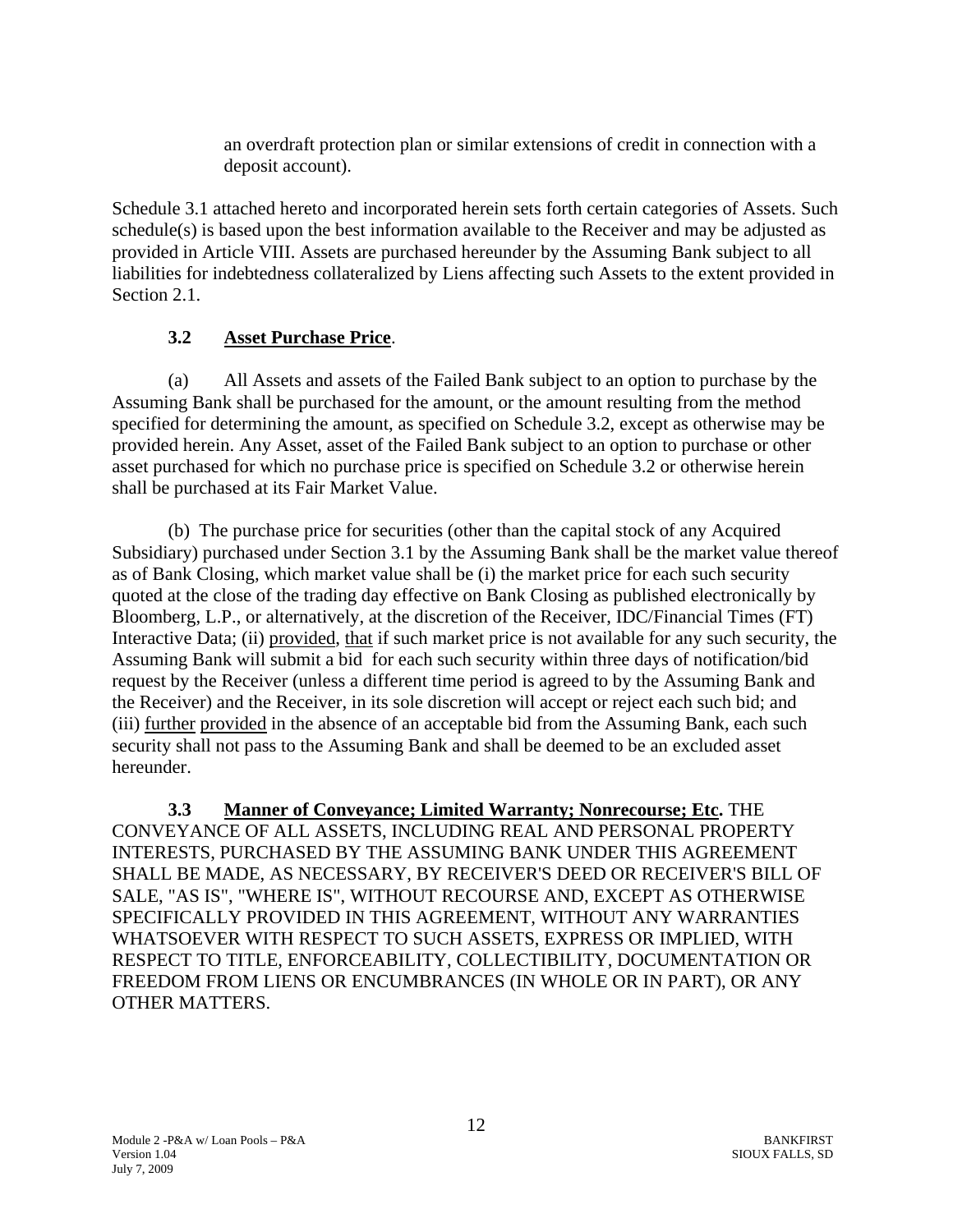an overdraft protection plan or similar extensions of credit in connection with a deposit account).

Schedule 3.1 attached hereto and incorporated herein sets forth certain categories of Assets. Such schedule(s) is based upon the best information available to the Receiver and may be adjusted as provided in Article VIII. Assets are purchased hereunder by the Assuming Bank subject to all liabilities for indebtedness collateralized by Liens affecting such Assets to the extent provided in Section 2.1.

**3.2 Asset Purchase Price**.

(a) All Assets and assets of the Failed Bank subject to an option to purchase by the Assuming Bank shall be purchased for the amount, or the amount resulting from the method specified for determining the amount, as specified on Schedule 3.2, except as otherwise may be provided herein. Any Asset, asset of the Failed Bank subject to an option to purchase or other asset purchased for which no purchase price is specified on Schedule 3.2 or otherwise herein shall be purchased at its Fair Market Value.

(b) The purchase price for securities (other than the capital stock of any Acquired Subsidiary) purchased under Section 3.1 by the Assuming Bank shall be the market value thereof as of Bank Closing, which market value shall be (i) the market price for each such security quoted at the close of the trading day effective on Bank Closing as published electronically by Bloomberg, L.P., or alternatively, at the discretion of the Receiver, IDC/Financial Times (FT) Interactive Data; (ii) provided, that if such market price is not available for any such security, the Assuming Bank will submit a bid for each such security within three days of notification/bid request by the Receiver (unless a different time period is agreed to by the Assuming Bank and the Receiver) and the Receiver, in its sole discretion will accept or reject each such bid; and (iii) further provided in the absence of an acceptable bid from the Assuming Bank, each such security shall not pass to the Assuming Bank and shall be deemed to be an excluded asset hereunder.

**3.3 Manner of Conveyance; Limited Warranty; Nonrecourse; Etc.** THE CONVEYANCE OF ALL ASSETS, INCLUDING REAL AND PERSONAL PROPERTY INTERESTS, PURCHASED BY THE ASSUMING BANK UNDER THIS AGREEMENT SHALL BE MADE, AS NECESSARY, BY RECEIVER'S DEED OR RECEIVER'S BILL OF SALE, "AS IS", "WHERE IS", WITHOUT RECOURSE AND, EXCEPT AS OTHERWISE SPECIFICALLY PROVIDED IN THIS AGREEMENT, WITHOUT ANY WARRANTIES WHATSOEVER WITH RESPECT TO SUCH ASSETS, EXPRESS OR IMPLIED, WITH RESPECT TO TITLE, ENFORCEABILITY, COLLECTIBILITY, DOCUMENTATION OR FREEDOM FROM LIENS OR ENCUMBRANCES (IN WHOLE OR IN PART), OR ANY OTHER MATTERS.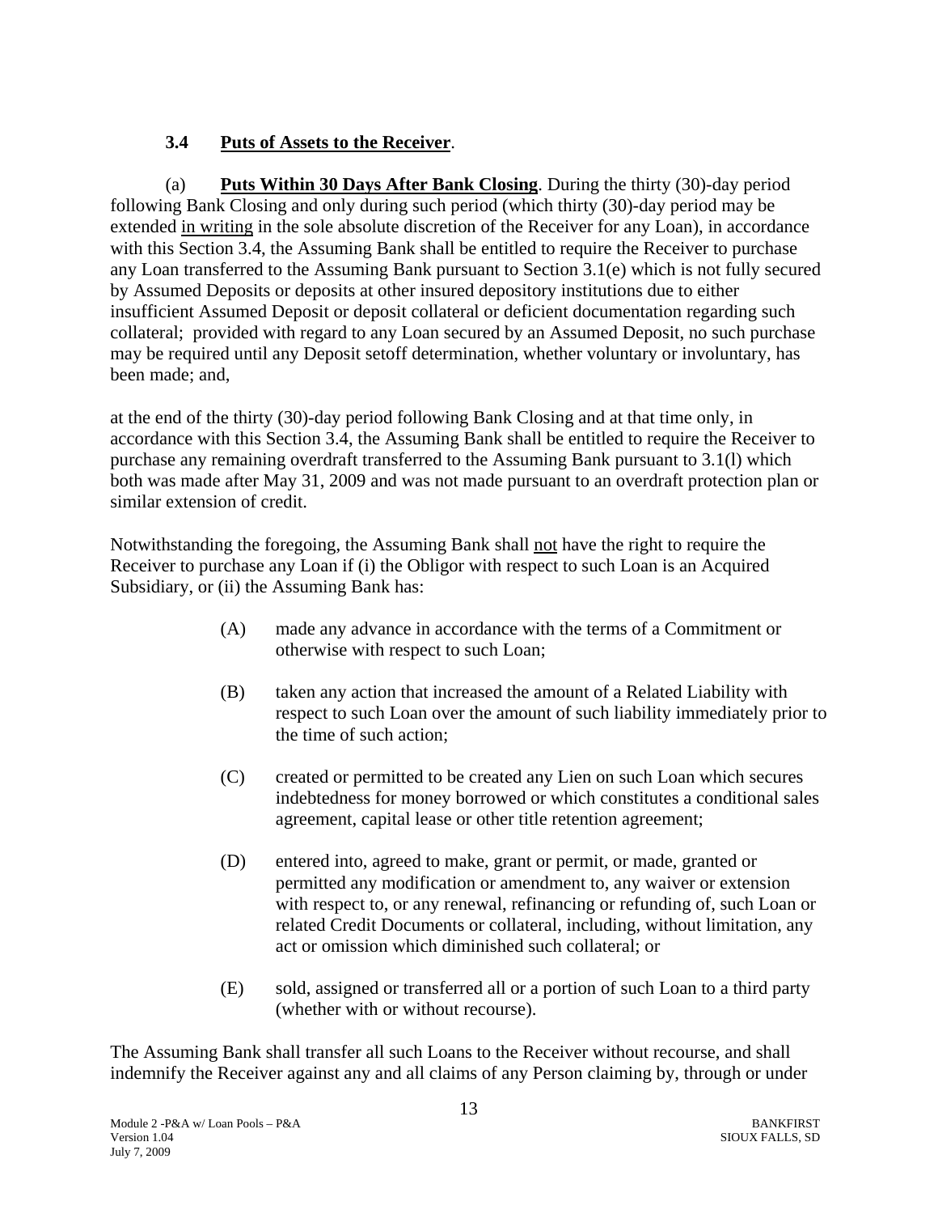### 3.4 **Puts of Assets to the Receiver**.

(a) **Puts Within 30 Days After Bank Closing**. During the thirty (30)-day period following Bank Closing and only during such period (which thirty (30)-day period may be extended in writing in the sole absolute discretion of the Receiver for any Loan), in accordance with this Section 3.4, the Assuming Bank shall be entitled to require the Receiver to purchase any Loan transferred to the Assuming Bank pursuant to Section 3.1(e) which is not fully secured by Assumed Deposits or deposits at other insured depository institutions due to either insufficient Assumed Deposit or deposit collateral or deficient documentation regarding such collateral; provided with regard to any Loan secured by an Assumed Deposit, no such purchase may be required until any Deposit setoff determination, whether voluntary or involuntary, has been made; and,

at the end of the thirty (30)-day period following Bank Closing and at that time only, in accordance with this Section 3.4, the Assuming Bank shall be entitled to require the Receiver to purchase any remaining overdraft transferred to the Assuming Bank pursuant to 3.1(l) which both was made after May 31, 2009 and was not made pursuant to an overdraft protection plan or similar extension of credit.

Notwithstanding the foregoing, the Assuming Bank shall not have the right to require the Receiver to purchase any Loan if (i) the Obligor with respect to such Loan is an Acquired Subsidiary, or (ii) the Assuming Bank has:

(A) made any advance in accordance with the terms of a Commitment or otherwise with respect to such Loan;

(B) taken any action that increased the amount of a Related Liability with respect to such Loan over the amount of such liability immediately prior to the time of such action;

(C) created or permitted to be created any Lien on such Loan which secures indebtedness for money borrowed or which constitutes a conditional sales agreement, capital lease or other title retention agreement;

(D) entered into, agreed to make, grant or permit, or made, granted or permitted any modification or amendment to, any waiver or extension with respect to, or any renewal, refinancing or refunding of, such Loan or related Credit Documents or collateral, including, without limitation, any act or omission which diminished such collateral; or

(E) sold, assigned or transferred all or a portion of such Loan to a third party (whether with or without recourse).

The Assuming Bank shall transfer all such Loans to the Receiver without recourse, and shall indemnify the Receiver against any and all claims of any Person claiming by, through or under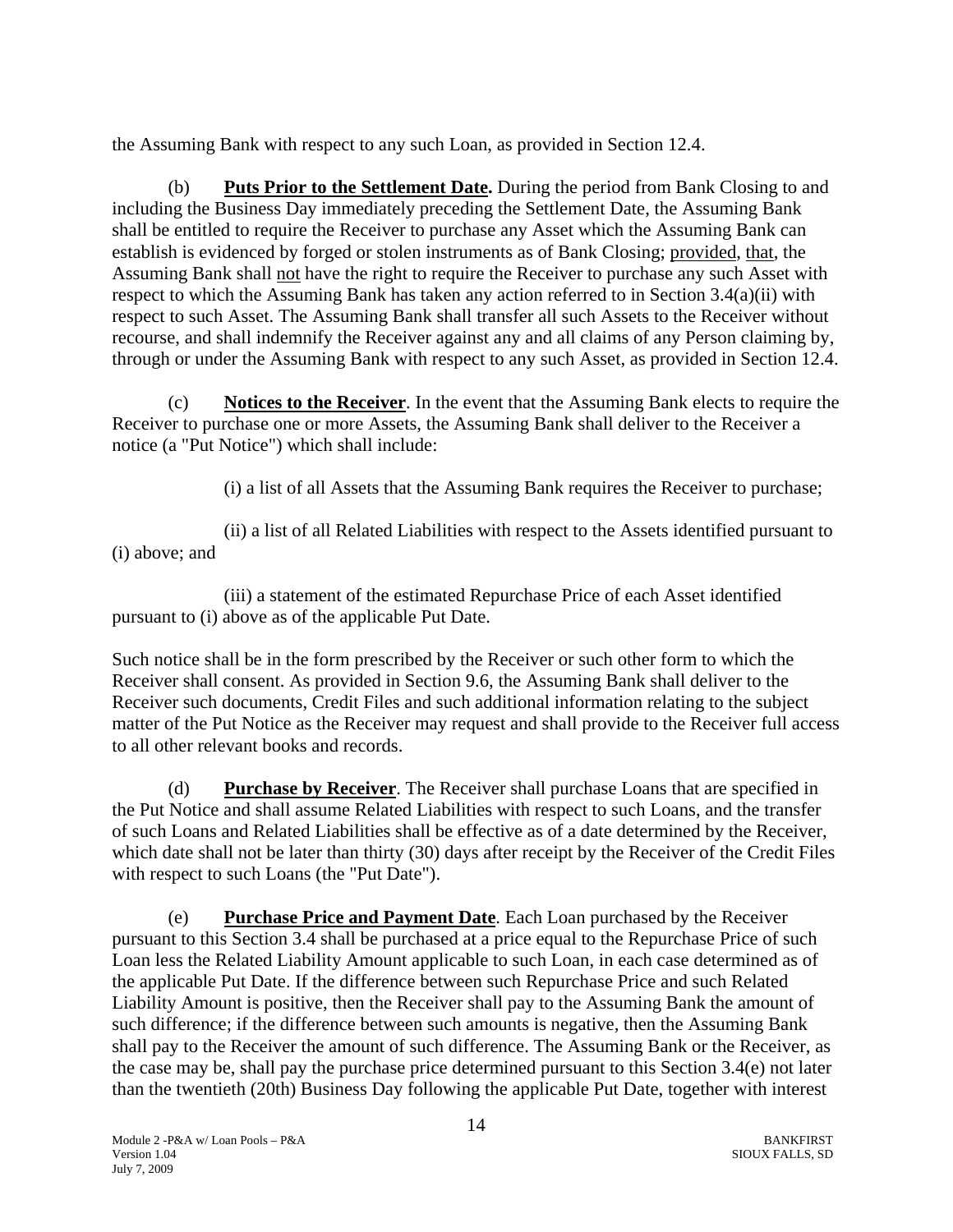the Assuming Bank with respect to any such Loan, as provided in Section 12.4.

(b) **Puts Prior to the Settlement Date.** During the period from Bank Closing to and including the Business Day immediately preceding the Settlement Date, the Assuming Bank shall be entitled to require the Receiver to purchase any Asset which the Assuming Bank can establish is evidenced by forged or stolen instruments as of Bank Closing; provided, that, the Assuming Bank shall not have the right to require the Receiver to purchase any such Asset with respect to which the Assuming Bank has taken any action referred to in Section 3.4(a)(ii) with respect to such Asset. The Assuming Bank shall transfer all such Assets to the Receiver without recourse, and shall indemnify the Receiver against any and all claims of any Person claiming by, through or under the Assuming Bank with respect to any such Asset, as provided in Section 12.4.

(c) **Notices to the Receiver**. In the event that the Assuming Bank elects to require the Receiver to purchase one or more Assets, the Assuming Bank shall deliver to the Receiver a notice (a "Put Notice") which shall include:

(i) a list of all Assets that the Assuming Bank requires the Receiver to purchase;

(ii) a list of all Related Liabilities with respect to the Assets identified pursuant to (i) above; and

(iii) a statement of the estimated Repurchase Price of each Asset identified pursuant to (i) above as of the applicable Put Date.

Such notice shall be in the form prescribed by the Receiver or such other form to which the Receiver shall consent. As provided in Section 9.6, the Assuming Bank shall deliver to the Receiver such documents, Credit Files and such additional information relating to the subject matter of the Put Notice as the Receiver may request and shall provide to the Receiver full access to all other relevant books and records.

(d) **Purchase by Receiver**. The Receiver shall purchase Loans that are specified in the Put Notice and shall assume Related Liabilities with respect to such Loans, and the transfer of such Loans and Related Liabilities shall be effective as of a date determined by the Receiver, which date shall not be later than thirty (30) days after receipt by the Receiver of the Credit Files with respect to such Loans (the "Put Date").

(e) **Purchase Price and Payment Date**. Each Loan purchased by the Receiver pursuant to this Section 3.4 shall be purchased at a price equal to the Repurchase Price of such Loan less the Related Liability Amount applicable to such Loan, in each case determined as of the applicable Put Date. If the difference between such Repurchase Price and such Related Liability Amount is positive, then the Receiver shall pay to the Assuming Bank the amount of such difference; if the difference between such amounts is negative, then the Assuming Bank shall pay to the Receiver the amount of such difference. The Assuming Bank or the Receiver, as the case may be, shall pay the purchase price determined pursuant to this Section 3.4(e) not later than the twentieth (20th) Business Day following the applicable Put Date, together with interest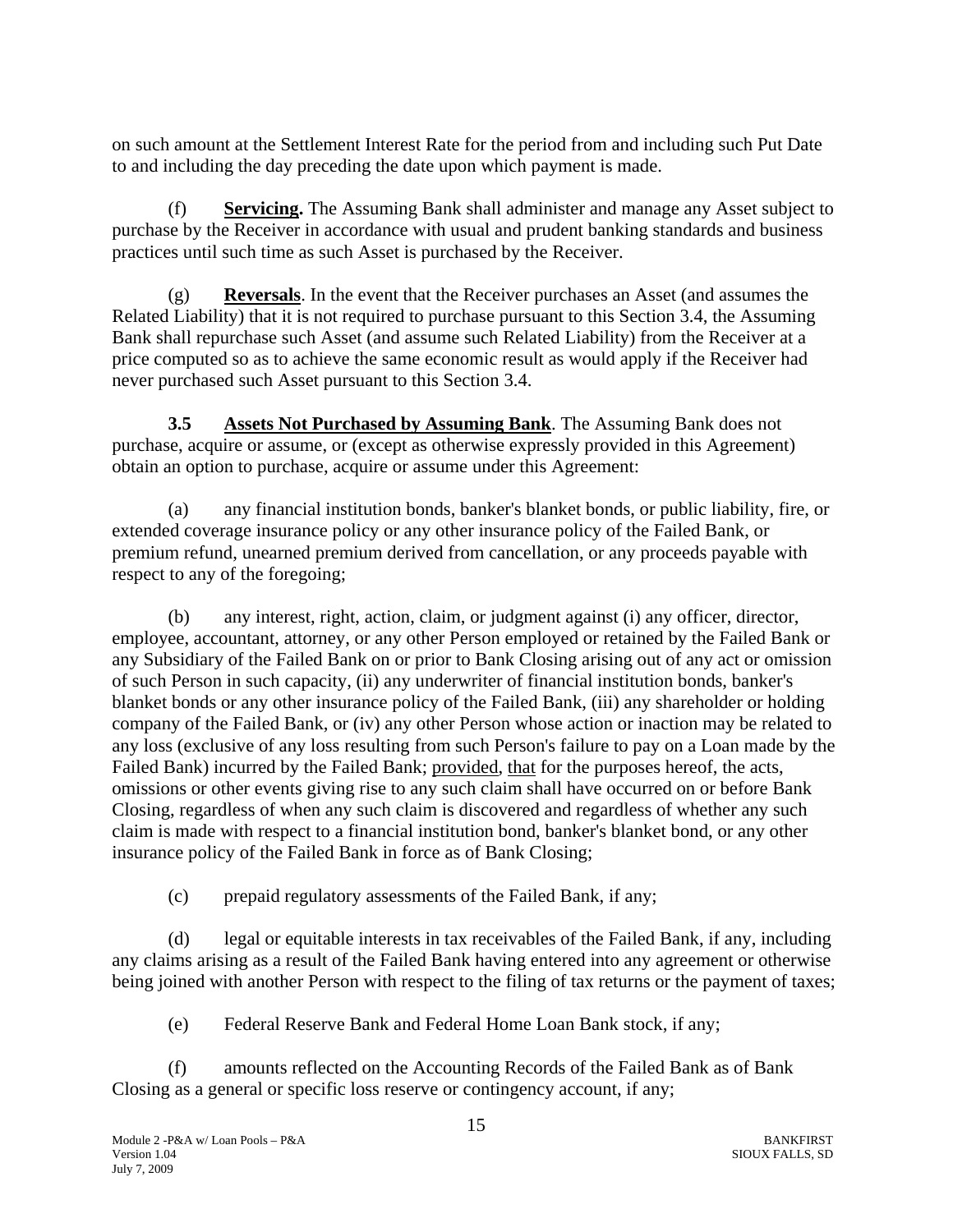on such amount at the Settlement Interest Rate for the period from and including such Put Date to and including the day preceding the date upon which payment is made.

(f) **Servicing.** The Assuming Bank shall administer and manage any Asset subject to purchase by the Receiver in accordance with usual and prudent banking standards and business practices until such time as such Asset is purchased by the Receiver.

(g) **Reversals**. In the event that the Receiver purchases an Asset (and assumes the Related Liability) that it is not required to purchase pursuant to this Section 3.4, the Assuming Bank shall repurchase such Asset (and assume such Related Liability) from the Receiver at a price computed so as to achieve the same economic result as would apply if the Receiver had never purchased such Asset pursuant to this Section 3.4.

**3.5 Assets Not Purchased by Assuming Bank**. The Assuming Bank does not purchase, acquire or assume, or (except as otherwise expressly provided in this Agreement) obtain an option to purchase, acquire or assume under this Agreement:

(a) any financial institution bonds, banker's blanket bonds, or public liability, fire, or extended coverage insurance policy or any other insurance policy of the Failed Bank, or premium refund, unearned premium derived from cancellation, or any proceeds payable with respect to any of the foregoing;

(b) any interest, right, action, claim, or judgment against (i) any officer, director, employee, accountant, attorney, or any other Person employed or retained by the Failed Bank or any Subsidiary of the Failed Bank on or prior to Bank Closing arising out of any act or omission of such Person in such capacity, (ii) any underwriter of financial institution bonds, banker's blanket bonds or any other insurance policy of the Failed Bank, (iii) any shareholder or holding company of the Failed Bank, or (iv) any other Person whose action or inaction may be related to any loss (exclusive of any loss resulting from such Person's failure to pay on a Loan made by the Failed Bank) incurred by the Failed Bank; provided, that for the purposes hereof, the acts, omissions or other events giving rise to any such claim shall have occurred on or before Bank Closing, regardless of when any such claim is discovered and regardless of whether any such claim is made with respect to a financial institution bond, banker's blanket bond, or any other insurance policy of the Failed Bank in force as of Bank Closing;

(c) prepaid regulatory assessments of the Failed Bank, if any;

(d) legal or equitable interests in tax receivables of the Failed Bank, if any, including any claims arising as a result of the Failed Bank having entered into any agreement or otherwise being joined with another Person with respect to the filing of tax returns or the payment of taxes;

(e) Federal Reserve Bank and Federal Home Loan Bank stock, if any;

(f) amounts reflected on the Accounting Records of the Failed Bank as of Bank Closing as a general or specific loss reserve or contingency account, if any;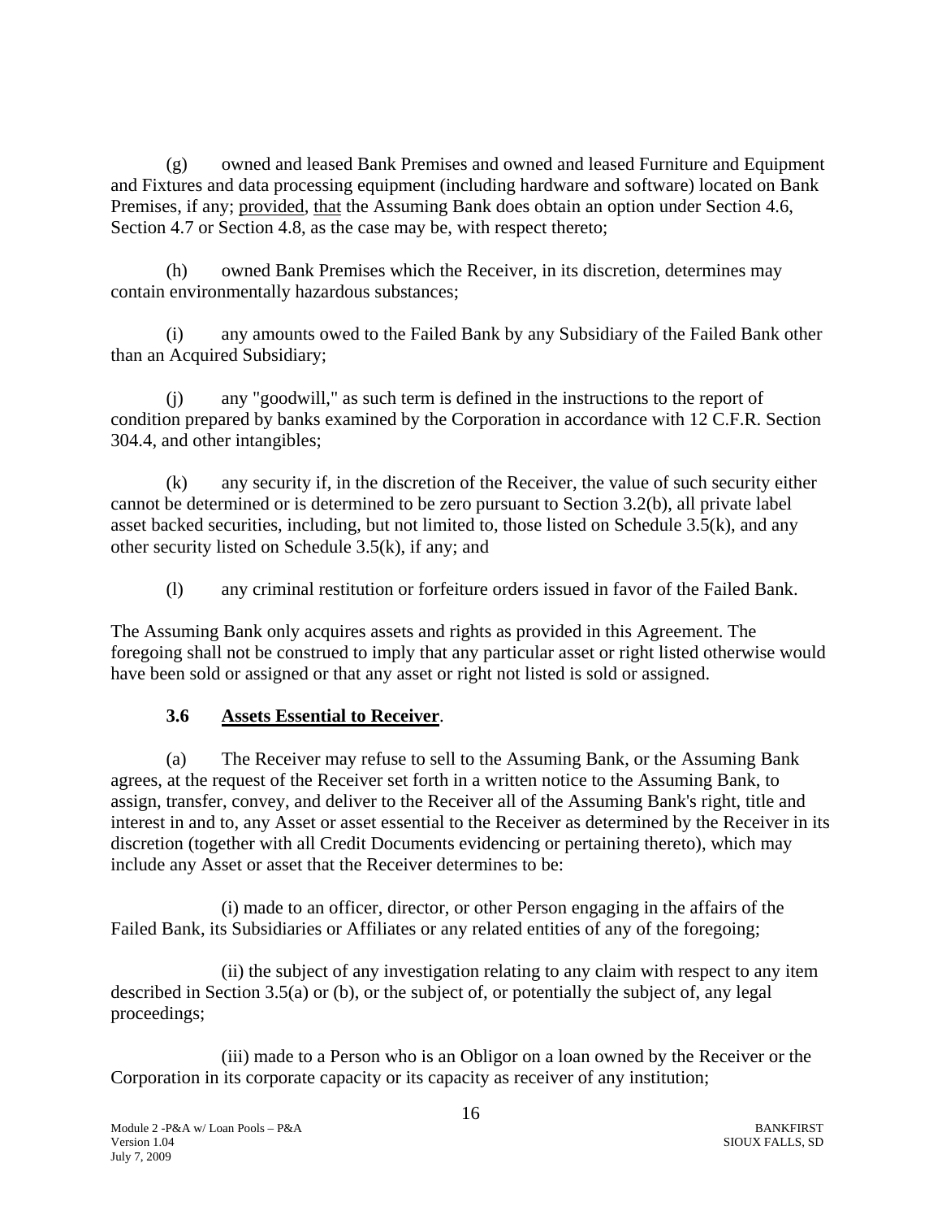(g) owned and leased Bank Premises and owned and leased Furniture and Equipment and Fixtures and data processing equipment (including hardware and software) located on Bank Premises, if any; provided, that the Assuming Bank does obtain an option under Section 4.6, Section 4.7 or Section 4.8, as the case may be, with respect thereto;

(h) owned Bank Premises which the Receiver, in its discretion, determines may contain environmentally hazardous substances;

(i) any amounts owed to the Failed Bank by any Subsidiary of the Failed Bank other than an Acquired Subsidiary;

(j) any "goodwill," as such term is defined in the instructions to the report of condition prepared by banks examined by the Corporation in accordance with 12 C.F.R. Section 304.4, and other intangibles;

(k) any security if, in the discretion of the Receiver, the value of such security either cannot be determined or is determined to be zero pursuant to Section 3.2(b), all private label asset backed securities, including, but not limited to, those listed on Schedule 3.5(k), and any other security listed on Schedule 3.5(k), if any; and

(l) any criminal restitution or forfeiture orders issued in favor of the Failed Bank.

The Assuming Bank only acquires assets and rights as provided in this Agreement. The foregoing shall not be construed to imply that any particular asset or right listed otherwise would have been sold or assigned or that any asset or right not listed is sold or assigned.

### 3.6 Assets Essential to Receiver.

(a) The Receiver may refuse to sell to the Assuming Bank, or the Assuming Bank agrees, at the request of the Receiver set forth in a written notice to the Assuming Bank, to assign, transfer, convey, and deliver to the Receiver all of the Assuming Bank's right, title and interest in and to, any Asset or asset essential to the Receiver as determined by the Receiver in its discretion (together with all Credit Documents evidencing or pertaining thereto), which may include any Asset or asset that the Receiver determines to be:

(i) made to an officer, director, or other Person engaging in the affairs of the Failed Bank, its Subsidiaries or Affiliates or any related entities of any of the foregoing;

(ii) the subject of any investigation relating to any claim with respect to any item described in Section 3.5(a) or (b), or the subject of, or potentially the subject of, any legal proceedings;

(iii) made to a Person who is an Obligor on a loan owned by the Receiver or the Corporation in its corporate capacity or its capacity as receiver of any institution;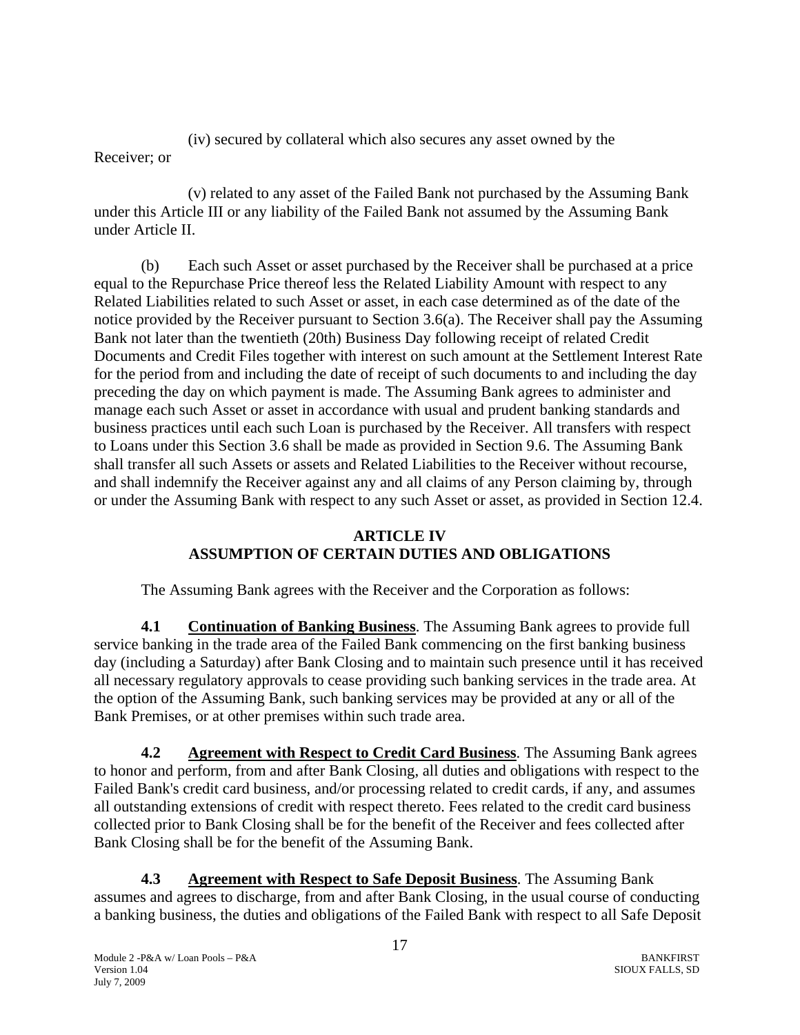(iv) secured by collateral which also secures any asset owned by the Receiver; or

(v) related to any asset of the Failed Bank not purchased by the Assuming Bank under this Article III or any liability of the Failed Bank not assumed by the Assuming Bank under Article II.

(b) Each such Asset or asset purchased by the Receiver shall be purchased at a price equal to the Repurchase Price thereof less the Related Liability Amount with respect to any Related Liabilities related to such Asset or asset, in each case determined as of the date of the notice provided by the Receiver pursuant to Section 3.6(a). The Receiver shall pay the Assuming Bank not later than the twentieth (20th) Business Day following receipt of related Credit Documents and Credit Files together with interest on such amount at the Settlement Interest Rate for the period from and including the date of receipt of such documents to and including the day preceding the day on which payment is made. The Assuming Bank agrees to administer and manage each such Asset or asset in accordance with usual and prudent banking standards and business practices until each such Loan is purchased by the Receiver. All transfers with respect to Loans under this Section 3.6 shall be made as provided in Section 9.6. The Assuming Bank shall transfer all such Assets or assets and Related Liabilities to the Receiver without recourse, and shall indemnify the Receiver against any and all claims of any Person claiming by, through or under the Assuming Bank with respect to any such Asset or asset, as provided in Section 12.4.

## ARTICLE IV
## ASSUMPTION OF CERTAIN DUTIES AND OBLIGATIONS

The Assuming Bank agrees with the Receiver and the Corporation as follows:

**4.1 Continuation of Banking Business**. The Assuming Bank agrees to provide full service banking in the trade area of the Failed Bank commencing on the first banking business day (including a Saturday) after Bank Closing and to maintain such presence until it has received all necessary regulatory approvals to cease providing such banking services in the trade area. At the option of the Assuming Bank, such banking services may be provided at any or all of the Bank Premises, or at other premises within such trade area.

**4.2 Agreement with Respect to Credit Card Business**. The Assuming Bank agrees to honor and perform, from and after Bank Closing, all duties and obligations with respect to the Failed Bank's credit card business, and/or processing related to credit cards, if any, and assumes all outstanding extensions of credit with respect thereto. Fees related to the credit card business collected prior to Bank Closing shall be for the benefit of the Receiver and fees collected after Bank Closing shall be for the benefit of the Assuming Bank.

**4.3 Agreement with Respect to Safe Deposit Business**. The Assuming Bank assumes and agrees to discharge, from and after Bank Closing, in the usual course of conducting a banking business, the duties and obligations of the Failed Bank with respect to all Safe Deposit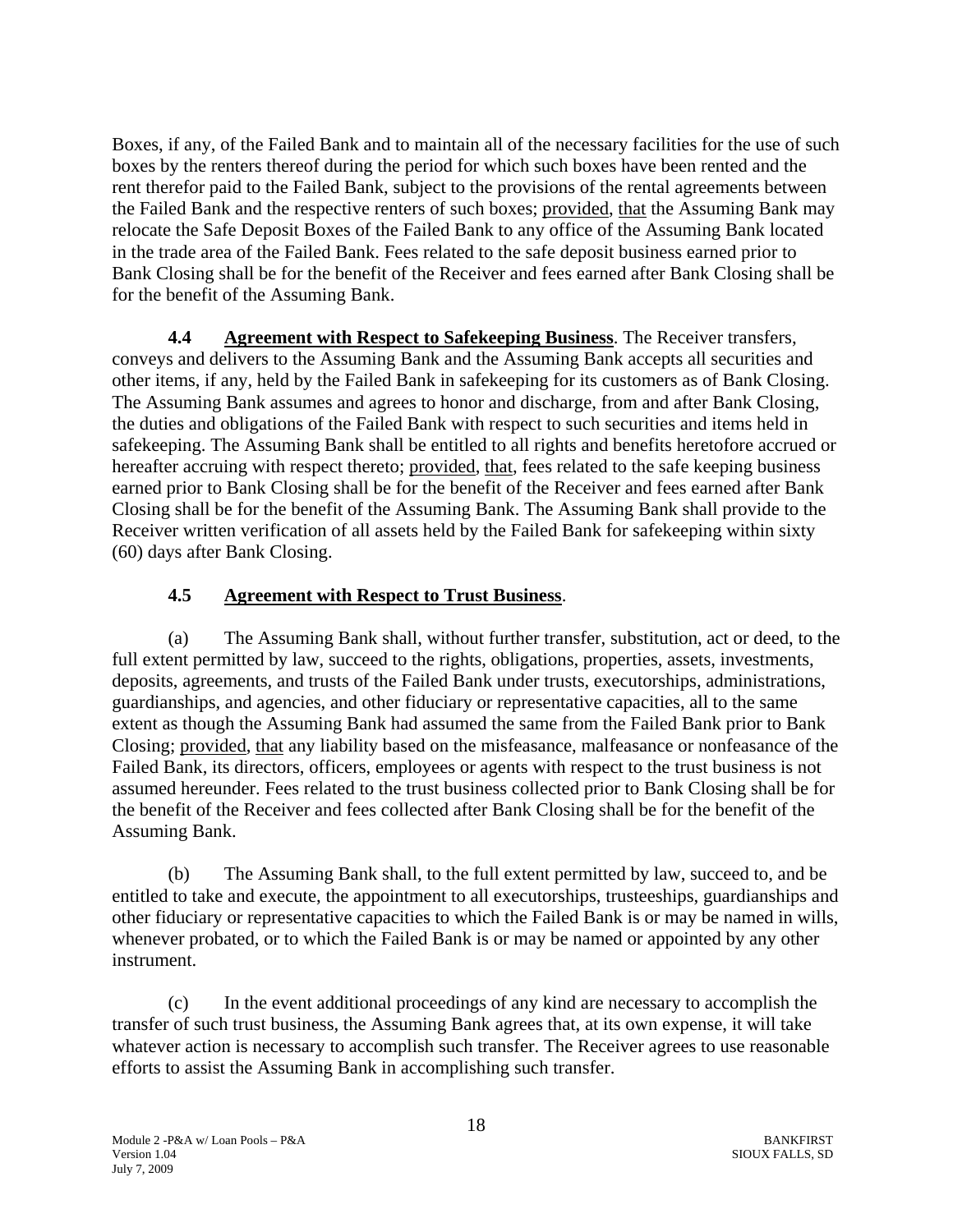Boxes, if any, of the Failed Bank and to maintain all of the necessary facilities for the use of such boxes by the renters thereof during the period for which such boxes have been rented and the rent therefor paid to the Failed Bank, subject to the provisions of the rental agreements between the Failed Bank and the respective renters of such boxes; provided, that the Assuming Bank may relocate the Safe Deposit Boxes of the Failed Bank to any office of the Assuming Bank located in the trade area of the Failed Bank. Fees related to the safe deposit business earned prior to Bank Closing shall be for the benefit of the Receiver and fees earned after Bank Closing shall be for the benefit of the Assuming Bank.

**4.4 Agreement with Respect to Safekeeping Business**. The Receiver transfers, conveys and delivers to the Assuming Bank and the Assuming Bank accepts all securities and other items, if any, held by the Failed Bank in safekeeping for its customers as of Bank Closing. The Assuming Bank assumes and agrees to honor and discharge, from and after Bank Closing, the duties and obligations of the Failed Bank with respect to such securities and items held in safekeeping. The Assuming Bank shall be entitled to all rights and benefits heretofore accrued or hereafter accruing with respect thereto; provided, that, fees related to the safe keeping business earned prior to Bank Closing shall be for the benefit of the Receiver and fees earned after Bank Closing shall be for the benefit of the Assuming Bank. The Assuming Bank shall provide to the Receiver written verification of all assets held by the Failed Bank for safekeeping within sixty (60) days after Bank Closing.

**4.5 Agreement with Respect to Trust Business**.

(a) The Assuming Bank shall, without further transfer, substitution, act or deed, to the full extent permitted by law, succeed to the rights, obligations, properties, assets, investments, deposits, agreements, and trusts of the Failed Bank under trusts, executorships, administrations, guardianships, and agencies, and other fiduciary or representative capacities, all to the same extent as though the Assuming Bank had assumed the same from the Failed Bank prior to Bank Closing; provided, that any liability based on the misfeasance, malfeasance or nonfeasance of the Failed Bank, its directors, officers, employees or agents with respect to the trust business is not assumed hereunder. Fees related to the trust business collected prior to Bank Closing shall be for the benefit of the Receiver and fees collected after Bank Closing shall be for the benefit of the Assuming Bank.

(b) The Assuming Bank shall, to the full extent permitted by law, succeed to, and be entitled to take and execute, the appointment to all executorships, trusteeships, guardianships and other fiduciary or representative capacities to which the Failed Bank is or may be named in wills, whenever probated, or to which the Failed Bank is or may be named or appointed by any other instrument.

(c) In the event additional proceedings of any kind are necessary to accomplish the transfer of such trust business, the Assuming Bank agrees that, at its own expense, it will take whatever action is necessary to accomplish such transfer. The Receiver agrees to use reasonable efforts to assist the Assuming Bank in accomplishing such transfer.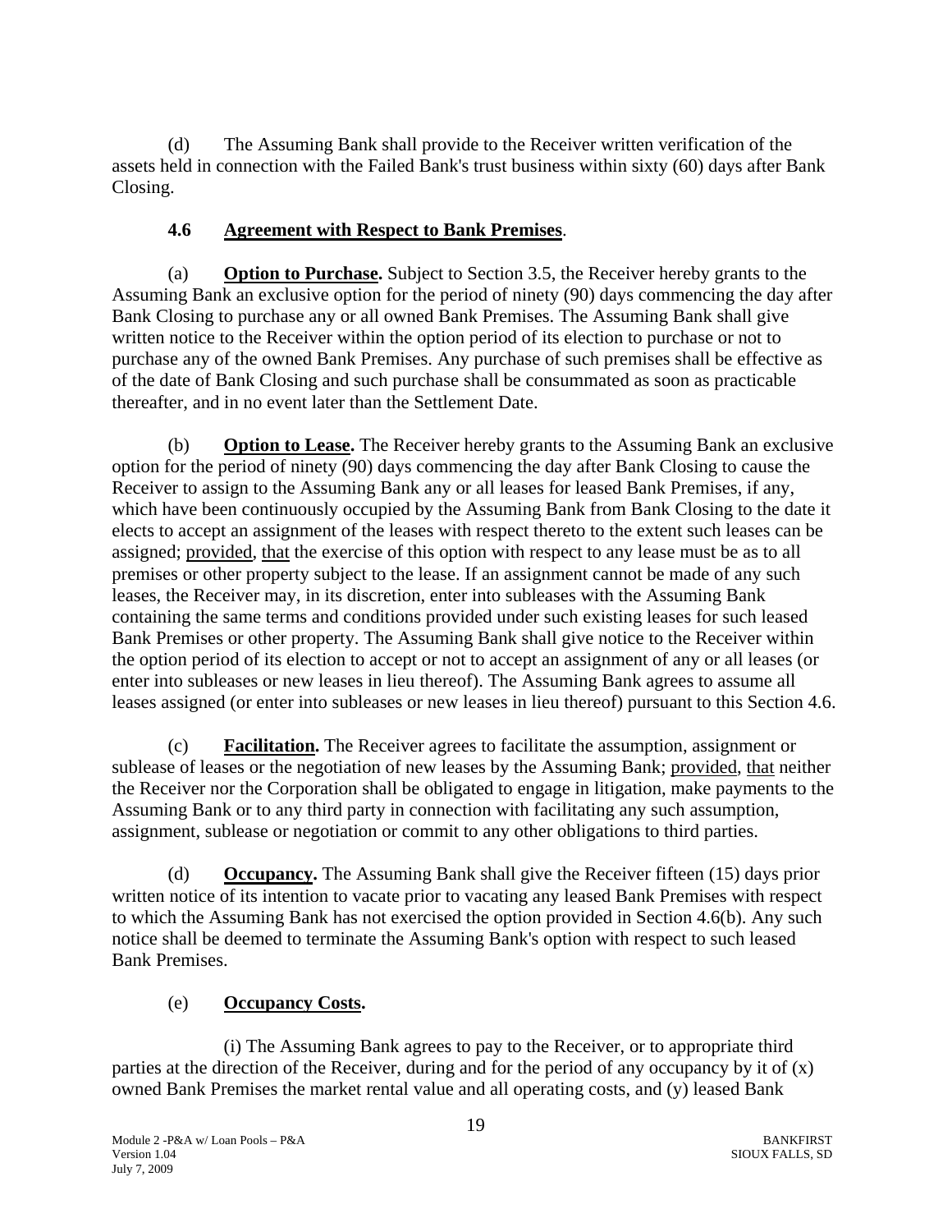(d) The Assuming Bank shall provide to the Receiver written verification of the assets held in connection with the Failed Bank's trust business within sixty (60) days after Bank Closing.

### 4.6 Agreement with Respect to Bank Premises.

(a) **Option to Purchase.** Subject to Section 3.5, the Receiver hereby grants to the Assuming Bank an exclusive option for the period of ninety (90) days commencing the day after Bank Closing to purchase any or all owned Bank Premises. The Assuming Bank shall give written notice to the Receiver within the option period of its election to purchase or not to purchase any of the owned Bank Premises. Any purchase of such premises shall be effective as of the date of Bank Closing and such purchase shall be consummated as soon as practicable thereafter, and in no event later than the Settlement Date.

(b) **Option to Lease.** The Receiver hereby grants to the Assuming Bank an exclusive option for the period of ninety (90) days commencing the day after Bank Closing to cause the Receiver to assign to the Assuming Bank any or all leases for leased Bank Premises, if any, which have been continuously occupied by the Assuming Bank from Bank Closing to the date it elects to accept an assignment of the leases with respect thereto to the extent such leases can be assigned; provided, that the exercise of this option with respect to any lease must be as to all premises or other property subject to the lease. If an assignment cannot be made of any such leases, the Receiver may, in its discretion, enter into subleases with the Assuming Bank containing the same terms and conditions provided under such existing leases for such leased Bank Premises or other property. The Assuming Bank shall give notice to the Receiver within the option period of its election to accept or not to accept an assignment of any or all leases (or enter into subleases or new leases in lieu thereof). The Assuming Bank agrees to assume all leases assigned (or enter into subleases or new leases in lieu thereof) pursuant to this Section 4.6.

(c) **Facilitation.** The Receiver agrees to facilitate the assumption, assignment or sublease of leases or the negotiation of new leases by the Assuming Bank; provided, that neither the Receiver nor the Corporation shall be obligated to engage in litigation, make payments to the Assuming Bank or to any third party in connection with facilitating any such assumption, assignment, sublease or negotiation or commit to any other obligations to third parties.

(d) **Occupancy.** The Assuming Bank shall give the Receiver fifteen (15) days prior written notice of its intention to vacate prior to vacating any leased Bank Premises with respect to which the Assuming Bank has not exercised the option provided in Section 4.6(b). Any such notice shall be deemed to terminate the Assuming Bank's option with respect to such leased Bank Premises.

(e) **Occupancy Costs.**

(i) The Assuming Bank agrees to pay to the Receiver, or to appropriate third parties at the direction of the Receiver, during and for the period of any occupancy by it of (x) owned Bank Premises the market rental value and all operating costs, and (y) leased Bank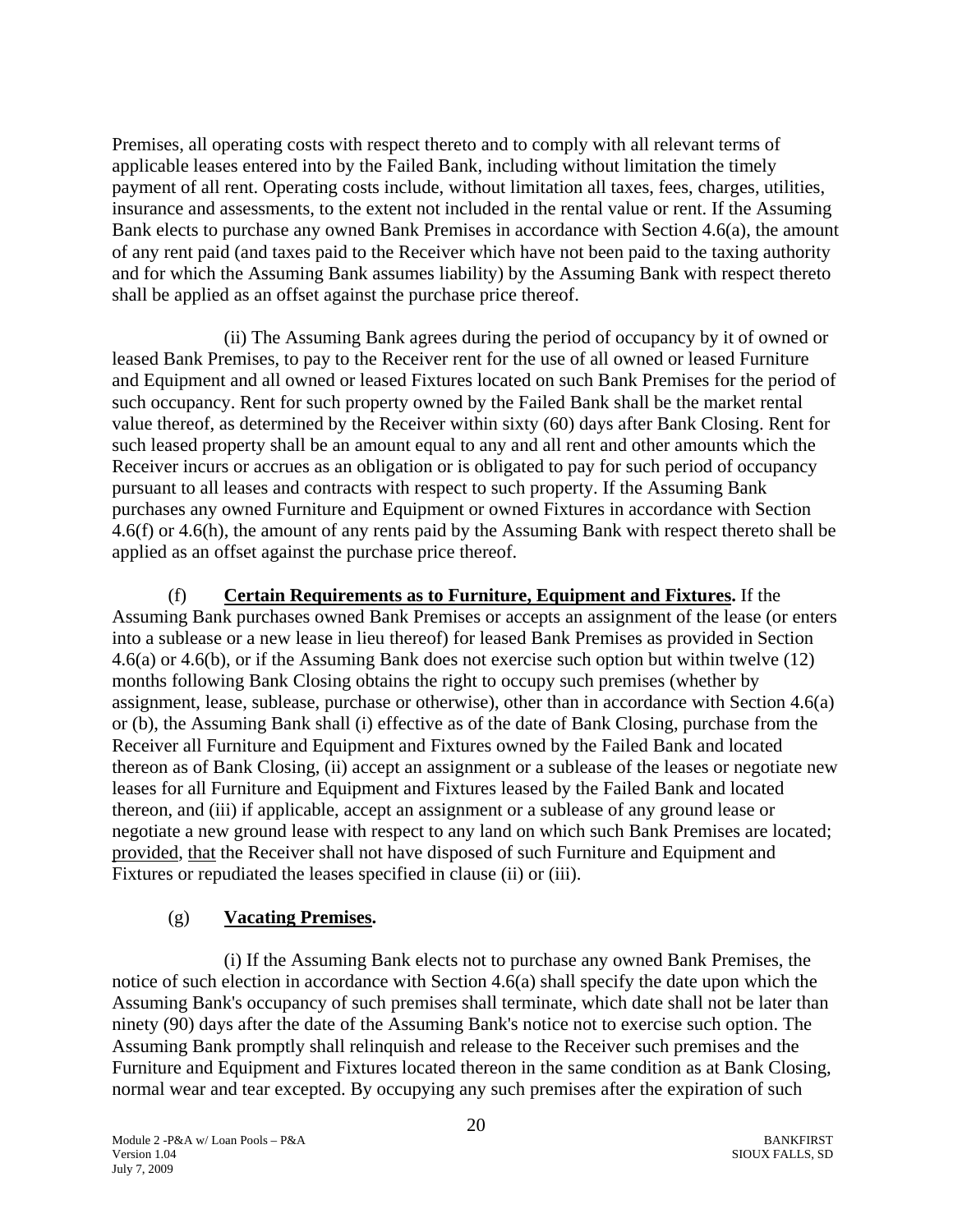Premises, all operating costs with respect thereto and to comply with all relevant terms of applicable leases entered into by the Failed Bank, including without limitation the timely payment of all rent. Operating costs include, without limitation all taxes, fees, charges, utilities, insurance and assessments, to the extent not included in the rental value or rent. If the Assuming Bank elects to purchase any owned Bank Premises in accordance with Section 4.6(a), the amount of any rent paid (and taxes paid to the Receiver which have not been paid to the taxing authority and for which the Assuming Bank assumes liability) by the Assuming Bank with respect thereto shall be applied as an offset against the purchase price thereof.

(ii) The Assuming Bank agrees during the period of occupancy by it of owned or leased Bank Premises, to pay to the Receiver rent for the use of all owned or leased Furniture and Equipment and all owned or leased Fixtures located on such Bank Premises for the period of such occupancy. Rent for such property owned by the Failed Bank shall be the market rental value thereof, as determined by the Receiver within sixty (60) days after Bank Closing. Rent for such leased property shall be an amount equal to any and all rent and other amounts which the Receiver incurs or accrues as an obligation or is obligated to pay for such period of occupancy pursuant to all leases and contracts with respect to such property. If the Assuming Bank purchases any owned Furniture and Equipment or owned Fixtures in accordance with Section 4.6(f) or 4.6(h), the amount of any rents paid by the Assuming Bank with respect thereto shall be applied as an offset against the purchase price thereof.

(f) **Certain Requirements as to Furniture, Equipment and Fixtures.** If the Assuming Bank purchases owned Bank Premises or accepts an assignment of the lease (or enters into a sublease or a new lease in lieu thereof) for leased Bank Premises as provided in Section 4.6(a) or 4.6(b), or if the Assuming Bank does not exercise such option but within twelve (12) months following Bank Closing obtains the right to occupy such premises (whether by assignment, lease, sublease, purchase or otherwise), other than in accordance with Section 4.6(a) or (b), the Assuming Bank shall (i) effective as of the date of Bank Closing, purchase from the Receiver all Furniture and Equipment and Fixtures owned by the Failed Bank and located thereon as of Bank Closing, (ii) accept an assignment or a sublease of the leases or negotiate new leases for all Furniture and Equipment and Fixtures leased by the Failed Bank and located thereon, and (iii) if applicable, accept an assignment or a sublease of any ground lease or negotiate a new ground lease with respect to any land on which such Bank Premises are located; provided, that the Receiver shall not have disposed of such Furniture and Equipment and Fixtures or repudiated the leases specified in clause (ii) or (iii).

(g) **Vacating Premises.**

(i) If the Assuming Bank elects not to purchase any owned Bank Premises, the notice of such election in accordance with Section 4.6(a) shall specify the date upon which the Assuming Bank's occupancy of such premises shall terminate, which date shall not be later than ninety (90) days after the date of the Assuming Bank's notice not to exercise such option. The Assuming Bank promptly shall relinquish and release to the Receiver such premises and the Furniture and Equipment and Fixtures located thereon in the same condition as at Bank Closing, normal wear and tear excepted. By occupying any such premises after the expiration of such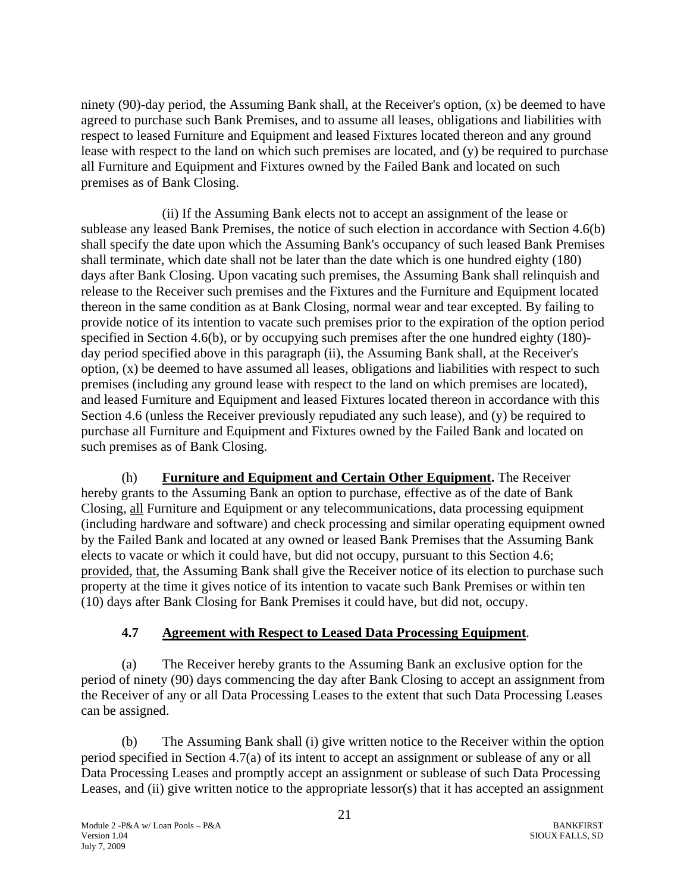ninety (90)-day period, the Assuming Bank shall, at the Receiver's option, (x) be deemed to have agreed to purchase such Bank Premises, and to assume all leases, obligations and liabilities with respect to leased Furniture and Equipment and leased Fixtures located thereon and any ground lease with respect to the land on which such premises are located, and (y) be required to purchase all Furniture and Equipment and Fixtures owned by the Failed Bank and located on such premises as of Bank Closing.

(ii) If the Assuming Bank elects not to accept an assignment of the lease or sublease any leased Bank Premises, the notice of such election in accordance with Section 4.6(b) shall specify the date upon which the Assuming Bank's occupancy of such leased Bank Premises shall terminate, which date shall not be later than the date which is one hundred eighty (180) days after Bank Closing. Upon vacating such premises, the Assuming Bank shall relinquish and release to the Receiver such premises and the Fixtures and the Furniture and Equipment located thereon in the same condition as at Bank Closing, normal wear and tear excepted. By failing to provide notice of its intention to vacate such premises prior to the expiration of the option period specified in Section 4.6(b), or by occupying such premises after the one hundred eighty (180)-day period specified above in this paragraph (ii), the Assuming Bank shall, at the Receiver's option, (x) be deemed to have assumed all leases, obligations and liabilities with respect to such premises (including any ground lease with respect to the land on which premises are located), and leased Furniture and Equipment and leased Fixtures located thereon in accordance with this Section 4.6 (unless the Receiver previously repudiated any such lease), and (y) be required to purchase all Furniture and Equipment and Fixtures owned by the Failed Bank and located on such premises as of Bank Closing.

(h) **Furniture and Equipment and Certain Other Equipment.** The Receiver hereby grants to the Assuming Bank an option to purchase, effective as of the date of Bank Closing, all Furniture and Equipment or any telecommunications, data processing equipment (including hardware and software) and check processing and similar operating equipment owned by the Failed Bank and located at any owned or leased Bank Premises that the Assuming Bank elects to vacate or which it could have, but did not occupy, pursuant to this Section 4.6; provided, that, the Assuming Bank shall give the Receiver notice of its election to purchase such property at the time it gives notice of its intention to vacate such Bank Premises or within ten (10) days after Bank Closing for Bank Premises it could have, but did not, occupy.

### 4.7 Agreement with Respect to Leased Data Processing Equipment.

(a) The Receiver hereby grants to the Assuming Bank an exclusive option for the period of ninety (90) days commencing the day after Bank Closing to accept an assignment from the Receiver of any or all Data Processing Leases to the extent that such Data Processing Leases can be assigned.

(b) The Assuming Bank shall (i) give written notice to the Receiver within the option period specified in Section 4.7(a) of its intent to accept an assignment or sublease of any or all Data Processing Leases and promptly accept an assignment or sublease of such Data Processing Leases, and (ii) give written notice to the appropriate lessor(s) that it has accepted an assignment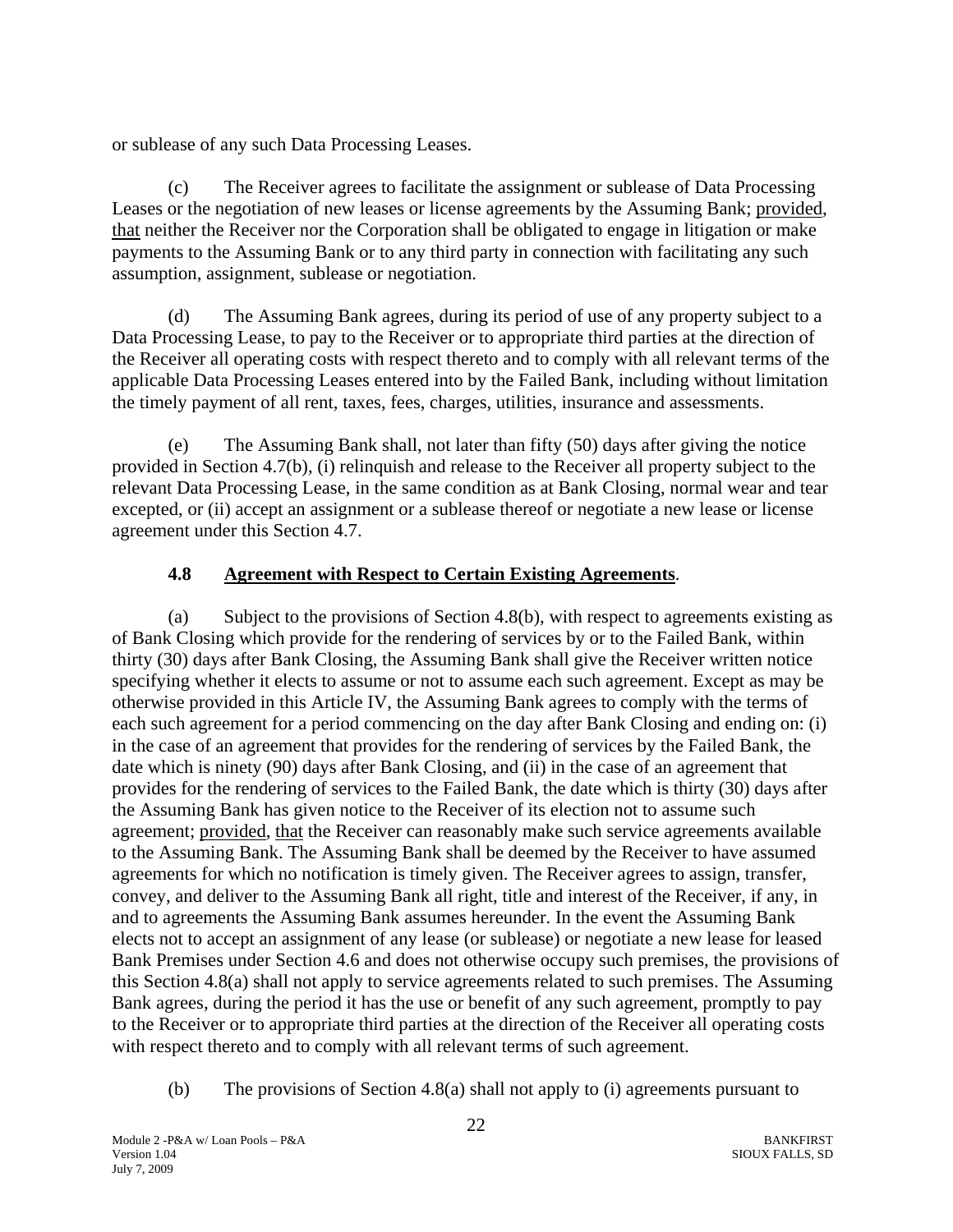or sublease of any such Data Processing Leases.

(c) The Receiver agrees to facilitate the assignment or sublease of Data Processing Leases or the negotiation of new leases or license agreements by the Assuming Bank; provided, that neither the Receiver nor the Corporation shall be obligated to engage in litigation or make payments to the Assuming Bank or to any third party in connection with facilitating any such assumption, assignment, sublease or negotiation.

(d) The Assuming Bank agrees, during its period of use of any property subject to a Data Processing Lease, to pay to the Receiver or to appropriate third parties at the direction of the Receiver all operating costs with respect thereto and to comply with all relevant terms of the applicable Data Processing Leases entered into by the Failed Bank, including without limitation the timely payment of all rent, taxes, fees, charges, utilities, insurance and assessments.

(e) The Assuming Bank shall, not later than fifty (50) days after giving the notice provided in Section 4.7(b), (i) relinquish and release to the Receiver all property subject to the relevant Data Processing Lease, in the same condition as at Bank Closing, normal wear and tear excepted, or (ii) accept an assignment or a sublease thereof or negotiate a new lease or license agreement under this Section 4.7.

### 4.8 Agreement with Respect to Certain Existing Agreements.

(a) Subject to the provisions of Section 4.8(b), with respect to agreements existing as of Bank Closing which provide for the rendering of services by or to the Failed Bank, within thirty (30) days after Bank Closing, the Assuming Bank shall give the Receiver written notice specifying whether it elects to assume or not to assume each such agreement. Except as may be otherwise provided in this Article IV, the Assuming Bank agrees to comply with the terms of each such agreement for a period commencing on the day after Bank Closing and ending on: (i) in the case of an agreement that provides for the rendering of services by the Failed Bank, the date which is ninety (90) days after Bank Closing, and (ii) in the case of an agreement that provides for the rendering of services to the Failed Bank, the date which is thirty (30) days after the Assuming Bank has given notice to the Receiver of its election not to assume such agreement; provided, that the Receiver can reasonably make such service agreements available to the Assuming Bank. The Assuming Bank shall be deemed by the Receiver to have assumed agreements for which no notification is timely given. The Receiver agrees to assign, transfer, convey, and deliver to the Assuming Bank all right, title and interest of the Receiver, if any, in and to agreements the Assuming Bank assumes hereunder. In the event the Assuming Bank elects not to accept an assignment of any lease (or sublease) or negotiate a new lease for leased Bank Premises under Section 4.6 and does not otherwise occupy such premises, the provisions of this Section 4.8(a) shall not apply to service agreements related to such premises. The Assuming Bank agrees, during the period it has the use or benefit of any such agreement, promptly to pay to the Receiver or to appropriate third parties at the direction of the Receiver all operating costs with respect thereto and to comply with all relevant terms of such agreement.

(b) The provisions of Section 4.8(a) shall not apply to (i) agreements pursuant to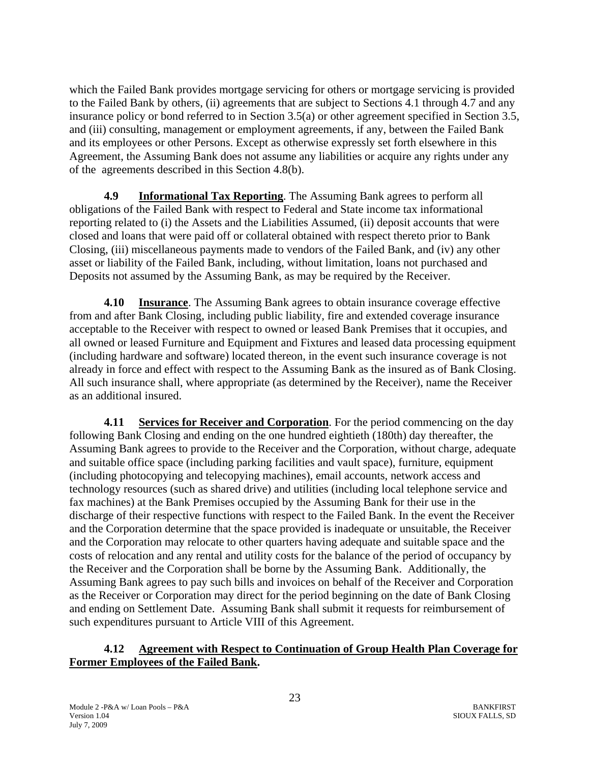which the Failed Bank provides mortgage servicing for others or mortgage servicing is provided to the Failed Bank by others, (ii) agreements that are subject to Sections 4.1 through 4.7 and any insurance policy or bond referred to in Section 3.5(a) or other agreement specified in Section 3.5, and (iii) consulting, management or employment agreements, if any, between the Failed Bank and its employees or other Persons. Except as otherwise expressly set forth elsewhere in this Agreement, the Assuming Bank does not assume any liabilities or acquire any rights under any of the agreements described in this Section 4.8(b).

**4.9 Informational Tax Reporting**. The Assuming Bank agrees to perform all obligations of the Failed Bank with respect to Federal and State income tax informational reporting related to (i) the Assets and the Liabilities Assumed, (ii) deposit accounts that were closed and loans that were paid off or collateral obtained with respect thereto prior to Bank Closing, (iii) miscellaneous payments made to vendors of the Failed Bank, and (iv) any other asset or liability of the Failed Bank, including, without limitation, loans not purchased and Deposits not assumed by the Assuming Bank, as may be required by the Receiver.

**4.10 Insurance**. The Assuming Bank agrees to obtain insurance coverage effective from and after Bank Closing, including public liability, fire and extended coverage insurance acceptable to the Receiver with respect to owned or leased Bank Premises that it occupies, and all owned or leased Furniture and Equipment and Fixtures and leased data processing equipment (including hardware and software) located thereon, in the event such insurance coverage is not already in force and effect with respect to the Assuming Bank as the insured as of Bank Closing. All such insurance shall, where appropriate (as determined by the Receiver), name the Receiver as an additional insured.

**4.11 Services for Receiver and Corporation**. For the period commencing on the day following Bank Closing and ending on the one hundred eightieth (180th) day thereafter, the Assuming Bank agrees to provide to the Receiver and the Corporation, without charge, adequate and suitable office space (including parking facilities and vault space), furniture, equipment (including photocopying and telecopying machines), email accounts, network access and technology resources (such as shared drive) and utilities (including local telephone service and fax machines) at the Bank Premises occupied by the Assuming Bank for their use in the discharge of their respective functions with respect to the Failed Bank. In the event the Receiver and the Corporation determine that the space provided is inadequate or unsuitable, the Receiver and the Corporation may relocate to other quarters having adequate and suitable space and the costs of relocation and any rental and utility costs for the balance of the period of occupancy by the Receiver and the Corporation shall be borne by the Assuming Bank. Additionally, the Assuming Bank agrees to pay such bills and invoices on behalf of the Receiver and Corporation as the Receiver or Corporation may direct for the period beginning on the date of Bank Closing and ending on Settlement Date. Assuming Bank shall submit it requests for reimbursement of such expenditures pursuant to Article VIII of this Agreement.

**4.12 Agreement with Respect to Continuation of Group Health Plan Coverage for Former Employees of the Failed Bank.**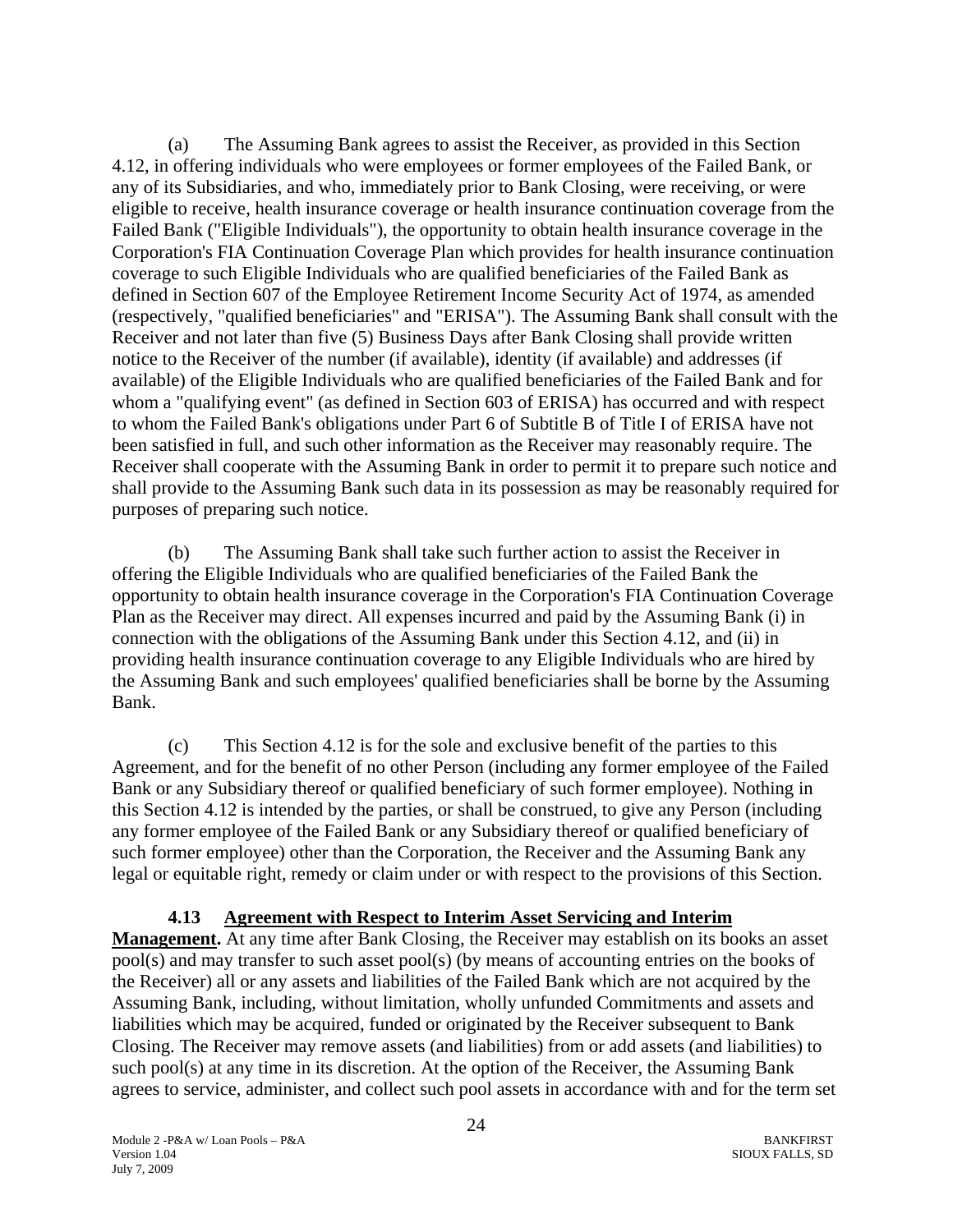(a) The Assuming Bank agrees to assist the Receiver, as provided in this Section 4.12, in offering individuals who were employees or former employees of the Failed Bank, or any of its Subsidiaries, and who, immediately prior to Bank Closing, were receiving, or were eligible to receive, health insurance coverage or health insurance continuation coverage from the Failed Bank ("Eligible Individuals"), the opportunity to obtain health insurance coverage in the Corporation's FIA Continuation Coverage Plan which provides for health insurance continuation coverage to such Eligible Individuals who are qualified beneficiaries of the Failed Bank as defined in Section 607 of the Employee Retirement Income Security Act of 1974, as amended (respectively, "qualified beneficiaries" and "ERISA"). The Assuming Bank shall consult with the Receiver and not later than five (5) Business Days after Bank Closing shall provide written notice to the Receiver of the number (if available), identity (if available) and addresses (if available) of the Eligible Individuals who are qualified beneficiaries of the Failed Bank and for whom a "qualifying event" (as defined in Section 603 of ERISA) has occurred and with respect to whom the Failed Bank's obligations under Part 6 of Subtitle B of Title I of ERISA have not been satisfied in full, and such other information as the Receiver may reasonably require. The Receiver shall cooperate with the Assuming Bank in order to permit it to prepare such notice and shall provide to the Assuming Bank such data in its possession as may be reasonably required for purposes of preparing such notice.

(b) The Assuming Bank shall take such further action to assist the Receiver in offering the Eligible Individuals who are qualified beneficiaries of the Failed Bank the opportunity to obtain health insurance coverage in the Corporation's FIA Continuation Coverage Plan as the Receiver may direct. All expenses incurred and paid by the Assuming Bank (i) in connection with the obligations of the Assuming Bank under this Section 4.12, and (ii) in providing health insurance continuation coverage to any Eligible Individuals who are hired by the Assuming Bank and such employees' qualified beneficiaries shall be borne by the Assuming Bank.

(c) This Section 4.12 is for the sole and exclusive benefit of the parties to this Agreement, and for the benefit of no other Person (including any former employee of the Failed Bank or any Subsidiary thereof or qualified beneficiary of such former employee). Nothing in this Section 4.12 is intended by the parties, or shall be construed, to give any Person (including any former employee of the Failed Bank or any Subsidiary thereof or qualified beneficiary of such former employee) other than the Corporation, the Receiver and the Assuming Bank any legal or equitable right, remedy or claim under or with respect to the provisions of this Section.

**4.13 Agreement with Respect to Interim Asset Servicing and Interim Management.** At any time after Bank Closing, the Receiver may establish on its books an asset pool(s) and may transfer to such asset pool(s) (by means of accounting entries on the books of the Receiver) all or any assets and liabilities of the Failed Bank which are not acquired by the Assuming Bank, including, without limitation, wholly unfunded Commitments and assets and liabilities which may be acquired, funded or originated by the Receiver subsequent to Bank Closing. The Receiver may remove assets (and liabilities) from or add assets (and liabilities) to such pool(s) at any time in its discretion. At the option of the Receiver, the Assuming Bank agrees to service, administer, and collect such pool assets in accordance with and for the term set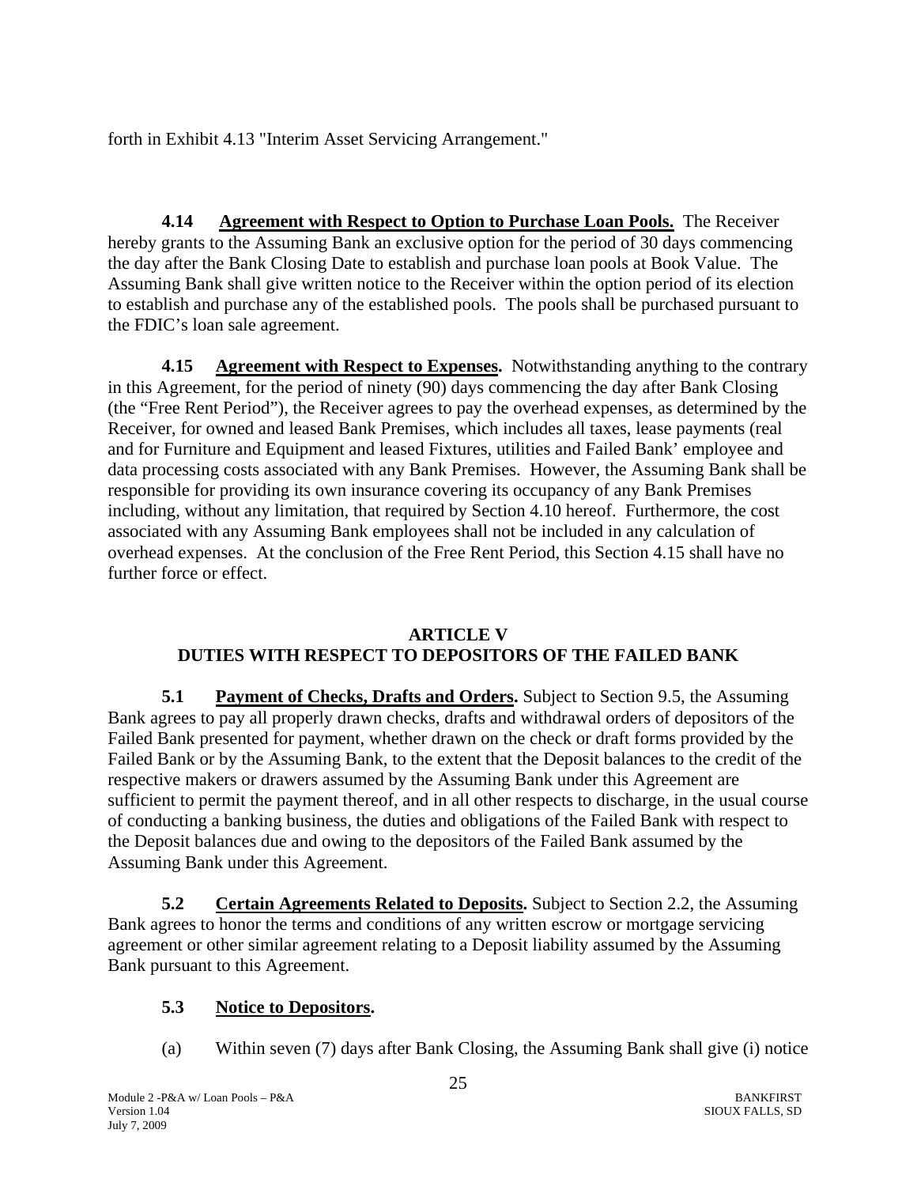forth in Exhibit 4.13 "Interim Asset Servicing Arrangement."

**4.14 Agreement with Respect to Option to Purchase Loan Pools.** The Receiver hereby grants to the Assuming Bank an exclusive option for the period of 30 days commencing the day after the Bank Closing Date to establish and purchase loan pools at Book Value. The Assuming Bank shall give written notice to the Receiver within the option period of its election to establish and purchase any of the established pools. The pools shall be purchased pursuant to the FDIC's loan sale agreement.

**4.15 Agreement with Respect to Expenses.** Notwithstanding anything to the contrary in this Agreement, for the period of ninety (90) days commencing the day after Bank Closing (the "Free Rent Period"), the Receiver agrees to pay the overhead expenses, as determined by the Receiver, for owned and leased Bank Premises, which includes all taxes, lease payments (real and for Furniture and Equipment and leased Fixtures, utilities and Failed Bank' employee and data processing costs associated with any Bank Premises. However, the Assuming Bank shall be responsible for providing its own insurance covering its occupancy of any Bank Premises including, without any limitation, that required by Section 4.10 hereof. Furthermore, the cost associated with any Assuming Bank employees shall not be included in any calculation of overhead expenses. At the conclusion of the Free Rent Period, this Section 4.15 shall have no further force or effect.

## ARTICLE V
## DUTIES WITH RESPECT TO DEPOSITORS OF THE FAILED BANK

**5.1 Payment of Checks, Drafts and Orders.** Subject to Section 9.5, the Assuming Bank agrees to pay all properly drawn checks, drafts and withdrawal orders of depositors of the Failed Bank presented for payment, whether drawn on the check or draft forms provided by the Failed Bank or by the Assuming Bank, to the extent that the Deposit balances to the credit of the respective makers or drawers assumed by the Assuming Bank under this Agreement are sufficient to permit the payment thereof, and in all other respects to discharge, in the usual course of conducting a banking business, the duties and obligations of the Failed Bank with respect to the Deposit balances due and owing to the depositors of the Failed Bank assumed by the Assuming Bank under this Agreement.

**5.2 Certain Agreements Related to Deposits.** Subject to Section 2.2, the Assuming Bank agrees to honor the terms and conditions of any written escrow or mortgage servicing agreement or other similar agreement relating to a Deposit liability assumed by the Assuming Bank pursuant to this Agreement.

**5.3 Notice to Depositors.**

(a) Within seven (7) days after Bank Closing, the Assuming Bank shall give (i) notice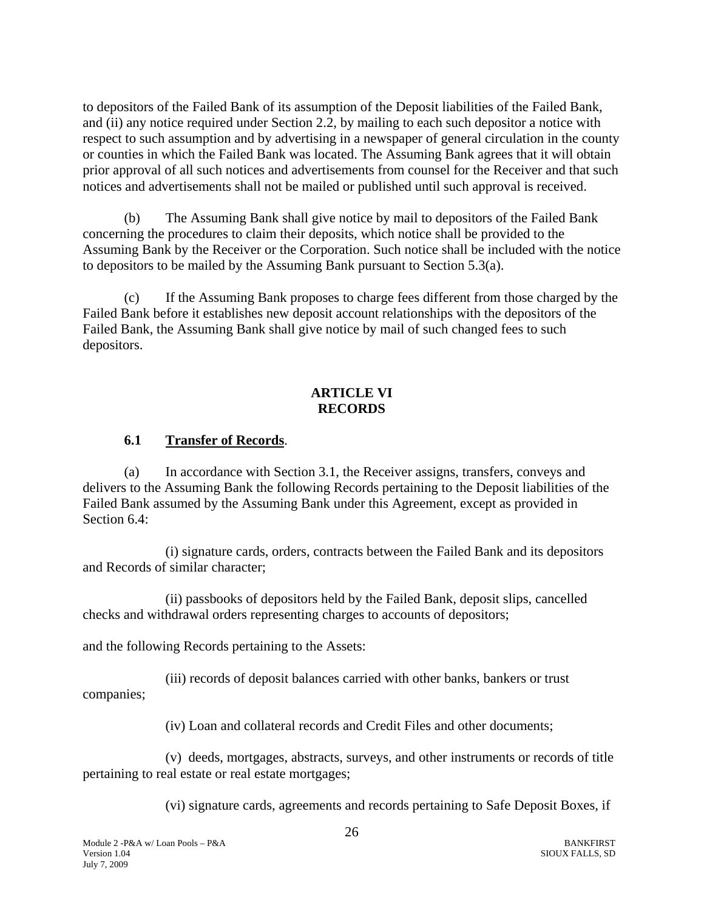to depositors of the Failed Bank of its assumption of the Deposit liabilities of the Failed Bank, and (ii) any notice required under Section 2.2, by mailing to each such depositor a notice with respect to such assumption and by advertising in a newspaper of general circulation in the county or counties in which the Failed Bank was located. The Assuming Bank agrees that it will obtain prior approval of all such notices and advertisements from counsel for the Receiver and that such notices and advertisements shall not be mailed or published until such approval is received.

(b) The Assuming Bank shall give notice by mail to depositors of the Failed Bank concerning the procedures to claim their deposits, which notice shall be provided to the Assuming Bank by the Receiver or the Corporation. Such notice shall be included with the notice to depositors to be mailed by the Assuming Bank pursuant to Section 5.3(a).

(c) If the Assuming Bank proposes to charge fees different from those charged by the Failed Bank before it establishes new deposit account relationships with the depositors of the Failed Bank, the Assuming Bank shall give notice by mail of such changed fees to such depositors.

## ARTICLE VI
## RECORDS

### 6.1 Transfer of Records.

(a) In accordance with Section 3.1, the Receiver assigns, transfers, conveys and delivers to the Assuming Bank the following Records pertaining to the Deposit liabilities of the Failed Bank assumed by the Assuming Bank under this Agreement, except as provided in Section 6.4:

(i) signature cards, orders, contracts between the Failed Bank and its depositors and Records of similar character;

(ii) passbooks of depositors held by the Failed Bank, deposit slips, cancelled checks and withdrawal orders representing charges to accounts of depositors;

and the following Records pertaining to the Assets:

(iii) records of deposit balances carried with other banks, bankers or trust companies;

(iv) Loan and collateral records and Credit Files and other documents;

(v) deeds, mortgages, abstracts, surveys, and other instruments or records of title pertaining to real estate or real estate mortgages;

(vi) signature cards, agreements and records pertaining to Safe Deposit Boxes, if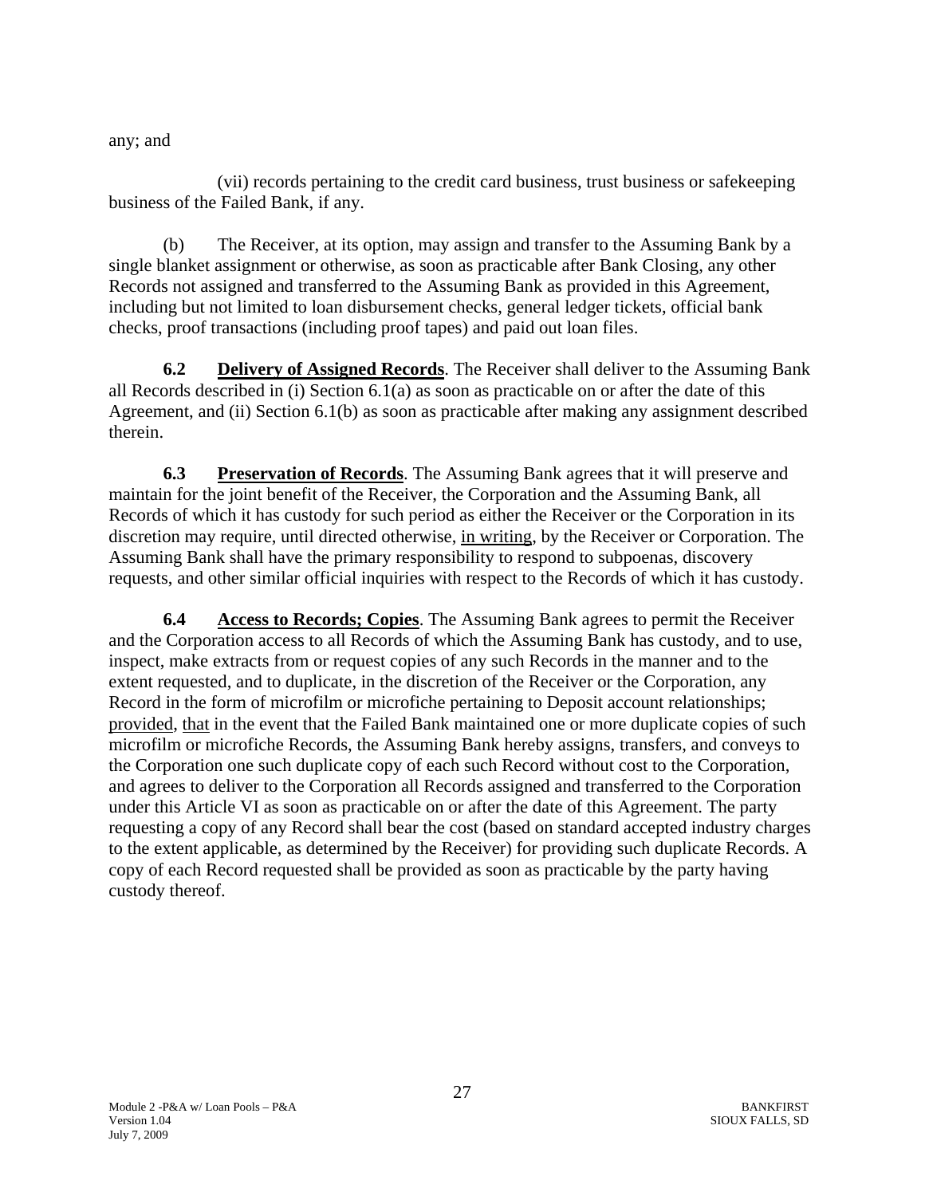any; and

(vii) records pertaining to the credit card business, trust business or safekeeping business of the Failed Bank, if any.

(b) The Receiver, at its option, may assign and transfer to the Assuming Bank by a single blanket assignment or otherwise, as soon as practicable after Bank Closing, any other Records not assigned and transferred to the Assuming Bank as provided in this Agreement, including but not limited to loan disbursement checks, general ledger tickets, official bank checks, proof transactions (including proof tapes) and paid out loan files.

**6.2 Delivery of Assigned Records**. The Receiver shall deliver to the Assuming Bank all Records described in (i) Section 6.1(a) as soon as practicable on or after the date of this Agreement, and (ii) Section 6.1(b) as soon as practicable after making any assignment described therein.

**6.3 Preservation of Records**. The Assuming Bank agrees that it will preserve and maintain for the joint benefit of the Receiver, the Corporation and the Assuming Bank, all Records of which it has custody for such period as either the Receiver or the Corporation in its discretion may require, until directed otherwise, in writing, by the Receiver or Corporation. The Assuming Bank shall have the primary responsibility to respond to subpoenas, discovery requests, and other similar official inquiries with respect to the Records of which it has custody.

**6.4 Access to Records; Copies**. The Assuming Bank agrees to permit the Receiver and the Corporation access to all Records of which the Assuming Bank has custody, and to use, inspect, make extracts from or request copies of any such Records in the manner and to the extent requested, and to duplicate, in the discretion of the Receiver or the Corporation, any Record in the form of microfilm or microfiche pertaining to Deposit account relationships; provided, that in the event that the Failed Bank maintained one or more duplicate copies of such microfilm or microfiche Records, the Assuming Bank hereby assigns, transfers, and conveys to the Corporation one such duplicate copy of each such Record without cost to the Corporation, and agrees to deliver to the Corporation all Records assigned and transferred to the Corporation under this Article VI as soon as practicable on or after the date of this Agreement. The party requesting a copy of any Record shall bear the cost (based on standard accepted industry charges to the extent applicable, as determined by the Receiver) for providing such duplicate Records. A copy of each Record requested shall be provided as soon as practicable by the party having custody thereof.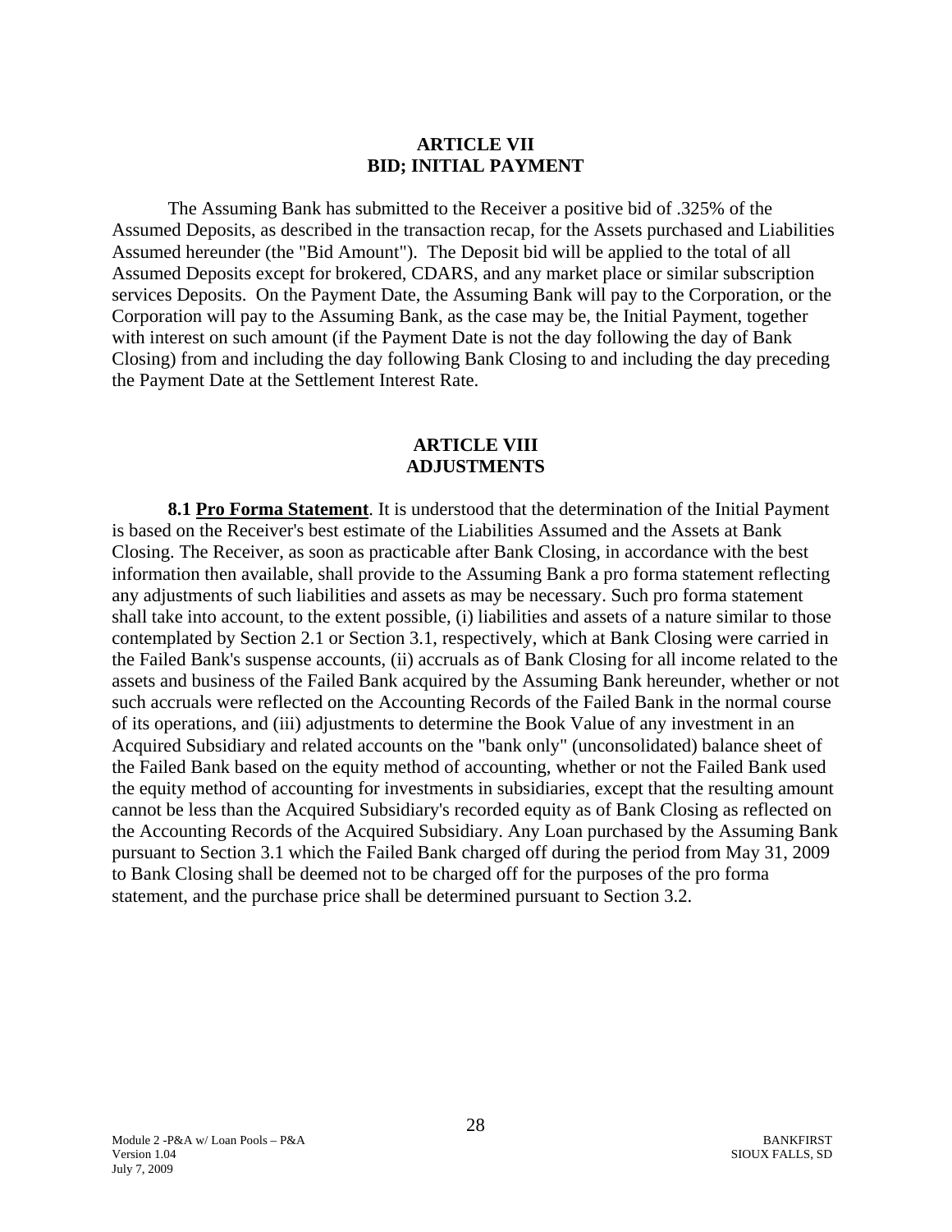## ARTICLE VII
## BID; INITIAL PAYMENT

The Assuming Bank has submitted to the Receiver a positive bid of .325% of the Assumed Deposits, as described in the transaction recap, for the Assets purchased and Liabilities Assumed hereunder (the "Bid Amount"). The Deposit bid will be applied to the total of all Assumed Deposits except for brokered, CDARS, and any market place or similar subscription services Deposits. On the Payment Date, the Assuming Bank will pay to the Corporation, or the Corporation will pay to the Assuming Bank, as the case may be, the Initial Payment, together with interest on such amount (if the Payment Date is not the day following the day of Bank Closing) from and including the day following Bank Closing to and including the day preceding the Payment Date at the Settlement Interest Rate.

## ARTICLE VIII
## ADJUSTMENTS

**8.1 Pro Forma Statement**. It is understood that the determination of the Initial Payment is based on the Receiver's best estimate of the Liabilities Assumed and the Assets at Bank Closing. The Receiver, as soon as practicable after Bank Closing, in accordance with the best information then available, shall provide to the Assuming Bank a pro forma statement reflecting any adjustments of such liabilities and assets as may be necessary. Such pro forma statement shall take into account, to the extent possible, (i) liabilities and assets of a nature similar to those contemplated by Section 2.1 or Section 3.1, respectively, which at Bank Closing were carried in the Failed Bank's suspense accounts, (ii) accruals as of Bank Closing for all income related to the assets and business of the Failed Bank acquired by the Assuming Bank hereunder, whether or not such accruals were reflected on the Accounting Records of the Failed Bank in the normal course of its operations, and (iii) adjustments to determine the Book Value of any investment in an Acquired Subsidiary and related accounts on the "bank only" (unconsolidated) balance sheet of the Failed Bank based on the equity method of accounting, whether or not the Failed Bank used the equity method of accounting for investments in subsidiaries, except that the resulting amount cannot be less than the Acquired Subsidiary's recorded equity as of Bank Closing as reflected on the Accounting Records of the Acquired Subsidiary. Any Loan purchased by the Assuming Bank pursuant to Section 3.1 which the Failed Bank charged off during the period from May 31, 2009 to Bank Closing shall be deemed not to be charged off for the purposes of the pro forma statement, and the purchase price shall be determined pursuant to Section 3.2.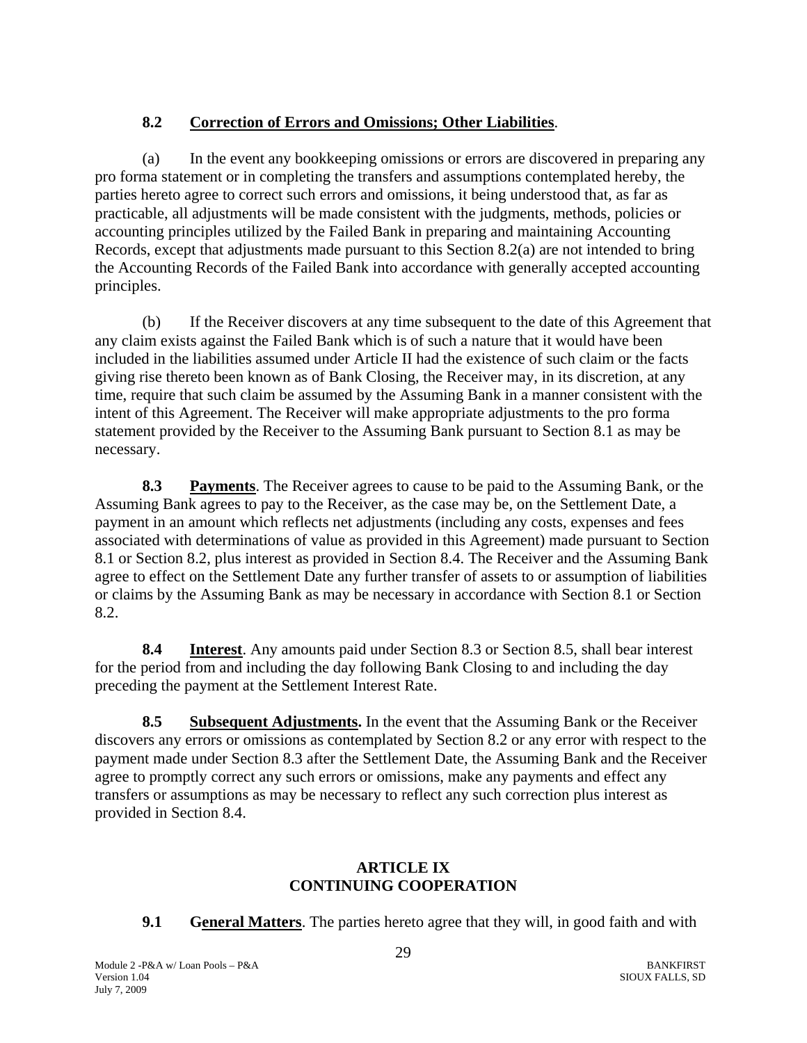**8.2 Correction of Errors and Omissions; Other Liabilities**.

(a) In the event any bookkeeping omissions or errors are discovered in preparing any pro forma statement or in completing the transfers and assumptions contemplated hereby, the parties hereto agree to correct such errors and omissions, it being understood that, as far as practicable, all adjustments will be made consistent with the judgments, methods, policies or accounting principles utilized by the Failed Bank in preparing and maintaining Accounting Records, except that adjustments made pursuant to this Section 8.2(a) are not intended to bring the Accounting Records of the Failed Bank into accordance with generally accepted accounting principles.

(b) If the Receiver discovers at any time subsequent to the date of this Agreement that any claim exists against the Failed Bank which is of such a nature that it would have been included in the liabilities assumed under Article II had the existence of such claim or the facts giving rise thereto been known as of Bank Closing, the Receiver may, in its discretion, at any time, require that such claim be assumed by the Assuming Bank in a manner consistent with the intent of this Agreement. The Receiver will make appropriate adjustments to the pro forma statement provided by the Receiver to the Assuming Bank pursuant to Section 8.1 as may be necessary.

**8.3 Payments**. The Receiver agrees to cause to be paid to the Assuming Bank, or the Assuming Bank agrees to pay to the Receiver, as the case may be, on the Settlement Date, a payment in an amount which reflects net adjustments (including any costs, expenses and fees associated with determinations of value as provided in this Agreement) made pursuant to Section 8.1 or Section 8.2, plus interest as provided in Section 8.4. The Receiver and the Assuming Bank agree to effect on the Settlement Date any further transfer of assets to or assumption of liabilities or claims by the Assuming Bank as may be necessary in accordance with Section 8.1 or Section 8.2.

**8.4 Interest**. Any amounts paid under Section 8.3 or Section 8.5, shall bear interest for the period from and including the day following Bank Closing to and including the day preceding the payment at the Settlement Interest Rate.

**8.5 Subsequent Adjustments.** In the event that the Assuming Bank or the Receiver discovers any errors or omissions as contemplated by Section 8.2 or any error with respect to the payment made under Section 8.3 after the Settlement Date, the Assuming Bank and the Receiver agree to promptly correct any such errors or omissions, make any payments and effect any transfers or assumptions as may be necessary to reflect any such correction plus interest as provided in Section 8.4.

## ARTICLE IX
## CONTINUING COOPERATION

**9.1 General Matters**. The parties hereto agree that they will, in good faith and with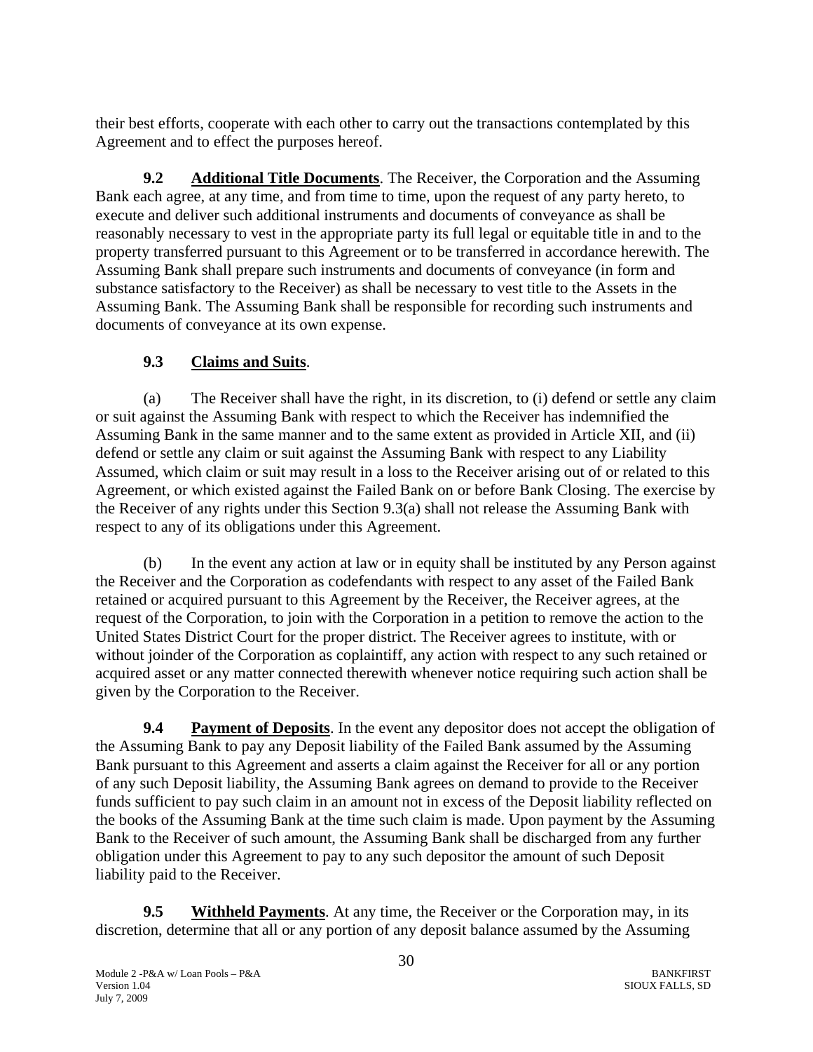their best efforts, cooperate with each other to carry out the transactions contemplated by this Agreement and to effect the purposes hereof.

**9.2 Additional Title Documents**. The Receiver, the Corporation and the Assuming Bank each agree, at any time, and from time to time, upon the request of any party hereto, to execute and deliver such additional instruments and documents of conveyance as shall be reasonably necessary to vest in the appropriate party its full legal or equitable title in and to the property transferred pursuant to this Agreement or to be transferred in accordance herewith. The Assuming Bank shall prepare such instruments and documents of conveyance (in form and substance satisfactory to the Receiver) as shall be necessary to vest title to the Assets in the Assuming Bank. The Assuming Bank shall be responsible for recording such instruments and documents of conveyance at its own expense.

**9.3 Claims and Suits**.

(a) The Receiver shall have the right, in its discretion, to (i) defend or settle any claim or suit against the Assuming Bank with respect to which the Receiver has indemnified the Assuming Bank in the same manner and to the same extent as provided in Article XII, and (ii) defend or settle any claim or suit against the Assuming Bank with respect to any Liability Assumed, which claim or suit may result in a loss to the Receiver arising out of or related to this Agreement, or which existed against the Failed Bank on or before Bank Closing. The exercise by the Receiver of any rights under this Section 9.3(a) shall not release the Assuming Bank with respect to any of its obligations under this Agreement.

(b) In the event any action at law or in equity shall be instituted by any Person against the Receiver and the Corporation as codefendants with respect to any asset of the Failed Bank retained or acquired pursuant to this Agreement by the Receiver, the Receiver agrees, at the request of the Corporation, to join with the Corporation in a petition to remove the action to the United States District Court for the proper district. The Receiver agrees to institute, with or without joinder of the Corporation as coplaintiff, any action with respect to any such retained or acquired asset or any matter connected therewith whenever notice requiring such action shall be given by the Corporation to the Receiver.

**9.4 Payment of Deposits**. In the event any depositor does not accept the obligation of the Assuming Bank to pay any Deposit liability of the Failed Bank assumed by the Assuming Bank pursuant to this Agreement and asserts a claim against the Receiver for all or any portion of any such Deposit liability, the Assuming Bank agrees on demand to provide to the Receiver funds sufficient to pay such claim in an amount not in excess of the Deposit liability reflected on the books of the Assuming Bank at the time such claim is made. Upon payment by the Assuming Bank to the Receiver of such amount, the Assuming Bank shall be discharged from any further obligation under this Agreement to pay to any such depositor the amount of such Deposit liability paid to the Receiver.

**9.5 Withheld Payments**. At any time, the Receiver or the Corporation may, in its discretion, determine that all or any portion of any deposit balance assumed by the Assuming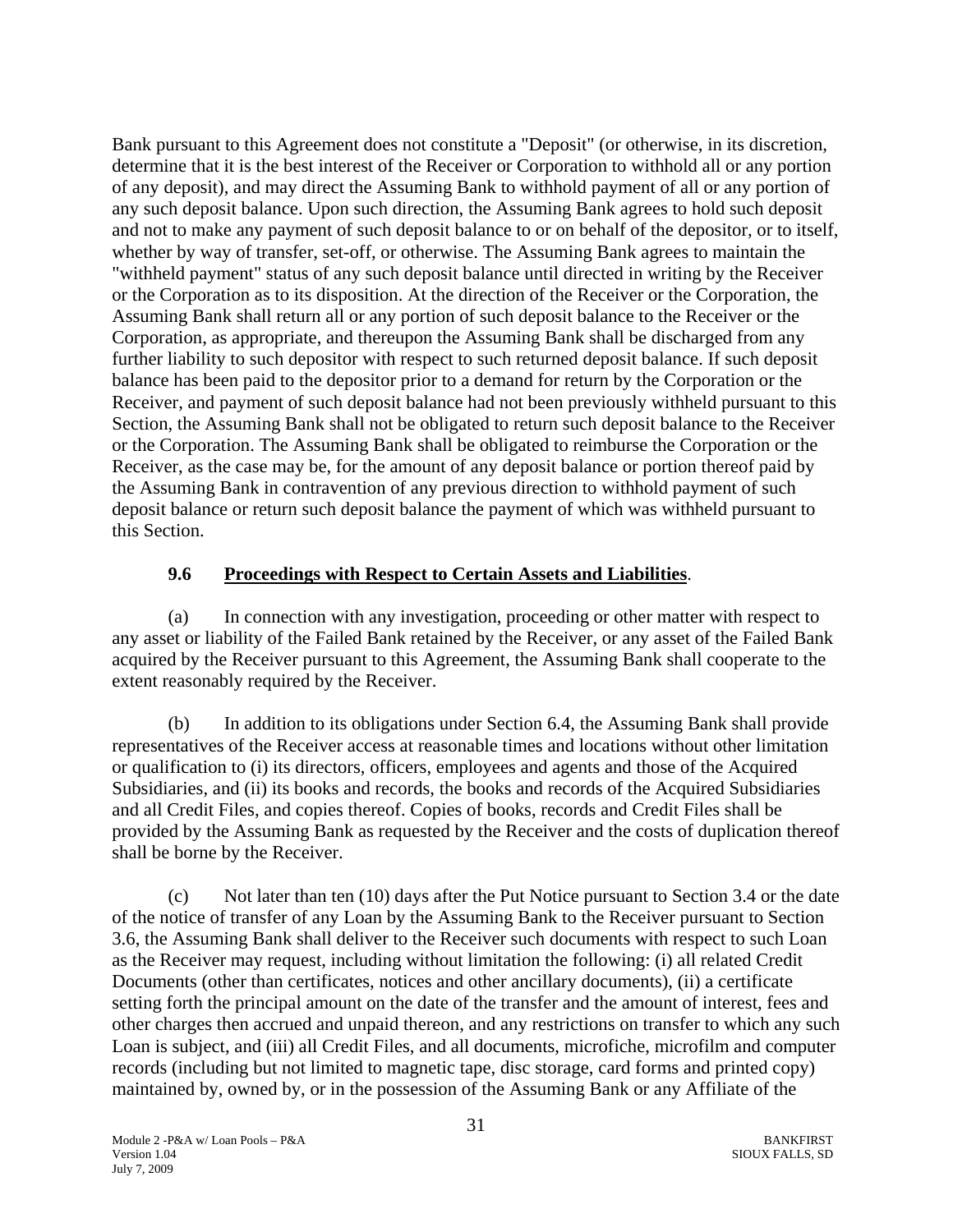Bank pursuant to this Agreement does not constitute a "Deposit" (or otherwise, in its discretion, determine that it is the best interest of the Receiver or Corporation to withhold all or any portion of any deposit), and may direct the Assuming Bank to withhold payment of all or any portion of any such deposit balance. Upon such direction, the Assuming Bank agrees to hold such deposit and not to make any payment of such deposit balance to or on behalf of the depositor, or to itself, whether by way of transfer, set-off, or otherwise. The Assuming Bank agrees to maintain the "withheld payment" status of any such deposit balance until directed in writing by the Receiver or the Corporation as to its disposition. At the direction of the Receiver or the Corporation, the Assuming Bank shall return all or any portion of such deposit balance to the Receiver or the Corporation, as appropriate, and thereupon the Assuming Bank shall be discharged from any further liability to such depositor with respect to such returned deposit balance. If such deposit balance has been paid to the depositor prior to a demand for return by the Corporation or the Receiver, and payment of such deposit balance had not been previously withheld pursuant to this Section, the Assuming Bank shall not be obligated to return such deposit balance to the Receiver or the Corporation. The Assuming Bank shall be obligated to reimburse the Corporation or the Receiver, as the case may be, for the amount of any deposit balance or portion thereof paid by the Assuming Bank in contravention of any previous direction to withhold payment of such deposit balance or return such deposit balance the payment of which was withheld pursuant to this Section.

### 9.6 Proceedings with Respect to Certain Assets and Liabilities.

(a) In connection with any investigation, proceeding or other matter with respect to any asset or liability of the Failed Bank retained by the Receiver, or any asset of the Failed Bank acquired by the Receiver pursuant to this Agreement, the Assuming Bank shall cooperate to the extent reasonably required by the Receiver.

(b) In addition to its obligations under Section 6.4, the Assuming Bank shall provide representatives of the Receiver access at reasonable times and locations without other limitation or qualification to (i) its directors, officers, employees and agents and those of the Acquired Subsidiaries, and (ii) its books and records, the books and records of the Acquired Subsidiaries and all Credit Files, and copies thereof. Copies of books, records and Credit Files shall be provided by the Assuming Bank as requested by the Receiver and the costs of duplication thereof shall be borne by the Receiver.

(c) Not later than ten (10) days after the Put Notice pursuant to Section 3.4 or the date of the notice of transfer of any Loan by the Assuming Bank to the Receiver pursuant to Section 3.6, the Assuming Bank shall deliver to the Receiver such documents with respect to such Loan as the Receiver may request, including without limitation the following: (i) all related Credit Documents (other than certificates, notices and other ancillary documents), (ii) a certificate setting forth the principal amount on the date of the transfer and the amount of interest, fees and other charges then accrued and unpaid thereon, and any restrictions on transfer to which any such Loan is subject, and (iii) all Credit Files, and all documents, microfiche, microfilm and computer records (including but not limited to magnetic tape, disc storage, card forms and printed copy) maintained by, owned by, or in the possession of the Assuming Bank or any Affiliate of the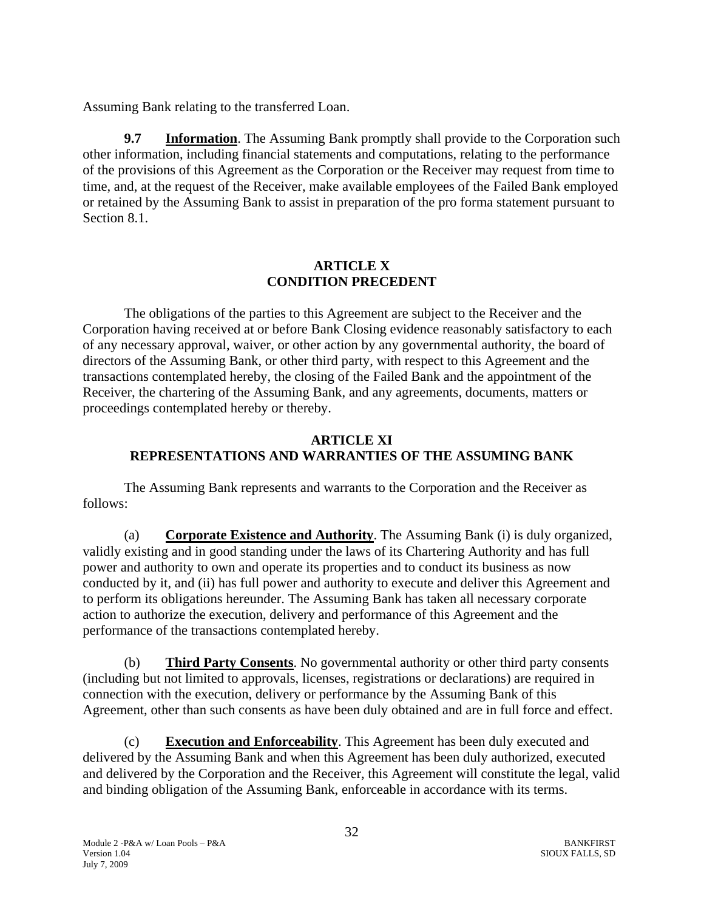Assuming Bank relating to the transferred Loan.

**9.7 Information**. The Assuming Bank promptly shall provide to the Corporation such other information, including financial statements and computations, relating to the performance of the provisions of this Agreement as the Corporation or the Receiver may request from time to time, and, at the request of the Receiver, make available employees of the Failed Bank employed or retained by the Assuming Bank to assist in preparation of the pro forma statement pursuant to Section 8.1.

## ARTICLE X
## CONDITION PRECEDENT

The obligations of the parties to this Agreement are subject to the Receiver and the Corporation having received at or before Bank Closing evidence reasonably satisfactory to each of any necessary approval, waiver, or other action by any governmental authority, the board of directors of the Assuming Bank, or other third party, with respect to this Agreement and the transactions contemplated hereby, the closing of the Failed Bank and the appointment of the Receiver, the chartering of the Assuming Bank, and any agreements, documents, matters or proceedings contemplated hereby or thereby.

## ARTICLE XI
## REPRESENTATIONS AND WARRANTIES OF THE ASSUMING BANK

The Assuming Bank represents and warrants to the Corporation and the Receiver as follows:

(a) **Corporate Existence and Authority**. The Assuming Bank (i) is duly organized, validly existing and in good standing under the laws of its Chartering Authority and has full power and authority to own and operate its properties and to conduct its business as now conducted by it, and (ii) has full power and authority to execute and deliver this Agreement and to perform its obligations hereunder. The Assuming Bank has taken all necessary corporate action to authorize the execution, delivery and performance of this Agreement and the performance of the transactions contemplated hereby.

(b) **Third Party Consents**. No governmental authority or other third party consents (including but not limited to approvals, licenses, registrations or declarations) are required in connection with the execution, delivery or performance by the Assuming Bank of this Agreement, other than such consents as have been duly obtained and are in full force and effect.

(c) **Execution and Enforceability**. This Agreement has been duly executed and delivered by the Assuming Bank and when this Agreement has been duly authorized, executed and delivered by the Corporation and the Receiver, this Agreement will constitute the legal, valid and binding obligation of the Assuming Bank, enforceable in accordance with its terms.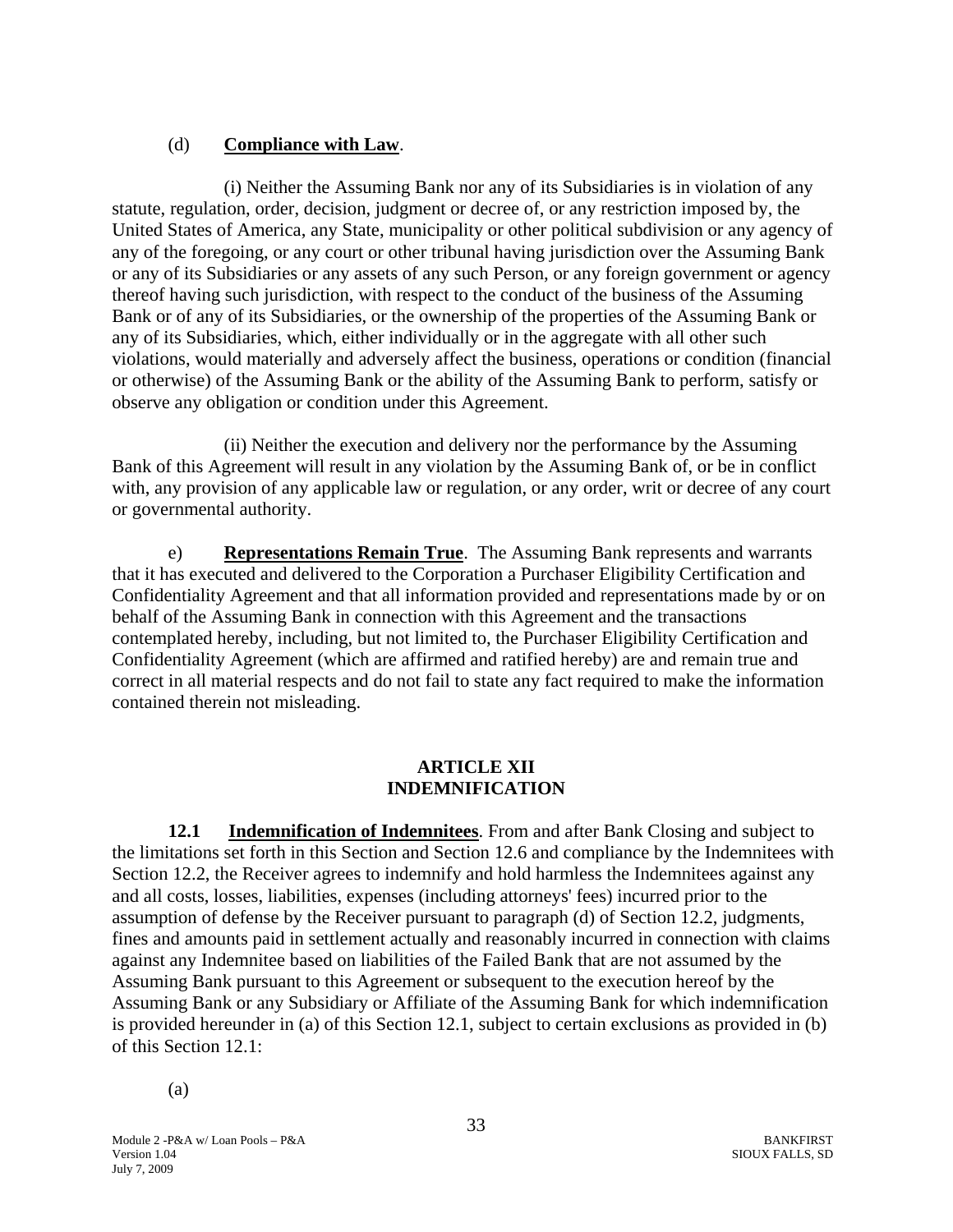(d) **Compliance with Law**.

(i) Neither the Assuming Bank nor any of its Subsidiaries is in violation of any statute, regulation, order, decision, judgment or decree of, or any restriction imposed by, the United States of America, any State, municipality or other political subdivision or any agency of any of the foregoing, or any court or other tribunal having jurisdiction over the Assuming Bank or any of its Subsidiaries or any assets of any such Person, or any foreign government or agency thereof having such jurisdiction, with respect to the conduct of the business of the Assuming Bank or of any of its Subsidiaries, or the ownership of the properties of the Assuming Bank or any of its Subsidiaries, which, either individually or in the aggregate with all other such violations, would materially and adversely affect the business, operations or condition (financial or otherwise) of the Assuming Bank or the ability of the Assuming Bank to perform, satisfy or observe any obligation or condition under this Agreement.

(ii) Neither the execution and delivery nor the performance by the Assuming Bank of this Agreement will result in any violation by the Assuming Bank of, or be in conflict with, any provision of any applicable law or regulation, or any order, writ or decree of any court or governmental authority.

e) **Representations Remain True**. The Assuming Bank represents and warrants that it has executed and delivered to the Corporation a Purchaser Eligibility Certification and Confidentiality Agreement and that all information provided and representations made by or on behalf of the Assuming Bank in connection with this Agreement and the transactions contemplated hereby, including, but not limited to, the Purchaser Eligibility Certification and Confidentiality Agreement (which are affirmed and ratified hereby) are and remain true and correct in all material respects and do not fail to state any fact required to make the information contained therein not misleading.

## ARTICLE XII
## INDEMNIFICATION

**12.1 Indemnification of Indemnitees**. From and after Bank Closing and subject to the limitations set forth in this Section and Section 12.6 and compliance by the Indemnitees with Section 12.2, the Receiver agrees to indemnify and hold harmless the Indemnitees against any and all costs, losses, liabilities, expenses (including attorneys' fees) incurred prior to the assumption of defense by the Receiver pursuant to paragraph (d) of Section 12.2, judgments, fines and amounts paid in settlement actually and reasonably incurred in connection with claims against any Indemnitee based on liabilities of the Failed Bank that are not assumed by the Assuming Bank pursuant to this Agreement or subsequent to the execution hereof by the Assuming Bank or any Subsidiary or Affiliate of the Assuming Bank for which indemnification is provided hereunder in (a) of this Section 12.1, subject to certain exclusions as provided in (b) of this Section 12.1:

(a)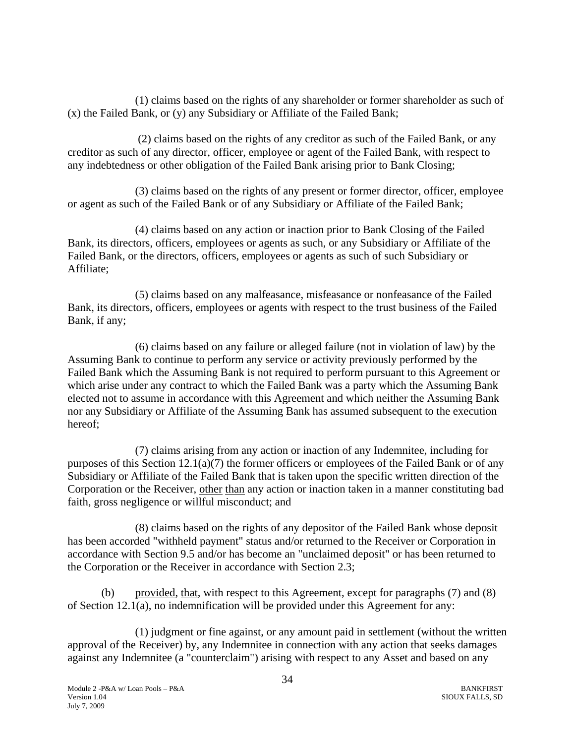(1) claims based on the rights of any shareholder or former shareholder as such of (x) the Failed Bank, or (y) any Subsidiary or Affiliate of the Failed Bank;

(2) claims based on the rights of any creditor as such of the Failed Bank, or any creditor as such of any director, officer, employee or agent of the Failed Bank, with respect to any indebtedness or other obligation of the Failed Bank arising prior to Bank Closing;

(3) claims based on the rights of any present or former director, officer, employee or agent as such of the Failed Bank or of any Subsidiary or Affiliate of the Failed Bank;

(4) claims based on any action or inaction prior to Bank Closing of the Failed Bank, its directors, officers, employees or agents as such, or any Subsidiary or Affiliate of the Failed Bank, or the directors, officers, employees or agents as such of such Subsidiary or Affiliate;

(5) claims based on any malfeasance, misfeasance or nonfeasance of the Failed Bank, its directors, officers, employees or agents with respect to the trust business of the Failed Bank, if any;

(6) claims based on any failure or alleged failure (not in violation of law) by the Assuming Bank to continue to perform any service or activity previously performed by the Failed Bank which the Assuming Bank is not required to perform pursuant to this Agreement or which arise under any contract to which the Failed Bank was a party which the Assuming Bank elected not to assume in accordance with this Agreement and which neither the Assuming Bank nor any Subsidiary or Affiliate of the Assuming Bank has assumed subsequent to the execution hereof;

(7) claims arising from any action or inaction of any Indemnitee, including for purposes of this Section 12.1(a)(7) the former officers or employees of the Failed Bank or of any Subsidiary or Affiliate of the Failed Bank that is taken upon the specific written direction of the Corporation or the Receiver, other than any action or inaction taken in a manner constituting bad faith, gross negligence or willful misconduct; and

(8) claims based on the rights of any depositor of the Failed Bank whose deposit has been accorded "withheld payment" status and/or returned to the Receiver or Corporation in accordance with Section 9.5 and/or has become an "unclaimed deposit" or has been returned to the Corporation or the Receiver in accordance with Section 2.3;

(b) provided, that, with respect to this Agreement, except for paragraphs (7) and (8) of Section 12.1(a), no indemnification will be provided under this Agreement for any:

(1) judgment or fine against, or any amount paid in settlement (without the written approval of the Receiver) by, any Indemnitee in connection with any action that seeks damages against any Indemnitee (a "counterclaim") arising with respect to any Asset and based on any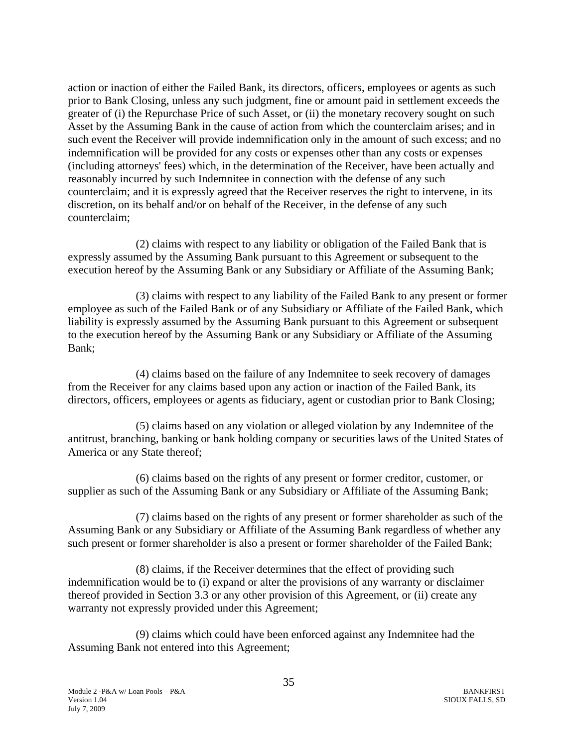action or inaction of either the Failed Bank, its directors, officers, employees or agents as such prior to Bank Closing, unless any such judgment, fine or amount paid in settlement exceeds the greater of (i) the Repurchase Price of such Asset, or (ii) the monetary recovery sought on such Asset by the Assuming Bank in the cause of action from which the counterclaim arises; and in such event the Receiver will provide indemnification only in the amount of such excess; and no indemnification will be provided for any costs or expenses other than any costs or expenses (including attorneys' fees) which, in the determination of the Receiver, have been actually and reasonably incurred by such Indemnitee in connection with the defense of any such counterclaim; and it is expressly agreed that the Receiver reserves the right to intervene, in its discretion, on its behalf and/or on behalf of the Receiver, in the defense of any such counterclaim;

(2) claims with respect to any liability or obligation of the Failed Bank that is expressly assumed by the Assuming Bank pursuant to this Agreement or subsequent to the execution hereof by the Assuming Bank or any Subsidiary or Affiliate of the Assuming Bank;

(3) claims with respect to any liability of the Failed Bank to any present or former employee as such of the Failed Bank or of any Subsidiary or Affiliate of the Failed Bank, which liability is expressly assumed by the Assuming Bank pursuant to this Agreement or subsequent to the execution hereof by the Assuming Bank or any Subsidiary or Affiliate of the Assuming Bank;

(4) claims based on the failure of any Indemnitee to seek recovery of damages from the Receiver for any claims based upon any action or inaction of the Failed Bank, its directors, officers, employees or agents as fiduciary, agent or custodian prior to Bank Closing;

(5) claims based on any violation or alleged violation by any Indemnitee of the antitrust, branching, banking or bank holding company or securities laws of the United States of America or any State thereof;

(6) claims based on the rights of any present or former creditor, customer, or supplier as such of the Assuming Bank or any Subsidiary or Affiliate of the Assuming Bank;

(7) claims based on the rights of any present or former shareholder as such of the Assuming Bank or any Subsidiary or Affiliate of the Assuming Bank regardless of whether any such present or former shareholder is also a present or former shareholder of the Failed Bank;

(8) claims, if the Receiver determines that the effect of providing such indemnification would be to (i) expand or alter the provisions of any warranty or disclaimer thereof provided in Section 3.3 or any other provision of this Agreement, or (ii) create any warranty not expressly provided under this Agreement;

(9) claims which could have been enforced against any Indemnitee had the Assuming Bank not entered into this Agreement;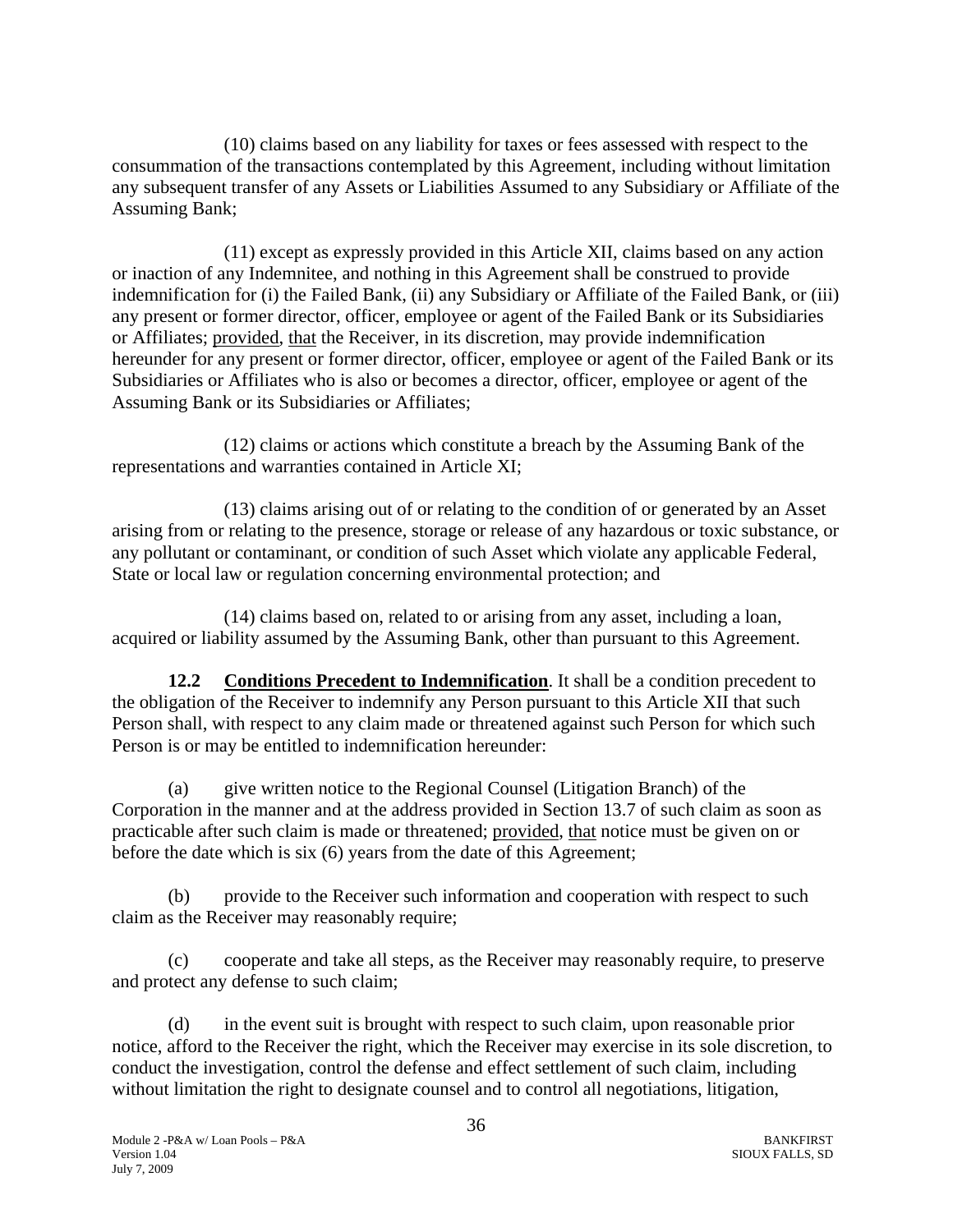(10) claims based on any liability for taxes or fees assessed with respect to the consummation of the transactions contemplated by this Agreement, including without limitation any subsequent transfer of any Assets or Liabilities Assumed to any Subsidiary or Affiliate of the Assuming Bank;

(11) except as expressly provided in this Article XII, claims based on any action or inaction of any Indemnitee, and nothing in this Agreement shall be construed to provide indemnification for (i) the Failed Bank, (ii) any Subsidiary or Affiliate of the Failed Bank, or (iii) any present or former director, officer, employee or agent of the Failed Bank or its Subsidiaries or Affiliates; provided, that the Receiver, in its discretion, may provide indemnification hereunder for any present or former director, officer, employee or agent of the Failed Bank or its Subsidiaries or Affiliates who is also or becomes a director, officer, employee or agent of the Assuming Bank or its Subsidiaries or Affiliates;

(12) claims or actions which constitute a breach by the Assuming Bank of the representations and warranties contained in Article XI;

(13) claims arising out of or relating to the condition of or generated by an Asset arising from or relating to the presence, storage or release of any hazardous or toxic substance, or any pollutant or contaminant, or condition of such Asset which violate any applicable Federal, State or local law or regulation concerning environmental protection; and

(14) claims based on, related to or arising from any asset, including a loan, acquired or liability assumed by the Assuming Bank, other than pursuant to this Agreement.

**12.2 Conditions Precedent to Indemnification**. It shall be a condition precedent to the obligation of the Receiver to indemnify any Person pursuant to this Article XII that such Person shall, with respect to any claim made or threatened against such Person for which such Person is or may be entitled to indemnification hereunder:

(a) give written notice to the Regional Counsel (Litigation Branch) of the Corporation in the manner and at the address provided in Section 13.7 of such claim as soon as practicable after such claim is made or threatened; provided, that notice must be given on or before the date which is six (6) years from the date of this Agreement;

(b) provide to the Receiver such information and cooperation with respect to such claim as the Receiver may reasonably require;

(c) cooperate and take all steps, as the Receiver may reasonably require, to preserve and protect any defense to such claim;

(d) in the event suit is brought with respect to such claim, upon reasonable prior notice, afford to the Receiver the right, which the Receiver may exercise in its sole discretion, to conduct the investigation, control the defense and effect settlement of such claim, including without limitation the right to designate counsel and to control all negotiations, litigation,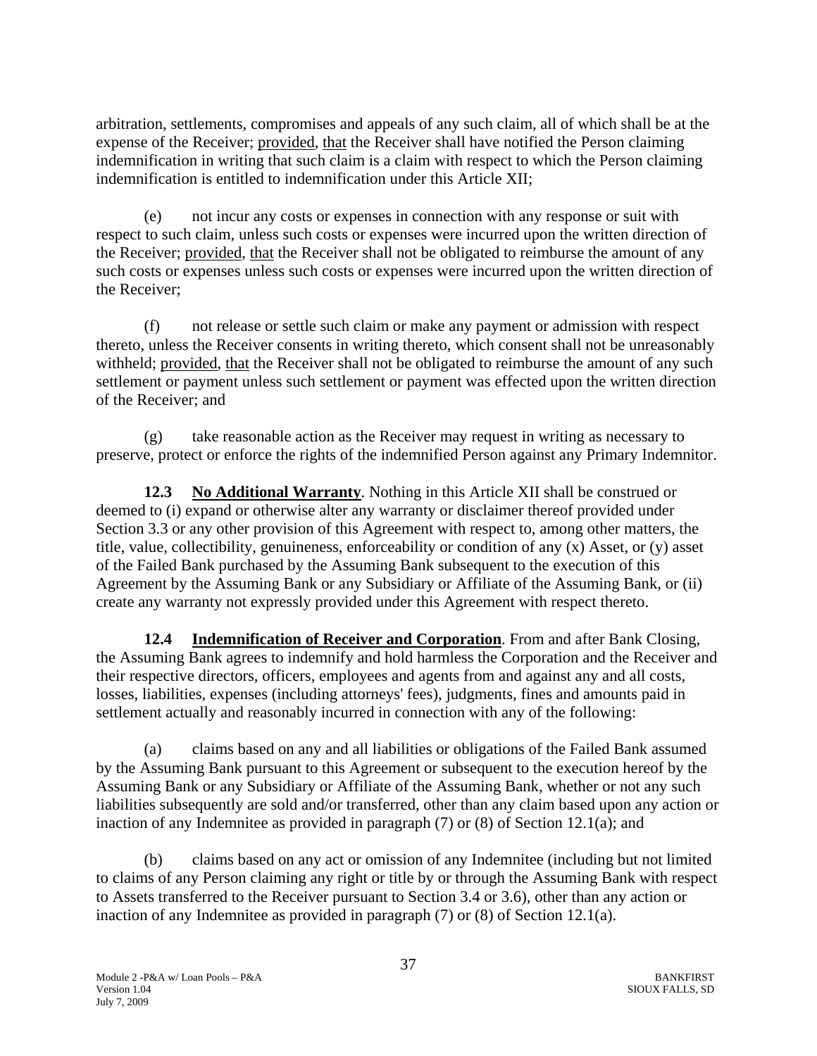arbitration, settlements, compromises and appeals of any such claim, all of which shall be at the expense of the Receiver; provided, that the Receiver shall have notified the Person claiming indemnification in writing that such claim is a claim with respect to which the Person claiming indemnification is entitled to indemnification under this Article XII;

(e) not incur any costs or expenses in connection with any response or suit with respect to such claim, unless such costs or expenses were incurred upon the written direction of the Receiver; provided, that the Receiver shall not be obligated to reimburse the amount of any such costs or expenses unless such costs or expenses were incurred upon the written direction of the Receiver;

(f) not release or settle such claim or make any payment or admission with respect thereto, unless the Receiver consents in writing thereto, which consent shall not be unreasonably withheld; provided, that the Receiver shall not be obligated to reimburse the amount of any such settlement or payment unless such settlement or payment was effected upon the written direction of the Receiver; and

(g) take reasonable action as the Receiver may request in writing as necessary to preserve, protect or enforce the rights of the indemnified Person against any Primary Indemnitor.

**12.3 No Additional Warranty**. Nothing in this Article XII shall be construed or deemed to (i) expand or otherwise alter any warranty or disclaimer thereof provided under Section 3.3 or any other provision of this Agreement with respect to, among other matters, the title, value, collectibility, genuineness, enforceability or condition of any (x) Asset, or (y) asset of the Failed Bank purchased by the Assuming Bank subsequent to the execution of this Agreement by the Assuming Bank or any Subsidiary or Affiliate of the Assuming Bank, or (ii) create any warranty not expressly provided under this Agreement with respect thereto.

**12.4 Indemnification of Receiver and Corporation**. From and after Bank Closing, the Assuming Bank agrees to indemnify and hold harmless the Corporation and the Receiver and their respective directors, officers, employees and agents from and against any and all costs, losses, liabilities, expenses (including attorneys' fees), judgments, fines and amounts paid in settlement actually and reasonably incurred in connection with any of the following:

(a) claims based on any and all liabilities or obligations of the Failed Bank assumed by the Assuming Bank pursuant to this Agreement or subsequent to the execution hereof by the Assuming Bank or any Subsidiary or Affiliate of the Assuming Bank, whether or not any such liabilities subsequently are sold and/or transferred, other than any claim based upon any action or inaction of any Indemnitee as provided in paragraph (7) or (8) of Section 12.1(a); and

(b) claims based on any act or omission of any Indemnitee (including but not limited to claims of any Person claiming any right or title by or through the Assuming Bank with respect to Assets transferred to the Receiver pursuant to Section 3.4 or 3.6), other than any action or inaction of any Indemnitee as provided in paragraph (7) or (8) of Section 12.1(a).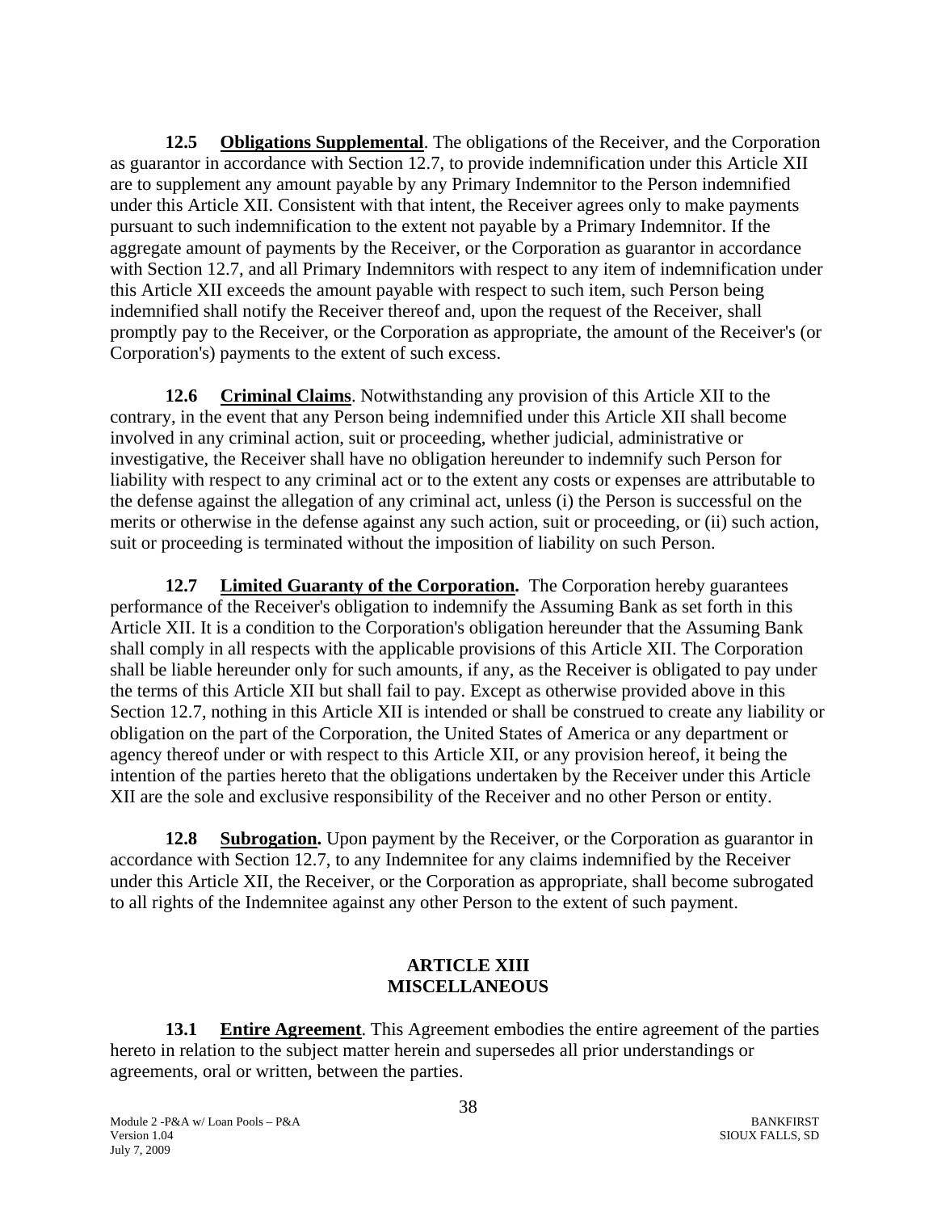**12.5 Obligations Supplemental**. The obligations of the Receiver, and the Corporation as guarantor in accordance with Section 12.7, to provide indemnification under this Article XII are to supplement any amount payable by any Primary Indemnitor to the Person indemnified under this Article XII. Consistent with that intent, the Receiver agrees only to make payments pursuant to such indemnification to the extent not payable by a Primary Indemnitor. If the aggregate amount of payments by the Receiver, or the Corporation as guarantor in accordance with Section 12.7, and all Primary Indemnitors with respect to any item of indemnification under this Article XII exceeds the amount payable with respect to such item, such Person being indemnified shall notify the Receiver thereof and, upon the request of the Receiver, shall promptly pay to the Receiver, or the Corporation as appropriate, the amount of the Receiver's (or Corporation's) payments to the extent of such excess.

**12.6 Criminal Claims**. Notwithstanding any provision of this Article XII to the contrary, in the event that any Person being indemnified under this Article XII shall become involved in any criminal action, suit or proceeding, whether judicial, administrative or investigative, the Receiver shall have no obligation hereunder to indemnify such Person for liability with respect to any criminal act or to the extent any costs or expenses are attributable to the defense against the allegation of any criminal act, unless (i) the Person is successful on the merits or otherwise in the defense against any such action, suit or proceeding, or (ii) such action, suit or proceeding is terminated without the imposition of liability on such Person.

**12.7 Limited Guaranty of the Corporation.** The Corporation hereby guarantees performance of the Receiver's obligation to indemnify the Assuming Bank as set forth in this Article XII. It is a condition to the Corporation's obligation hereunder that the Assuming Bank shall comply in all respects with the applicable provisions of this Article XII. The Corporation shall be liable hereunder only for such amounts, if any, as the Receiver is obligated to pay under the terms of this Article XII but shall fail to pay. Except as otherwise provided above in this Section 12.7, nothing in this Article XII is intended or shall be construed to create any liability or obligation on the part of the Corporation, the United States of America or any department or agency thereof under or with respect to this Article XII, or any provision hereof, it being the intention of the parties hereto that the obligations undertaken by the Receiver under this Article XII are the sole and exclusive responsibility of the Receiver and no other Person or entity.

**12.8 Subrogation.** Upon payment by the Receiver, or the Corporation as guarantor in accordance with Section 12.7, to any Indemnitee for any claims indemnified by the Receiver under this Article XII, the Receiver, or the Corporation as appropriate, shall become subrogated to all rights of the Indemnitee against any other Person to the extent of such payment.

## ARTICLE XIII
## MISCELLANEOUS

**13.1 Entire Agreement**. This Agreement embodies the entire agreement of the parties hereto in relation to the subject matter herein and supersedes all prior understandings or agreements, oral or written, between the parties.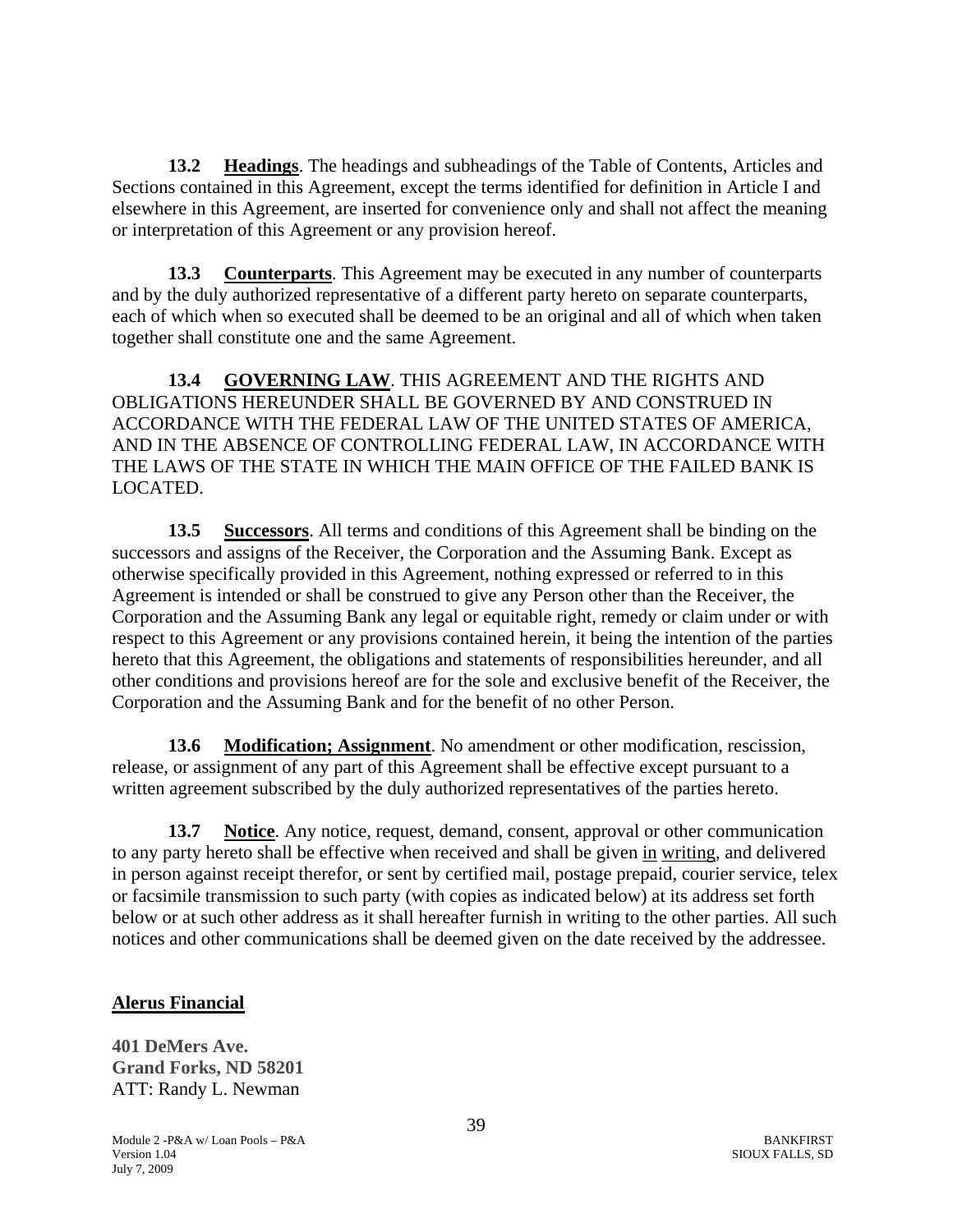**13.2 Headings**. The headings and subheadings of the Table of Contents, Articles and Sections contained in this Agreement, except the terms identified for definition in Article I and elsewhere in this Agreement, are inserted for convenience only and shall not affect the meaning or interpretation of this Agreement or any provision hereof.

**13.3 Counterparts**. This Agreement may be executed in any number of counterparts and by the duly authorized representative of a different party hereto on separate counterparts, each of which when so executed shall be deemed to be an original and all of which when taken together shall constitute one and the same Agreement.

**13.4 GOVERNING LAW**. THIS AGREEMENT AND THE RIGHTS AND OBLIGATIONS HEREUNDER SHALL BE GOVERNED BY AND CONSTRUED IN ACCORDANCE WITH THE FEDERAL LAW OF THE UNITED STATES OF AMERICA, AND IN THE ABSENCE OF CONTROLLING FEDERAL LAW, IN ACCORDANCE WITH THE LAWS OF THE STATE IN WHICH THE MAIN OFFICE OF THE FAILED BANK IS LOCATED.

**13.5 Successors**. All terms and conditions of this Agreement shall be binding on the successors and assigns of the Receiver, the Corporation and the Assuming Bank. Except as otherwise specifically provided in this Agreement, nothing expressed or referred to in this Agreement is intended or shall be construed to give any Person other than the Receiver, the Corporation and the Assuming Bank any legal or equitable right, remedy or claim under or with respect to this Agreement or any provisions contained herein, it being the intention of the parties hereto that this Agreement, the obligations and statements of responsibilities hereunder, and all other conditions and provisions hereof are for the sole and exclusive benefit of the Receiver, the Corporation and the Assuming Bank and for the benefit of no other Person.

**13.6 Modification; Assignment**. No amendment or other modification, rescission, release, or assignment of any part of this Agreement shall be effective except pursuant to a written agreement subscribed by the duly authorized representatives of the parties hereto.

**13.7 Notice**. Any notice, request, demand, consent, approval or other communication to any party hereto shall be effective when received and shall be given in writing, and delivered in person against receipt therefor, or sent by certified mail, postage prepaid, courier service, telex or facsimile transmission to such party (with copies as indicated below) at its address set forth below or at such other address as it shall hereafter furnish in writing to the other parties. All such notices and other communications shall be deemed given on the date received by the addressee.

**Alerus Financial**

**401 DeMers Ave.**
**Grand Forks, ND 58201**
ATT: Randy L. Newman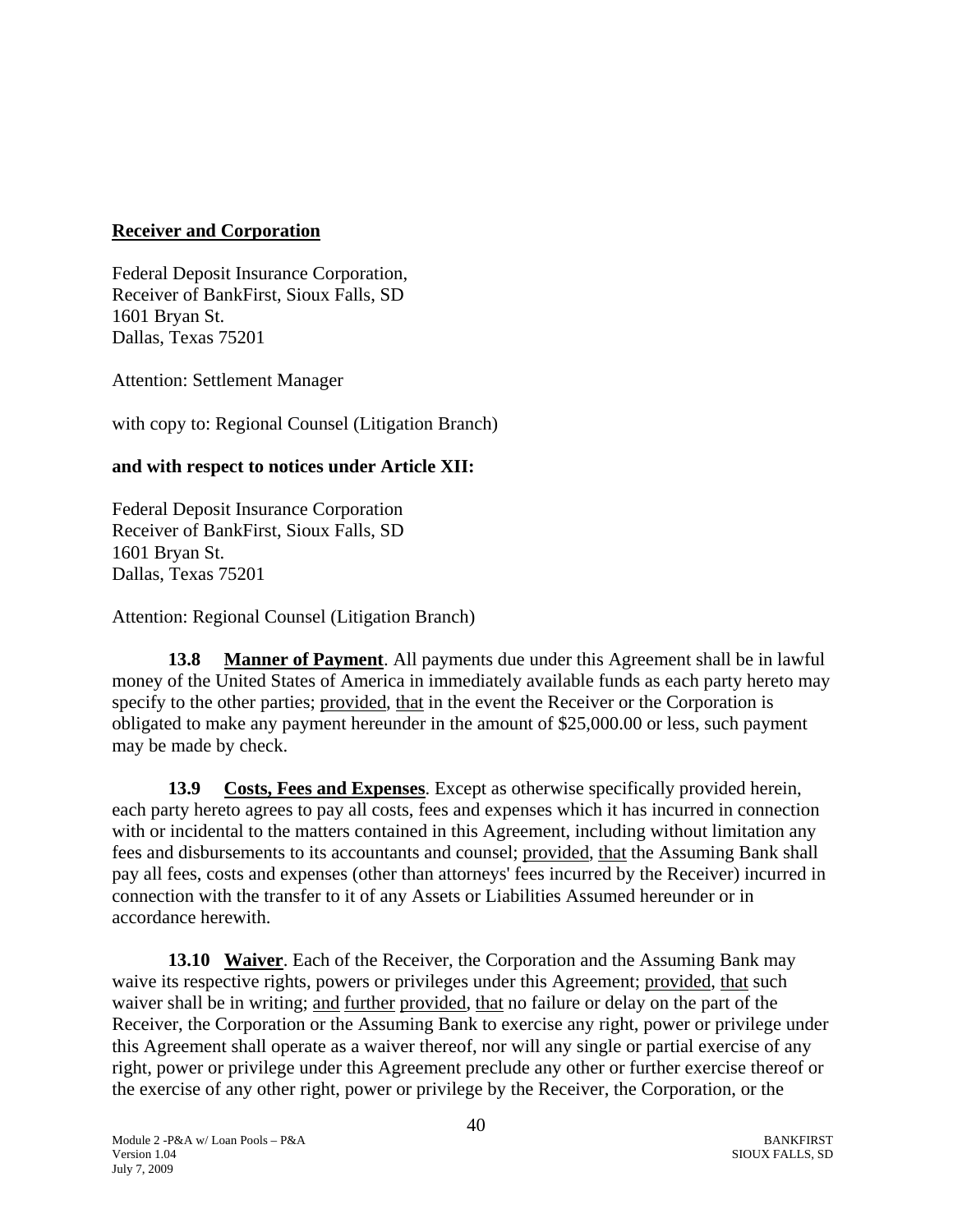**Receiver and Corporation**

Federal Deposit Insurance Corporation,
Receiver of BankFirst, Sioux Falls, SD
1601 Bryan St.
Dallas, Texas 75201

Attention: Settlement Manager

with copy to: Regional Counsel (Litigation Branch)

**and with respect to notices under Article XII:**

Federal Deposit Insurance Corporation
Receiver of BankFirst, Sioux Falls, SD
1601 Bryan St.
Dallas, Texas 75201

Attention: Regional Counsel (Litigation Branch)

**13.8 Manner of Payment**. All payments due under this Agreement shall be in lawful money of the United States of America in immediately available funds as each party hereto may specify to the other parties; provided, that in the event the Receiver or the Corporation is obligated to make any payment hereunder in the amount of $25,000.00 or less, such payment may be made by check.

**13.9 Costs, Fees and Expenses**. Except as otherwise specifically provided herein, each party hereto agrees to pay all costs, fees and expenses which it has incurred in connection with or incidental to the matters contained in this Agreement, including without limitation any fees and disbursements to its accountants and counsel; provided, that the Assuming Bank shall pay all fees, costs and expenses (other than attorneys' fees incurred by the Receiver) incurred in connection with the transfer to it of any Assets or Liabilities Assumed hereunder or in accordance herewith.

**13.10 Waiver**. Each of the Receiver, the Corporation and the Assuming Bank may waive its respective rights, powers or privileges under this Agreement; provided, that such waiver shall be in writing; and further provided, that no failure or delay on the part of the Receiver, the Corporation or the Assuming Bank to exercise any right, power or privilege under this Agreement shall operate as a waiver thereof, nor will any single or partial exercise of any right, power or privilege under this Agreement preclude any other or further exercise thereof or the exercise of any other right, power or privilege by the Receiver, the Corporation, or the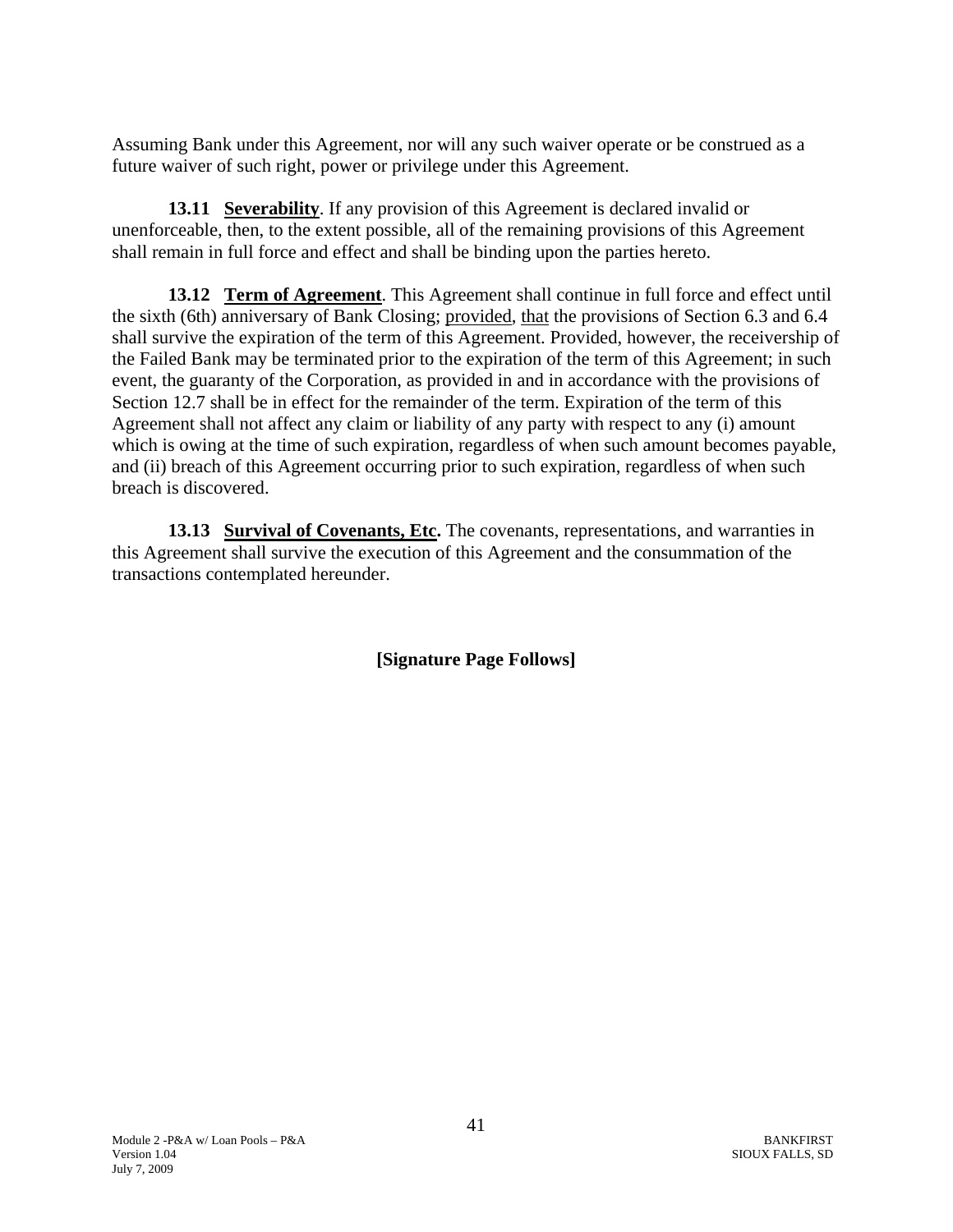Assuming Bank under this Agreement, nor will any such waiver operate or be construed as a future waiver of such right, power or privilege under this Agreement.

**13.11 Severability**. If any provision of this Agreement is declared invalid or unenforceable, then, to the extent possible, all of the remaining provisions of this Agreement shall remain in full force and effect and shall be binding upon the parties hereto.

**13.12 Term of Agreement**. This Agreement shall continue in full force and effect until the sixth (6th) anniversary of Bank Closing; provided, that the provisions of Section 6.3 and 6.4 shall survive the expiration of the term of this Agreement. Provided, however, the receivership of the Failed Bank may be terminated prior to the expiration of the term of this Agreement; in such event, the guaranty of the Corporation, as provided in and in accordance with the provisions of Section 12.7 shall be in effect for the remainder of the term. Expiration of the term of this Agreement shall not affect any claim or liability of any party with respect to any (i) amount which is owing at the time of such expiration, regardless of when such amount becomes payable, and (ii) breach of this Agreement occurring prior to such expiration, regardless of when such breach is discovered.

**13.13 Survival of Covenants, Etc.** The covenants, representations, and warranties in this Agreement shall survive the execution of this Agreement and the consummation of the transactions contemplated hereunder.

**[Signature Page Follows]**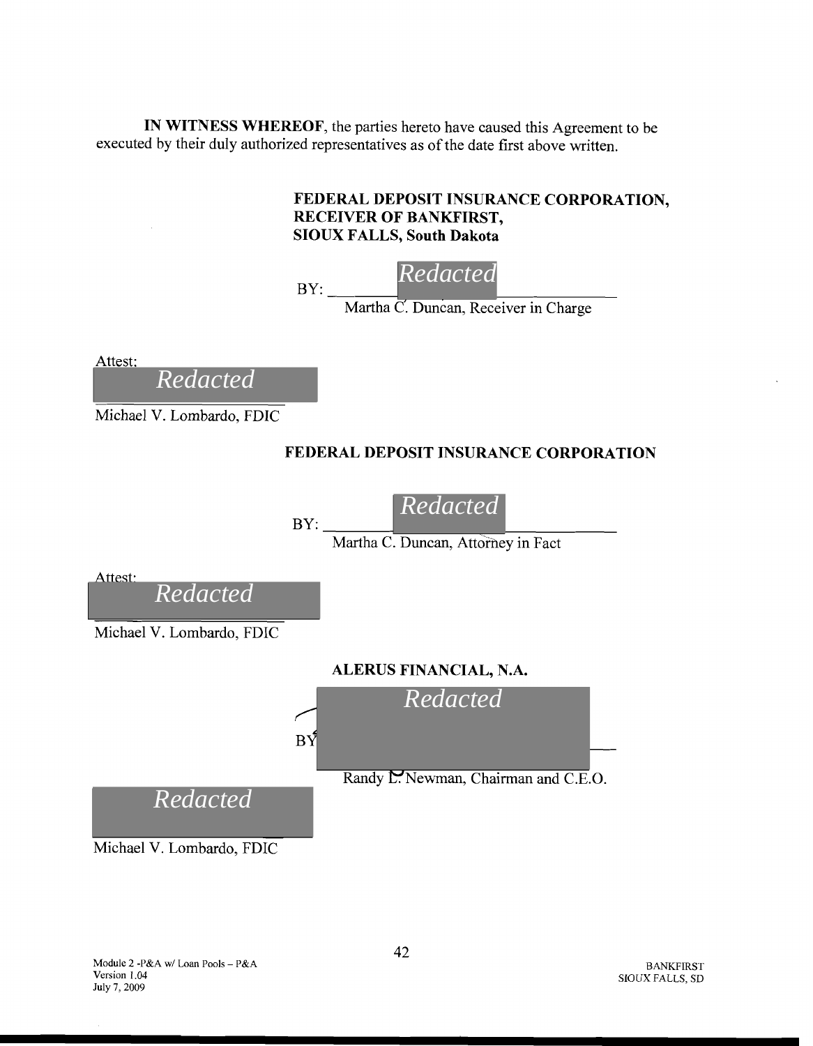**IN WITNESS WHEREOF**, the parties hereto have caused this Agreement to be executed by their duly authorized representatives as of the date first above written.

**FEDERAL DEPOSIT INSURANCE CORPORATION, RECEIVER OF BANKFIRST, SIOUX FALLS, South Dakota**

BY: *Redacted*
Martha C. Duncan, Receiver in Charge

Attest:
*Redacted*
Michael V. Lombardo, FDIC

**FEDERAL DEPOSIT INSURANCE CORPORATION**

BY: *Redacted*
Martha C. Duncan, Attorney in Fact

Attest:
*Redacted*
Michael V. Lombardo, FDIC

**ALERUS FINANCIAL, N.A.**

BY: *Redacted*
Randy L. Newman, Chairman and C.E.O.

*Redacted*
Michael V. Lombardo, FDIC

Module 2 -P&A w/ Loan Pools – P&A
Version 1.04
July 7, 2009

BANKFIRST
SIOUX FALLS, SD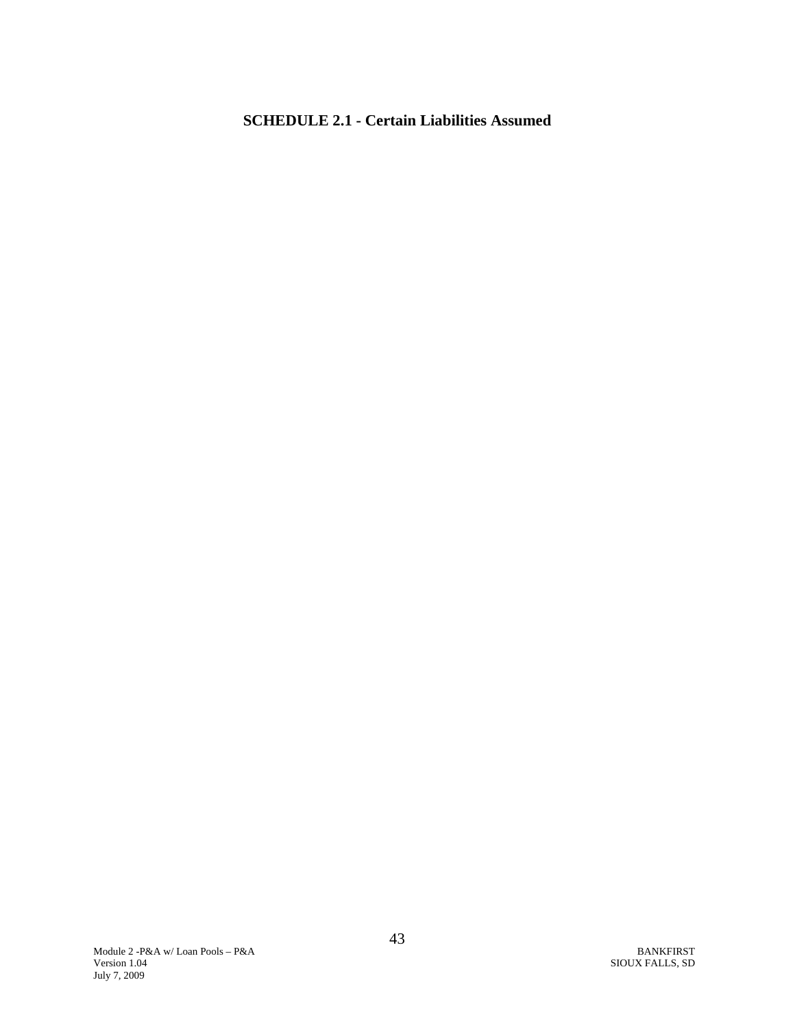# SCHEDULE 2.1 - Certain Liabilities Assumed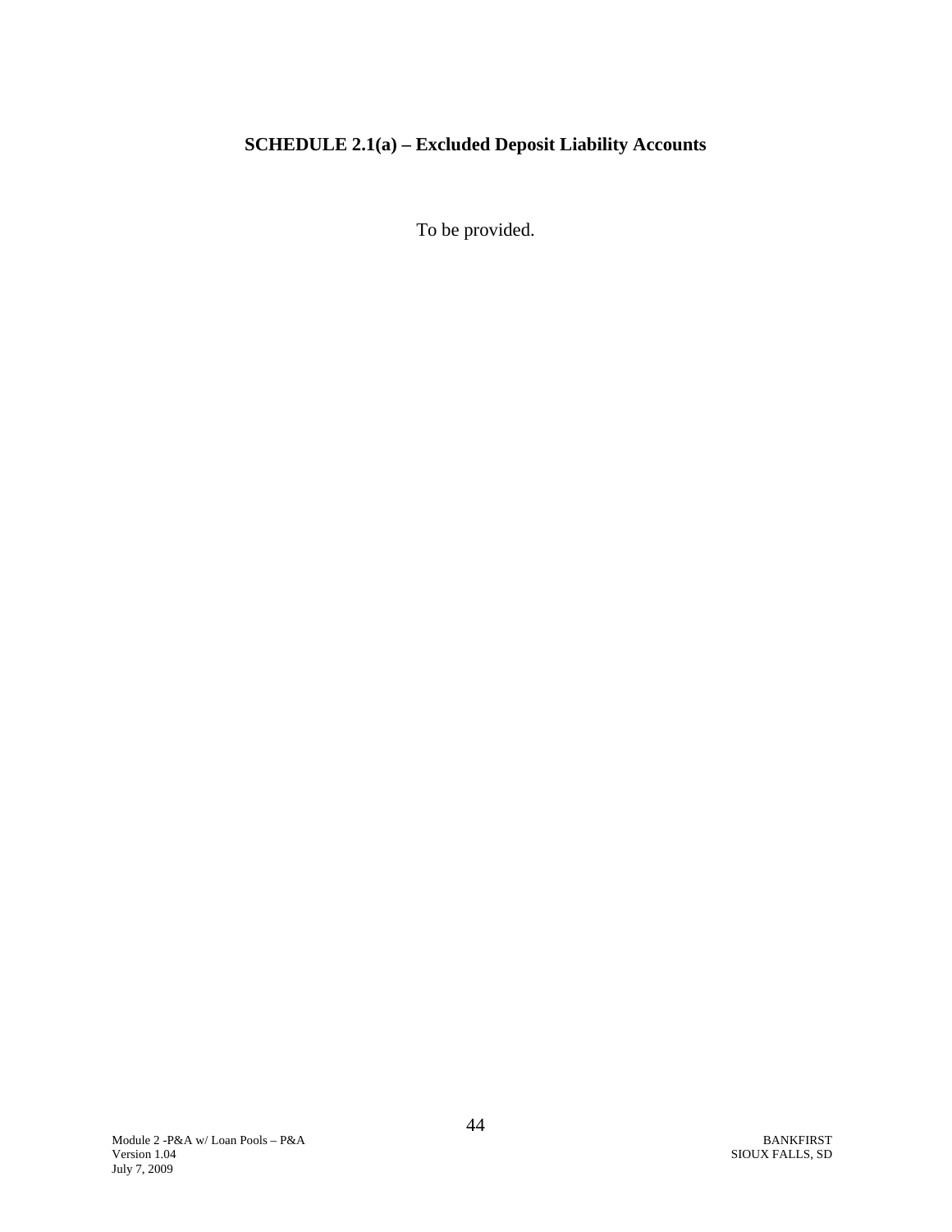# SCHEDULE 2.1(a) – Excluded Deposit Liability Accounts

To be provided.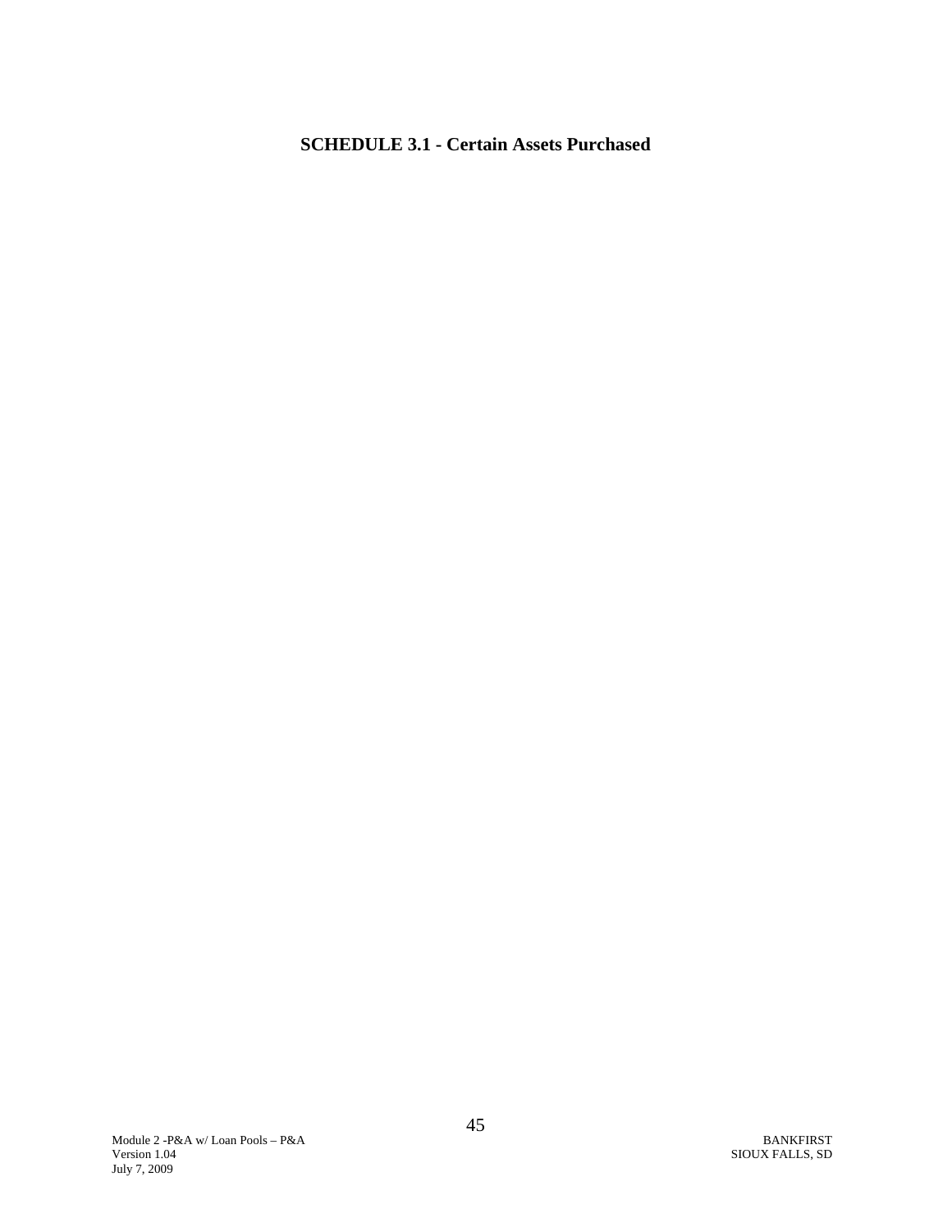**SCHEDULE 3.1 - Certain Assets Purchased**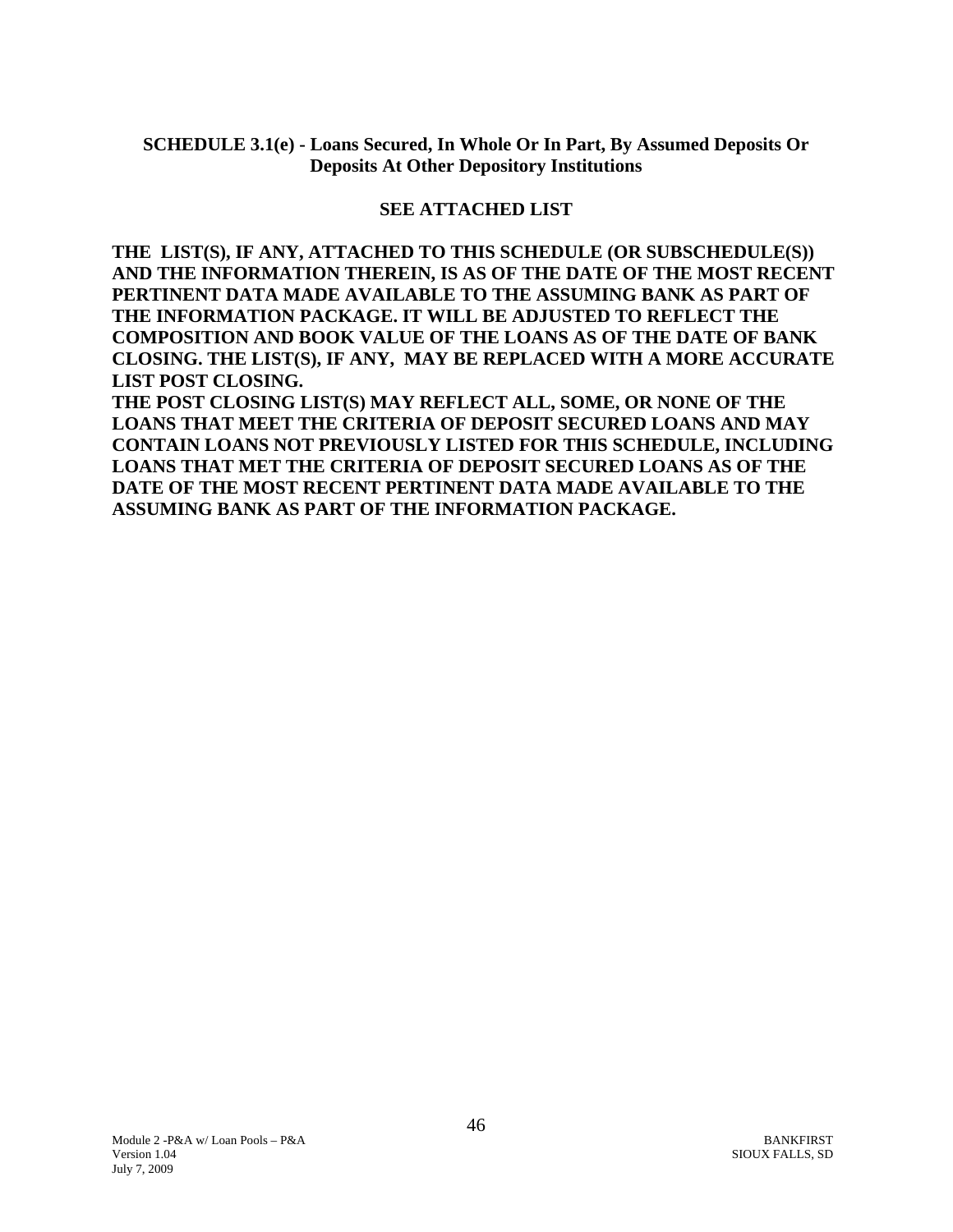**SCHEDULE 3.1(e) - Loans Secured, In Whole Or In Part, By Assumed Deposits Or Deposits At Other Depository Institutions**

**SEE ATTACHED LIST**

**THE LIST(S), IF ANY, ATTACHED TO THIS SCHEDULE (OR SUBSCHEDULE(S)) AND THE INFORMATION THEREIN, IS AS OF THE DATE OF THE MOST RECENT PERTINENT DATA MADE AVAILABLE TO THE ASSUMING BANK AS PART OF THE INFORMATION PACKAGE. IT WILL BE ADJUSTED TO REFLECT THE COMPOSITION AND BOOK VALUE OF THE LOANS AS OF THE DATE OF BANK CLOSING. THE LIST(S), IF ANY, MAY BE REPLACED WITH A MORE ACCURATE LIST POST CLOSING.**

**THE POST CLOSING LIST(S) MAY REFLECT ALL, SOME, OR NONE OF THE LOANS THAT MEET THE CRITERIA OF DEPOSIT SECURED LOANS AND MAY CONTAIN LOANS NOT PREVIOUSLY LISTED FOR THIS SCHEDULE, INCLUDING LOANS THAT MET THE CRITERIA OF DEPOSIT SECURED LOANS AS OF THE DATE OF THE MOST RECENT PERTINENT DATA MADE AVAILABLE TO THE ASSUMING BANK AS PART OF THE INFORMATION PACKAGE.**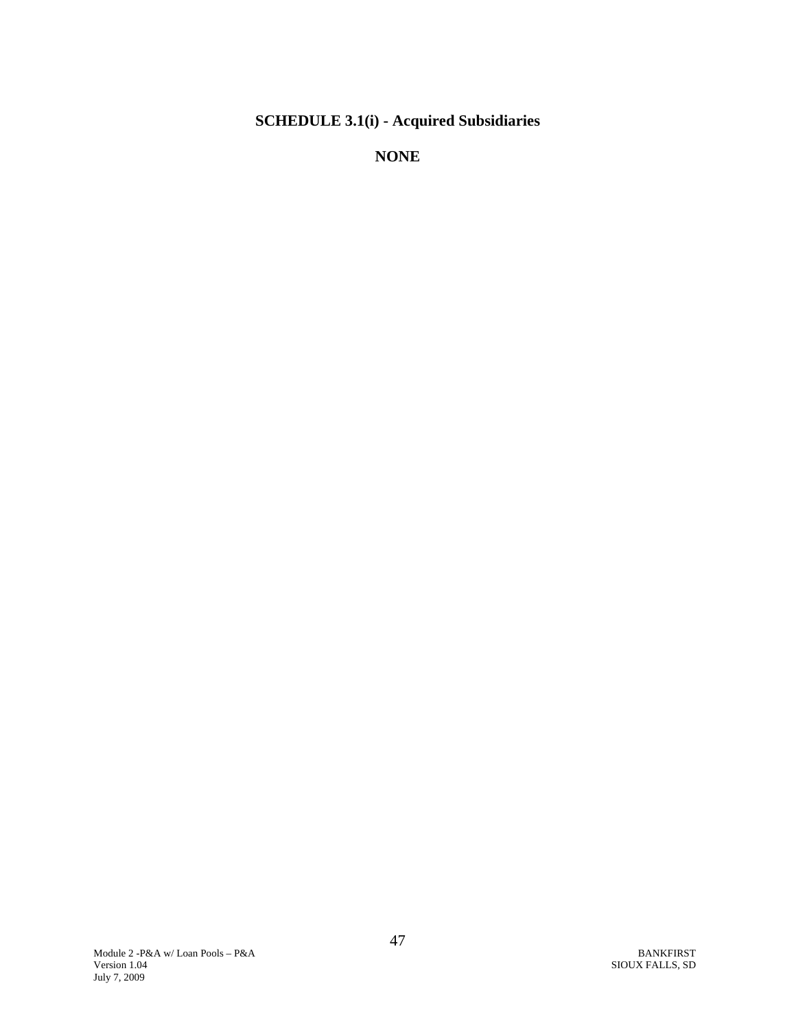# SCHEDULE 3.1(i) - Acquired Subsidiaries

**NONE**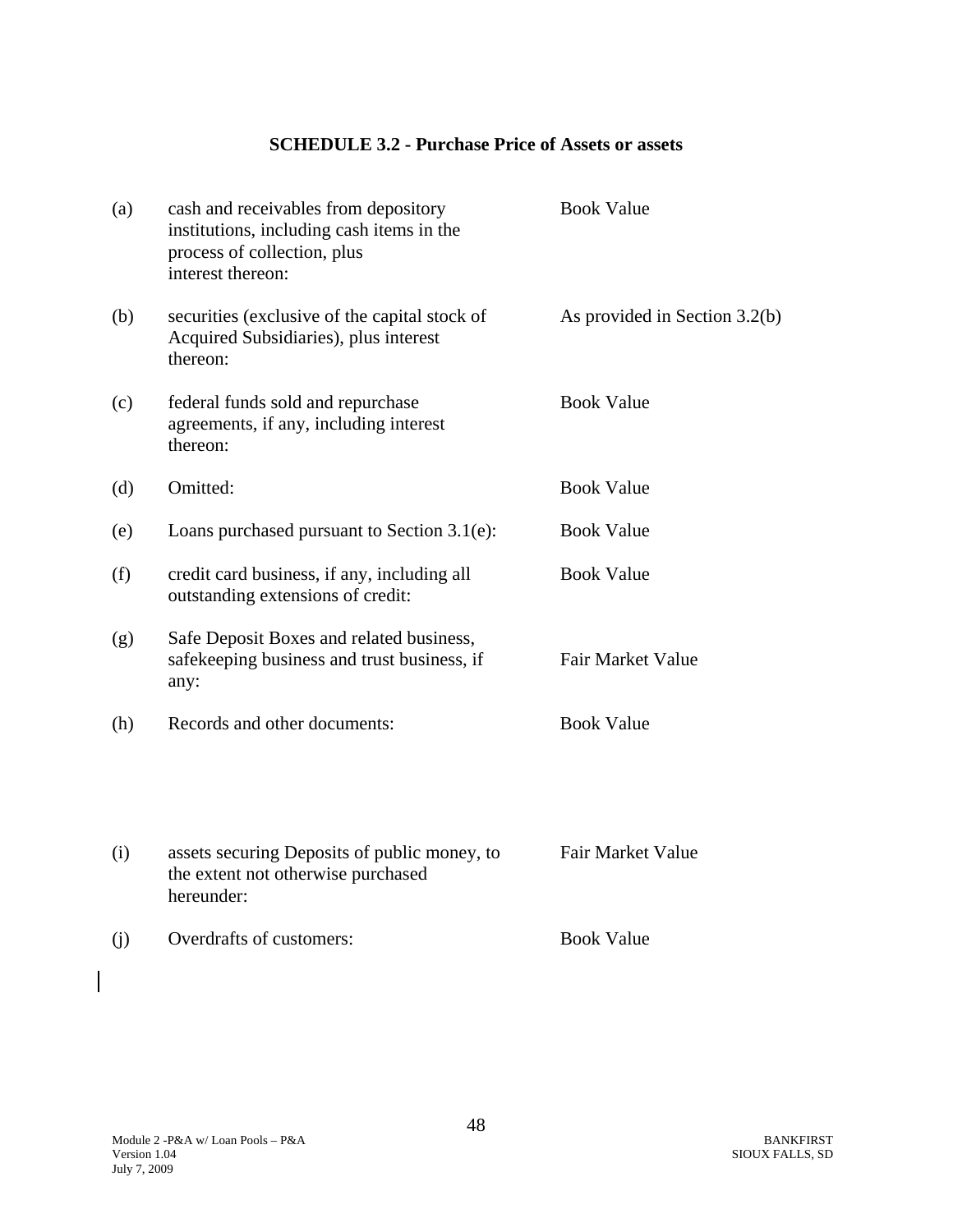**SCHEDULE 3.2 - Purchase Price of Assets or assets**

| | | |
|---|---|---|
| (a) | cash and receivables from depository institutions, including cash items in the process of collection, plus interest thereon: | Book Value |
| (b) | securities (exclusive of the capital stock of Acquired Subsidiaries), plus interest thereon: | As provided in Section 3.2(b) |
| (c) | federal funds sold and repurchase agreements, if any, including interest thereon: | Book Value |
| (d) | Omitted: | Book Value |
| (e) | Loans purchased pursuant to Section 3.1(e): | Book Value |
| (f) | credit card business, if any, including all outstanding extensions of credit: | Book Value |
| (g) | Safe Deposit Boxes and related business, safekeeping business and trust business, if any: | Fair Market Value |
| (h) | Records and other documents: | Book Value |
| (i) | assets securing Deposits of public money, to the extent not otherwise purchased hereunder: | Fair Market Value |
| (j) | Overdrafts of customers: | Book Value |

Module 2 -P&A w/ Loan Pools – P&A
Version 1.04
July 7, 2009

BANKFIRST
SIOUX FALLS, SD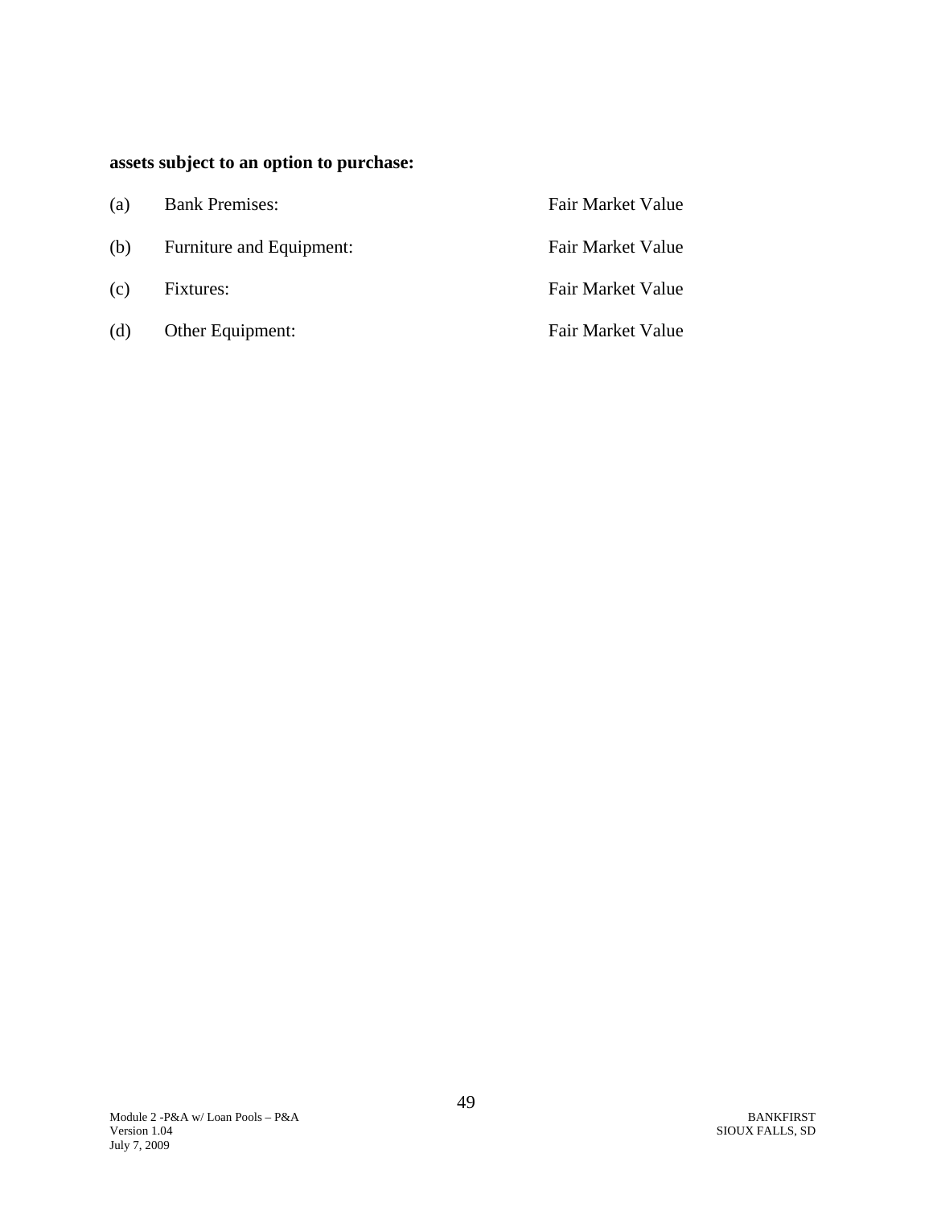**assets subject to an option to purchase:**

| | | |
|---|---|---|
| (a) | Bank Premises: | Fair Market Value |
| (b) | Furniture and Equipment: | Fair Market Value |
| (c) | Fixtures: | Fair Market Value |
| (d) | Other Equipment: | Fair Market Value |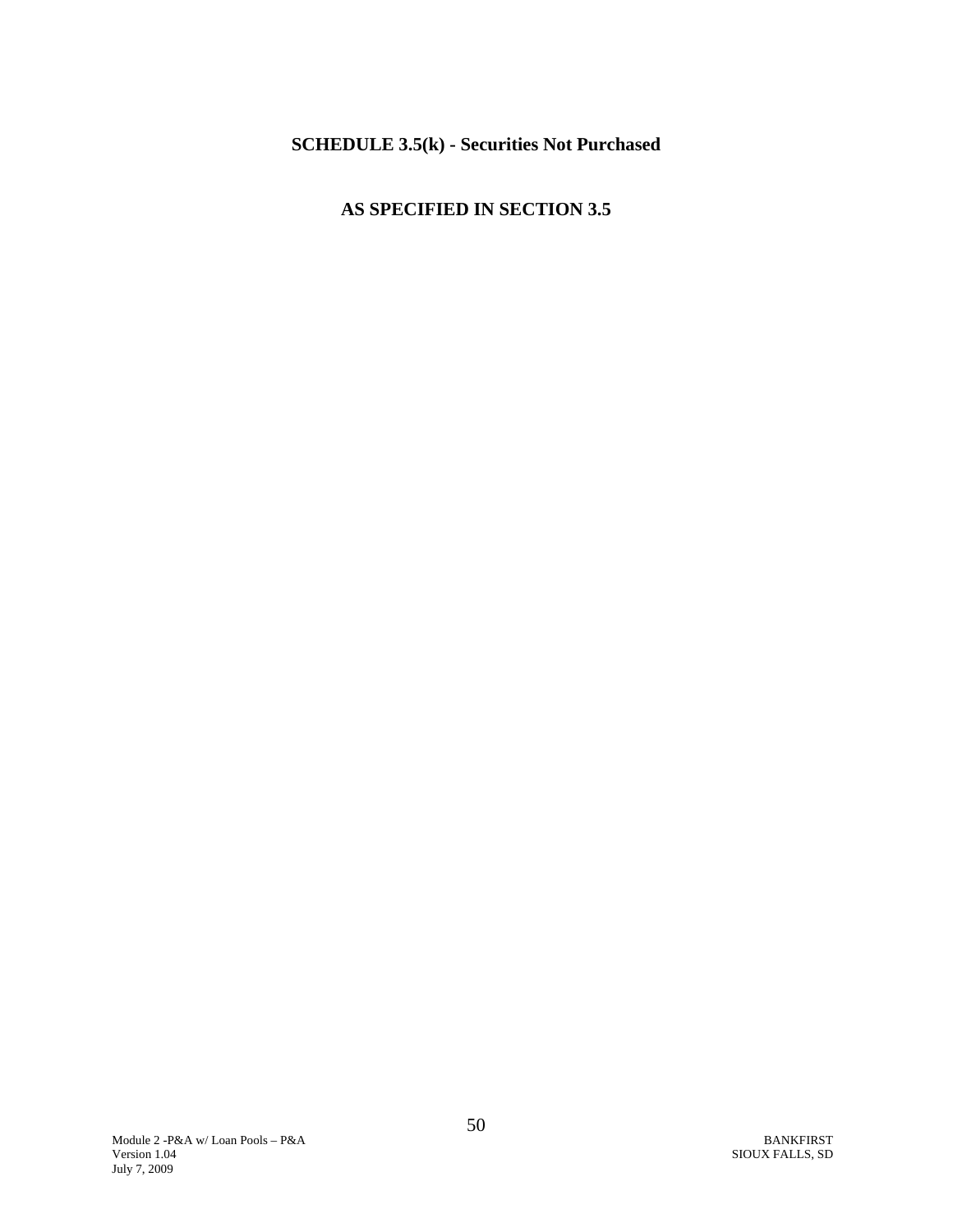## SCHEDULE 3.5(k) - Securities Not Purchased

## AS SPECIFIED IN SECTION 3.5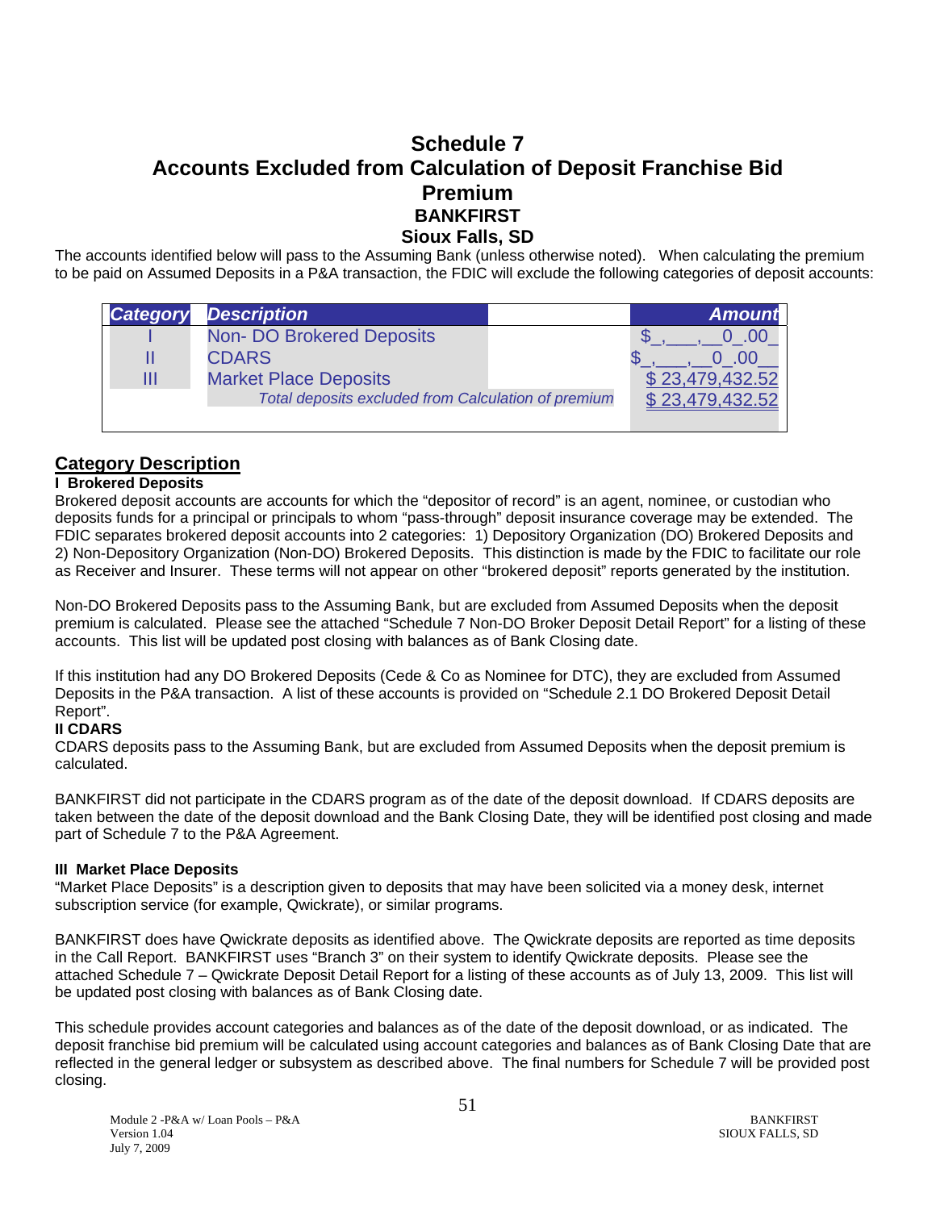# Schedule 7
# Accounts Excluded from Calculation of Deposit Franchise Bid Premium
## BANKFIRST
## Sioux Falls, SD

The accounts identified below will pass to the Assuming Bank (unless otherwise noted). When calculating the premium to be paid on Assumed Deposits in a P&A transaction, the FDIC will exclude the following categories of deposit accounts:

| Category | Description | Amount |
|---|---|---|
| I | Non- DO Brokered Deposits | $_,___,__0_.00_ |
| II | CDARS | $_,___,__0_.00__ |
| III | Market Place Deposits | $ 23,479,432.52 |
| | *Total deposits excluded from Calculation of premium* | $ 23,479,432.52 |

## Category Description

**I Brokered Deposits**

Brokered deposit accounts are accounts for which the "depositor of record" is an agent, nominee, or custodian who deposits funds for a principal or principals to whom "pass-through" deposit insurance coverage may be extended. The FDIC separates brokered deposit accounts into 2 categories: 1) Depository Organization (DO) Brokered Deposits and 2) Non-Depository Organization (Non-DO) Brokered Deposits. This distinction is made by the FDIC to facilitate our role as Receiver and Insurer. These terms will not appear on other "brokered deposit" reports generated by the institution.

Non-DO Brokered Deposits pass to the Assuming Bank, but are excluded from Assumed Deposits when the deposit premium is calculated. Please see the attached "Schedule 7 Non-DO Broker Deposit Detail Report" for a listing of these accounts. This list will be updated post closing with balances as of Bank Closing date.

If this institution had any DO Brokered Deposits (Cede & Co as Nominee for DTC), they are excluded from Assumed Deposits in the P&A transaction. A list of these accounts is provided on "Schedule 2.1 DO Brokered Deposit Detail Report".

**II CDARS**

CDARS deposits pass to the Assuming Bank, but are excluded from Assumed Deposits when the deposit premium is calculated.

BANKFIRST did not participate in the CDARS program as of the date of the deposit download. If CDARS deposits are taken between the date of the deposit download and the Bank Closing Date, they will be identified post closing and made part of Schedule 7 to the P&A Agreement.

**III Market Place Deposits**

"Market Place Deposits" is a description given to deposits that may have been solicited via a money desk, internet subscription service (for example, Qwickrate), or similar programs.

BANKFIRST does have Qwickrate deposits as identified above. The Qwickrate deposits are reported as time deposits in the Call Report. BANKFIRST uses "Branch 3" on their system to identify Qwickrate deposits. Please see the attached Schedule 7 – Qwickrate Deposit Detail Report for a listing of these accounts as of July 13, 2009. This list will be updated post closing with balances as of Bank Closing date.

This schedule provides account categories and balances as of the date of the deposit download, or as indicated. The deposit franchise bid premium will be calculated using account categories and balances as of Bank Closing Date that are reflected in the general ledger or subsystem as described above. The final numbers for Schedule 7 will be provided post closing.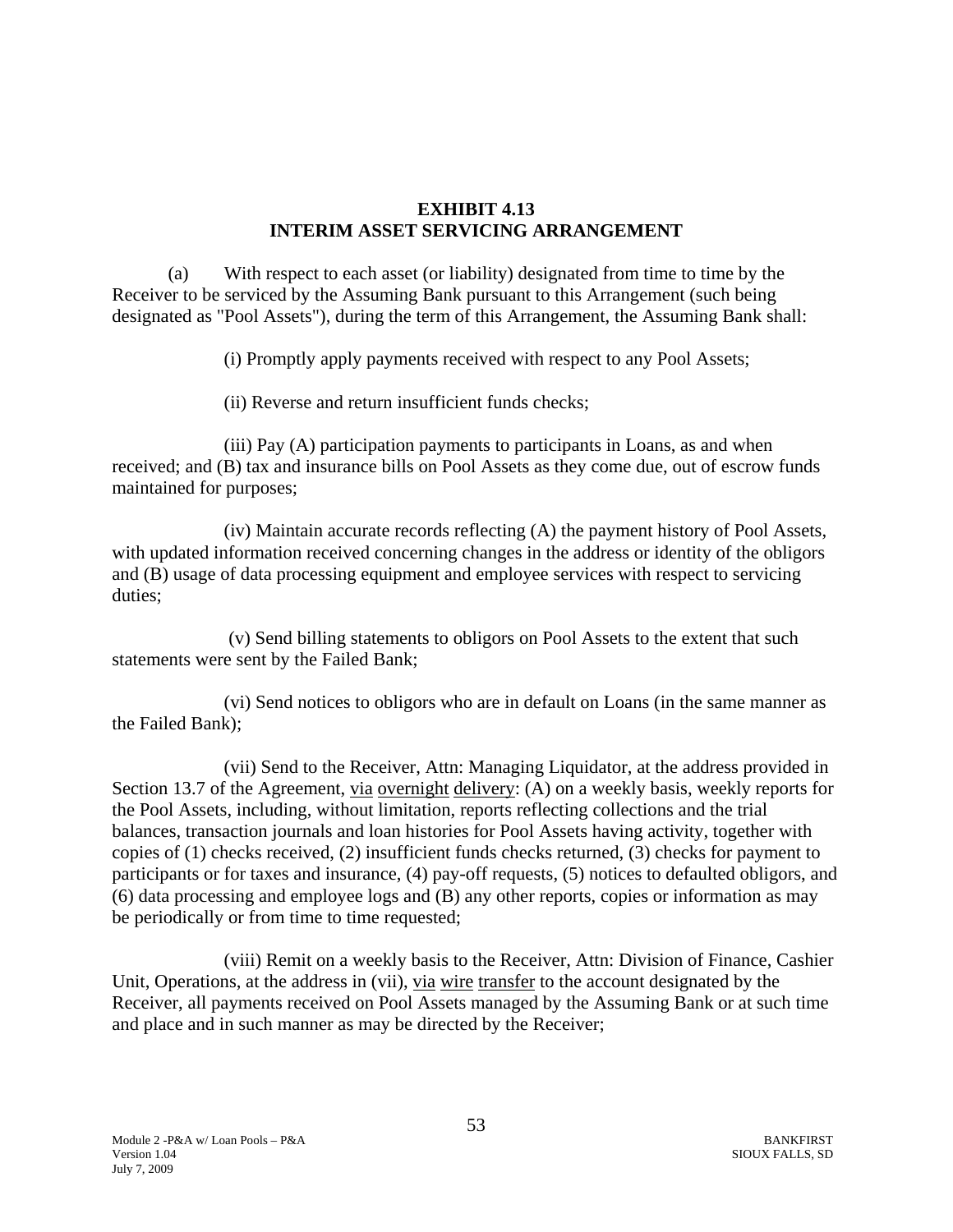# EXHIBIT 4.13
# INTERIM ASSET SERVICING ARRANGEMENT

(a) With respect to each asset (or liability) designated from time to time by the Receiver to be serviced by the Assuming Bank pursuant to this Arrangement (such being designated as "Pool Assets"), during the term of this Arrangement, the Assuming Bank shall:

(i) Promptly apply payments received with respect to any Pool Assets;

(ii) Reverse and return insufficient funds checks;

(iii) Pay (A) participation payments to participants in Loans, as and when received; and (B) tax and insurance bills on Pool Assets as they come due, out of escrow funds maintained for purposes;

(iv) Maintain accurate records reflecting (A) the payment history of Pool Assets, with updated information received concerning changes in the address or identity of the obligors and (B) usage of data processing equipment and employee services with respect to servicing duties;

(v) Send billing statements to obligors on Pool Assets to the extent that such statements were sent by the Failed Bank;

(vi) Send notices to obligors who are in default on Loans (in the same manner as the Failed Bank);

(vii) Send to the Receiver, Attn: Managing Liquidator, at the address provided in Section 13.7 of the Agreement, via overnight delivery: (A) on a weekly basis, weekly reports for the Pool Assets, including, without limitation, reports reflecting collections and the trial balances, transaction journals and loan histories for Pool Assets having activity, together with copies of (1) checks received, (2) insufficient funds checks returned, (3) checks for payment to participants or for taxes and insurance, (4) pay-off requests, (5) notices to defaulted obligors, and (6) data processing and employee logs and (B) any other reports, copies or information as may be periodically or from time to time requested;

(viii) Remit on a weekly basis to the Receiver, Attn: Division of Finance, Cashier Unit, Operations, at the address in (vii), via wire transfer to the account designated by the Receiver, all payments received on Pool Assets managed by the Assuming Bank or at such time and place and in such manner as may be directed by the Receiver;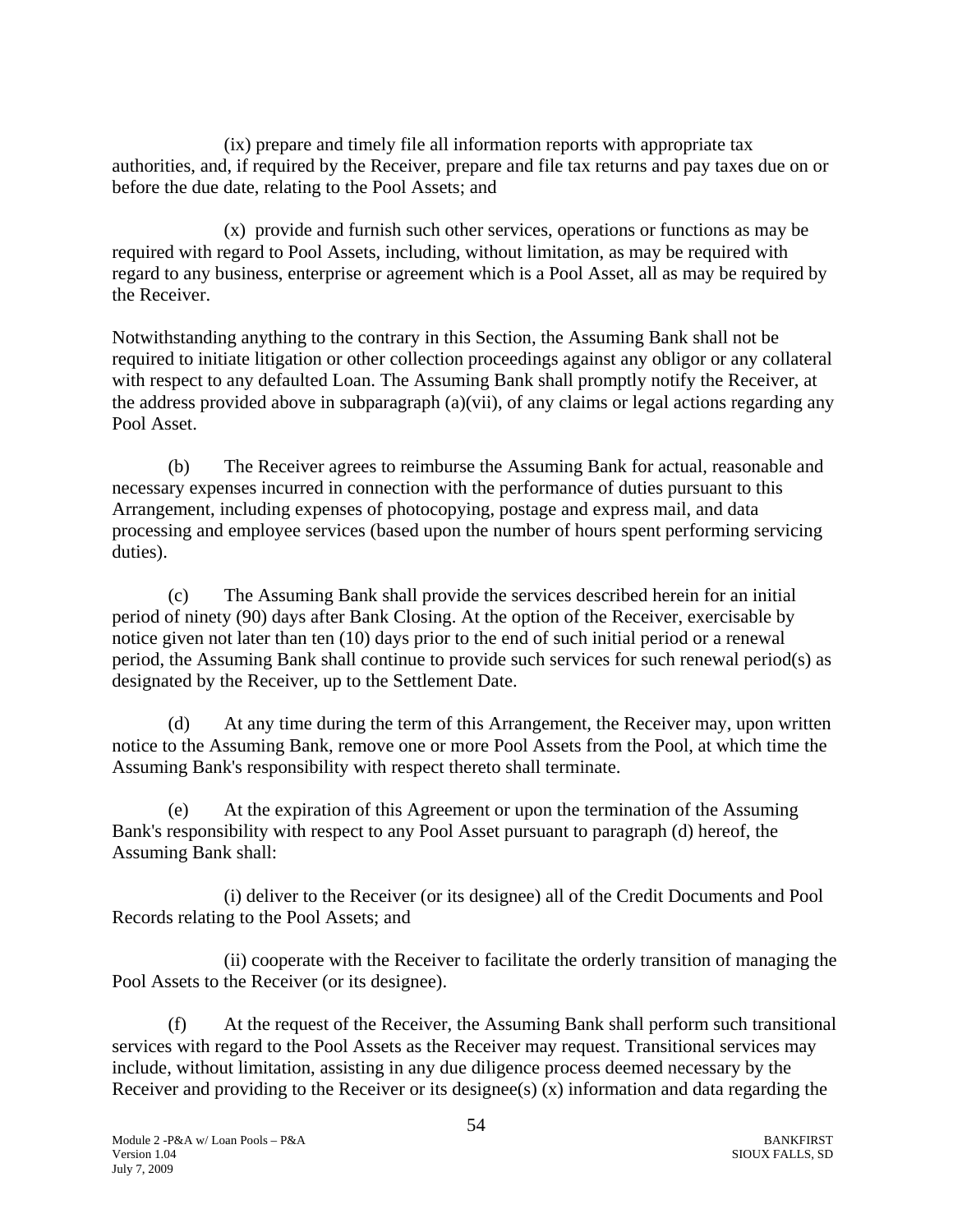(ix) prepare and timely file all information reports with appropriate tax authorities, and, if required by the Receiver, prepare and file tax returns and pay taxes due on or before the due date, relating to the Pool Assets; and

(x) provide and furnish such other services, operations or functions as may be required with regard to Pool Assets, including, without limitation, as may be required with regard to any business, enterprise or agreement which is a Pool Asset, all as may be required by the Receiver.

Notwithstanding anything to the contrary in this Section, the Assuming Bank shall not be required to initiate litigation or other collection proceedings against any obligor or any collateral with respect to any defaulted Loan. The Assuming Bank shall promptly notify the Receiver, at the address provided above in subparagraph (a)(vii), of any claims or legal actions regarding any Pool Asset.

(b) The Receiver agrees to reimburse the Assuming Bank for actual, reasonable and necessary expenses incurred in connection with the performance of duties pursuant to this Arrangement, including expenses of photocopying, postage and express mail, and data processing and employee services (based upon the number of hours spent performing servicing duties).

(c) The Assuming Bank shall provide the services described herein for an initial period of ninety (90) days after Bank Closing. At the option of the Receiver, exercisable by notice given not later than ten (10) days prior to the end of such initial period or a renewal period, the Assuming Bank shall continue to provide such services for such renewal period(s) as designated by the Receiver, up to the Settlement Date.

(d) At any time during the term of this Arrangement, the Receiver may, upon written notice to the Assuming Bank, remove one or more Pool Assets from the Pool, at which time the Assuming Bank's responsibility with respect thereto shall terminate.

(e) At the expiration of this Agreement or upon the termination of the Assuming Bank's responsibility with respect to any Pool Asset pursuant to paragraph (d) hereof, the Assuming Bank shall:

(i) deliver to the Receiver (or its designee) all of the Credit Documents and Pool Records relating to the Pool Assets; and

(ii) cooperate with the Receiver to facilitate the orderly transition of managing the Pool Assets to the Receiver (or its designee).

(f) At the request of the Receiver, the Assuming Bank shall perform such transitional services with regard to the Pool Assets as the Receiver may request. Transitional services may include, without limitation, assisting in any due diligence process deemed necessary by the Receiver and providing to the Receiver or its designee(s) (x) information and data regarding the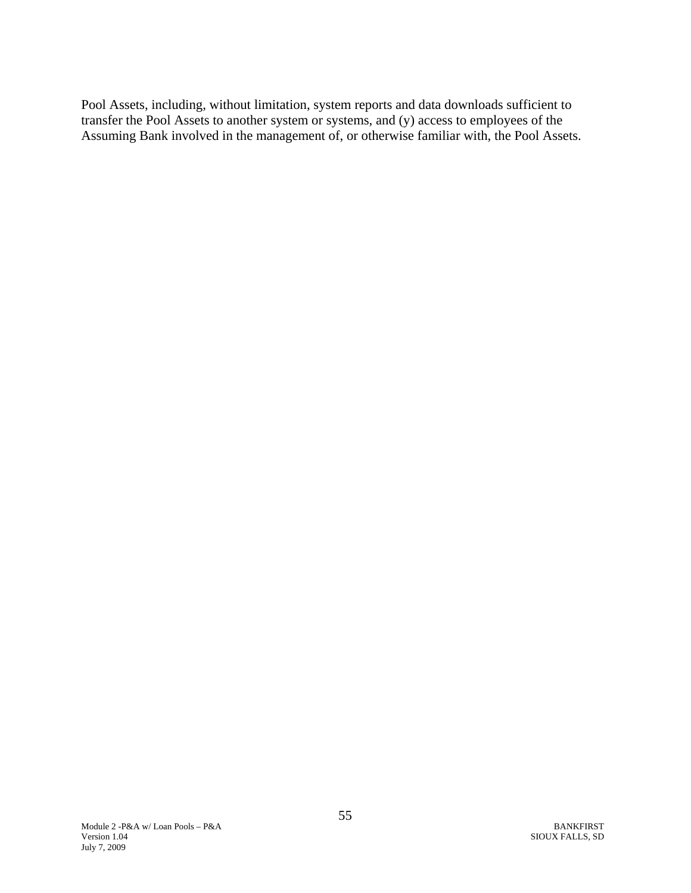Pool Assets, including, without limitation, system reports and data downloads sufficient to transfer the Pool Assets to another system or systems, and (y) access to employees of the Assuming Bank involved in the management of, or otherwise familiar with, the Pool Assets.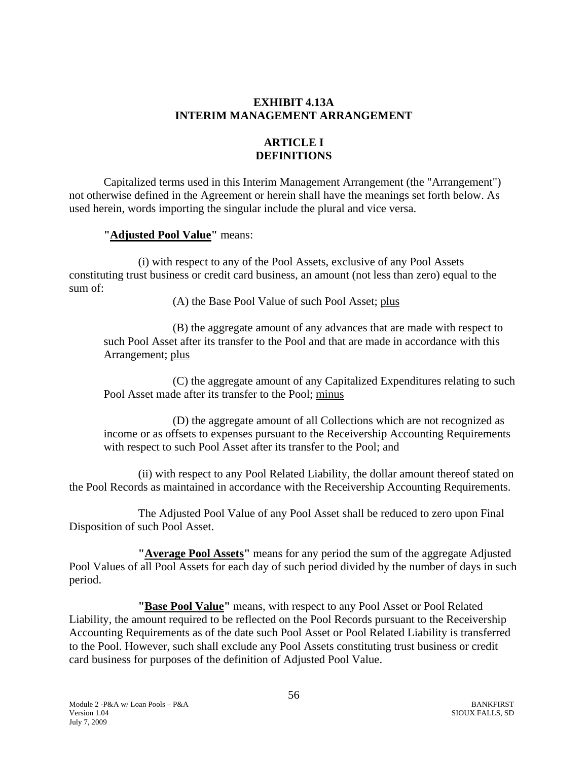# EXHIBIT 4.13A
# INTERIM MANAGEMENT ARRANGEMENT

## ARTICLE I
## DEFINITIONS

Capitalized terms used in this Interim Management Arrangement (the "Arrangement") not otherwise defined in the Agreement or herein shall have the meanings set forth below. As used herein, words importing the singular include the plural and vice versa.

**"Adjusted Pool Value"** means:

(i) with respect to any of the Pool Assets, exclusive of any Pool Assets constituting trust business or credit card business, an amount (not less than zero) equal to the sum of:

(A) the Base Pool Value of such Pool Asset; plus

(B) the aggregate amount of any advances that are made with respect to such Pool Asset after its transfer to the Pool and that are made in accordance with this Arrangement; plus

(C) the aggregate amount of any Capitalized Expenditures relating to such Pool Asset made after its transfer to the Pool; minus

(D) the aggregate amount of all Collections which are not recognized as income or as offsets to expenses pursuant to the Receivership Accounting Requirements with respect to such Pool Asset after its transfer to the Pool; and

(ii) with respect to any Pool Related Liability, the dollar amount thereof stated on the Pool Records as maintained in accordance with the Receivership Accounting Requirements.

The Adjusted Pool Value of any Pool Asset shall be reduced to zero upon Final Disposition of such Pool Asset.

**"Average Pool Assets"** means for any period the sum of the aggregate Adjusted Pool Values of all Pool Assets for each day of such period divided by the number of days in such period.

**"Base Pool Value"** means, with respect to any Pool Asset or Pool Related Liability, the amount required to be reflected on the Pool Records pursuant to the Receivership Accounting Requirements as of the date such Pool Asset or Pool Related Liability is transferred to the Pool. However, such shall exclude any Pool Assets constituting trust business or credit card business for purposes of the definition of Adjusted Pool Value.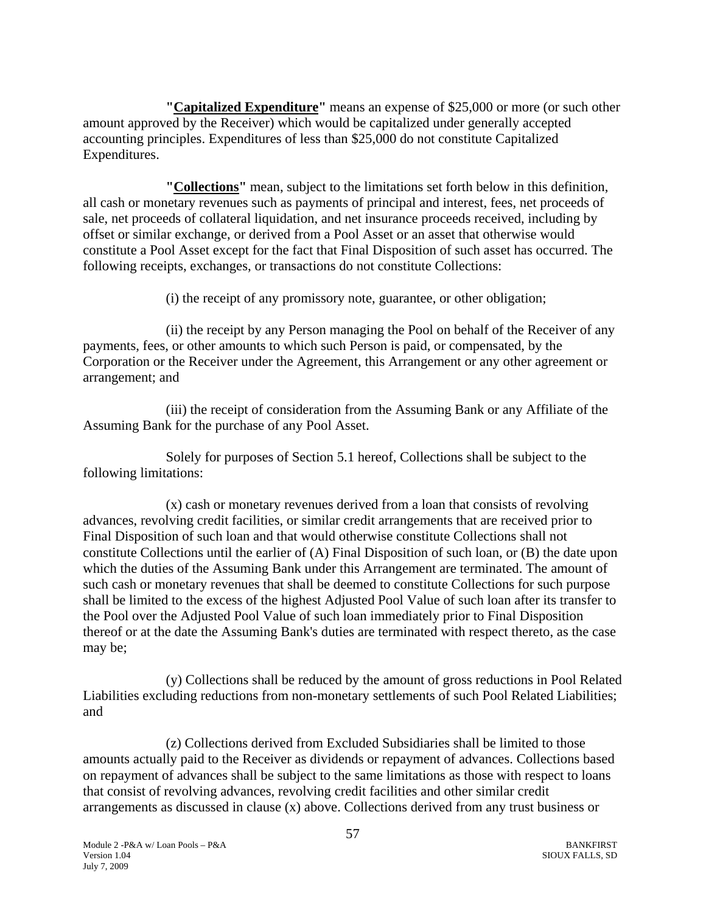**"Capitalized Expenditure"** means an expense of $25,000 or more (or such other amount approved by the Receiver) which would be capitalized under generally accepted accounting principles. Expenditures of less than $25,000 do not constitute Capitalized Expenditures.

**"Collections"** mean, subject to the limitations set forth below in this definition, all cash or monetary revenues such as payments of principal and interest, fees, net proceeds of sale, net proceeds of collateral liquidation, and net insurance proceeds received, including by offset or similar exchange, or derived from a Pool Asset or an asset that otherwise would constitute a Pool Asset except for the fact that Final Disposition of such asset has occurred. The following receipts, exchanges, or transactions do not constitute Collections:

(i) the receipt of any promissory note, guarantee, or other obligation;

(ii) the receipt by any Person managing the Pool on behalf of the Receiver of any payments, fees, or other amounts to which such Person is paid, or compensated, by the Corporation or the Receiver under the Agreement, this Arrangement or any other agreement or arrangement; and

(iii) the receipt of consideration from the Assuming Bank or any Affiliate of the Assuming Bank for the purchase of any Pool Asset.

Solely for purposes of Section 5.1 hereof, Collections shall be subject to the following limitations:

(x) cash or monetary revenues derived from a loan that consists of revolving advances, revolving credit facilities, or similar credit arrangements that are received prior to Final Disposition of such loan and that would otherwise constitute Collections shall not constitute Collections until the earlier of (A) Final Disposition of such loan, or (B) the date upon which the duties of the Assuming Bank under this Arrangement are terminated. The amount of such cash or monetary revenues that shall be deemed to constitute Collections for such purpose shall be limited to the excess of the highest Adjusted Pool Value of such loan after its transfer to the Pool over the Adjusted Pool Value of such loan immediately prior to Final Disposition thereof or at the date the Assuming Bank's duties are terminated with respect thereto, as the case may be;

(y) Collections shall be reduced by the amount of gross reductions in Pool Related Liabilities excluding reductions from non-monetary settlements of such Pool Related Liabilities; and

(z) Collections derived from Excluded Subsidiaries shall be limited to those amounts actually paid to the Receiver as dividends or repayment of advances. Collections based on repayment of advances shall be subject to the same limitations as those with respect to loans that consist of revolving advances, revolving credit facilities and other similar credit arrangements as discussed in clause (x) above. Collections derived from any trust business or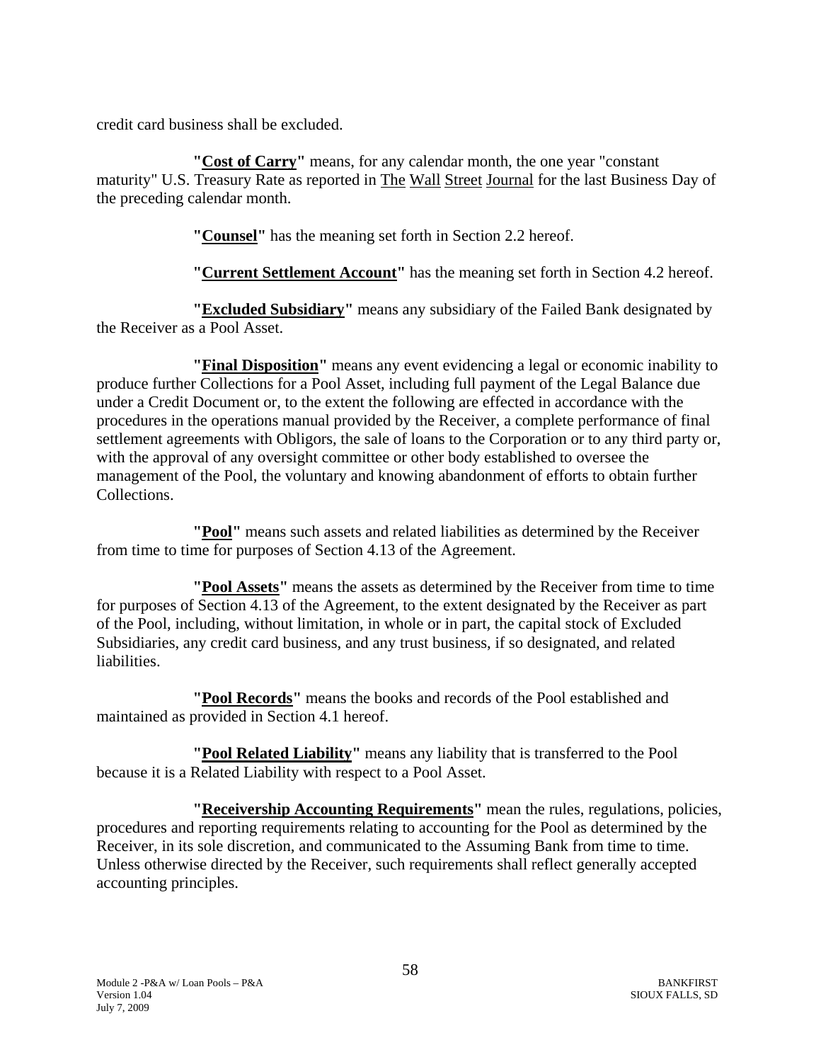credit card business shall be excluded.

**"Cost of Carry"** means, for any calendar month, the one year "constant maturity" U.S. Treasury Rate as reported in The Wall Street Journal for the last Business Day of the preceding calendar month.

**"Counsel"** has the meaning set forth in Section 2.2 hereof.

**"Current Settlement Account"** has the meaning set forth in Section 4.2 hereof.

**"Excluded Subsidiary"** means any subsidiary of the Failed Bank designated by the Receiver as a Pool Asset.

**"Final Disposition"** means any event evidencing a legal or economic inability to produce further Collections for a Pool Asset, including full payment of the Legal Balance due under a Credit Document or, to the extent the following are effected in accordance with the procedures in the operations manual provided by the Receiver, a complete performance of final settlement agreements with Obligors, the sale of loans to the Corporation or to any third party or, with the approval of any oversight committee or other body established to oversee the management of the Pool, the voluntary and knowing abandonment of efforts to obtain further Collections.

**"Pool"** means such assets and related liabilities as determined by the Receiver from time to time for purposes of Section 4.13 of the Agreement.

**"Pool Assets"** means the assets as determined by the Receiver from time to time for purposes of Section 4.13 of the Agreement, to the extent designated by the Receiver as part of the Pool, including, without limitation, in whole or in part, the capital stock of Excluded Subsidiaries, any credit card business, and any trust business, if so designated, and related liabilities.

**"Pool Records"** means the books and records of the Pool established and maintained as provided in Section 4.1 hereof.

**"Pool Related Liability"** means any liability that is transferred to the Pool because it is a Related Liability with respect to a Pool Asset.

**"Receivership Accounting Requirements"** mean the rules, regulations, policies, procedures and reporting requirements relating to accounting for the Pool as determined by the Receiver, in its sole discretion, and communicated to the Assuming Bank from time to time. Unless otherwise directed by the Receiver, such requirements shall reflect generally accepted accounting principles.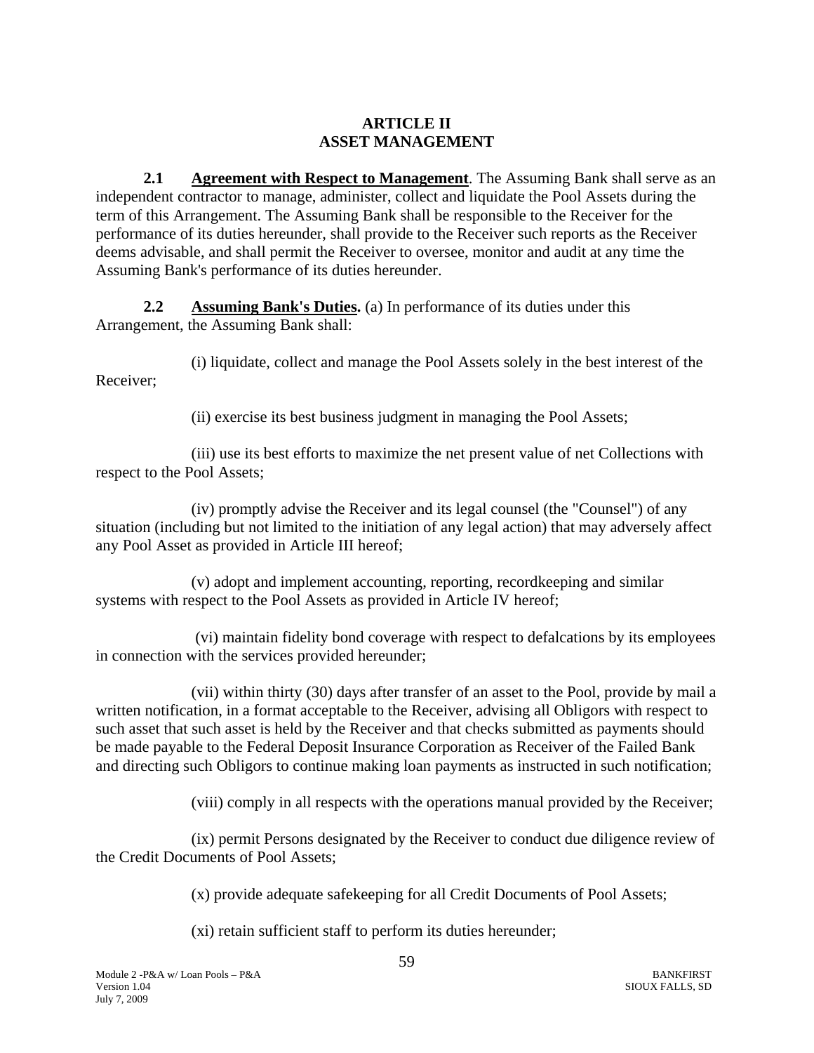# ARTICLE II
# ASSET MANAGEMENT

**2.1 Agreement with Respect to Management**. The Assuming Bank shall serve as an independent contractor to manage, administer, collect and liquidate the Pool Assets during the term of this Arrangement. The Assuming Bank shall be responsible to the Receiver for the performance of its duties hereunder, shall provide to the Receiver such reports as the Receiver deems advisable, and shall permit the Receiver to oversee, monitor and audit at any time the Assuming Bank's performance of its duties hereunder.

**2.2 Assuming Bank's Duties.** (a) In performance of its duties under this Arrangement, the Assuming Bank shall:

(i) liquidate, collect and manage the Pool Assets solely in the best interest of the Receiver;

(ii) exercise its best business judgment in managing the Pool Assets;

(iii) use its best efforts to maximize the net present value of net Collections with respect to the Pool Assets;

(iv) promptly advise the Receiver and its legal counsel (the "Counsel") of any situation (including but not limited to the initiation of any legal action) that may adversely affect any Pool Asset as provided in Article III hereof;

(v) adopt and implement accounting, reporting, recordkeeping and similar systems with respect to the Pool Assets as provided in Article IV hereof;

(vi) maintain fidelity bond coverage with respect to defalcations by its employees in connection with the services provided hereunder;

(vii) within thirty (30) days after transfer of an asset to the Pool, provide by mail a written notification, in a format acceptable to the Receiver, advising all Obligors with respect to such asset that such asset is held by the Receiver and that checks submitted as payments should be made payable to the Federal Deposit Insurance Corporation as Receiver of the Failed Bank and directing such Obligors to continue making loan payments as instructed in such notification;

(viii) comply in all respects with the operations manual provided by the Receiver;

(ix) permit Persons designated by the Receiver to conduct due diligence review of the Credit Documents of Pool Assets;

(x) provide adequate safekeeping for all Credit Documents of Pool Assets;

(xi) retain sufficient staff to perform its duties hereunder;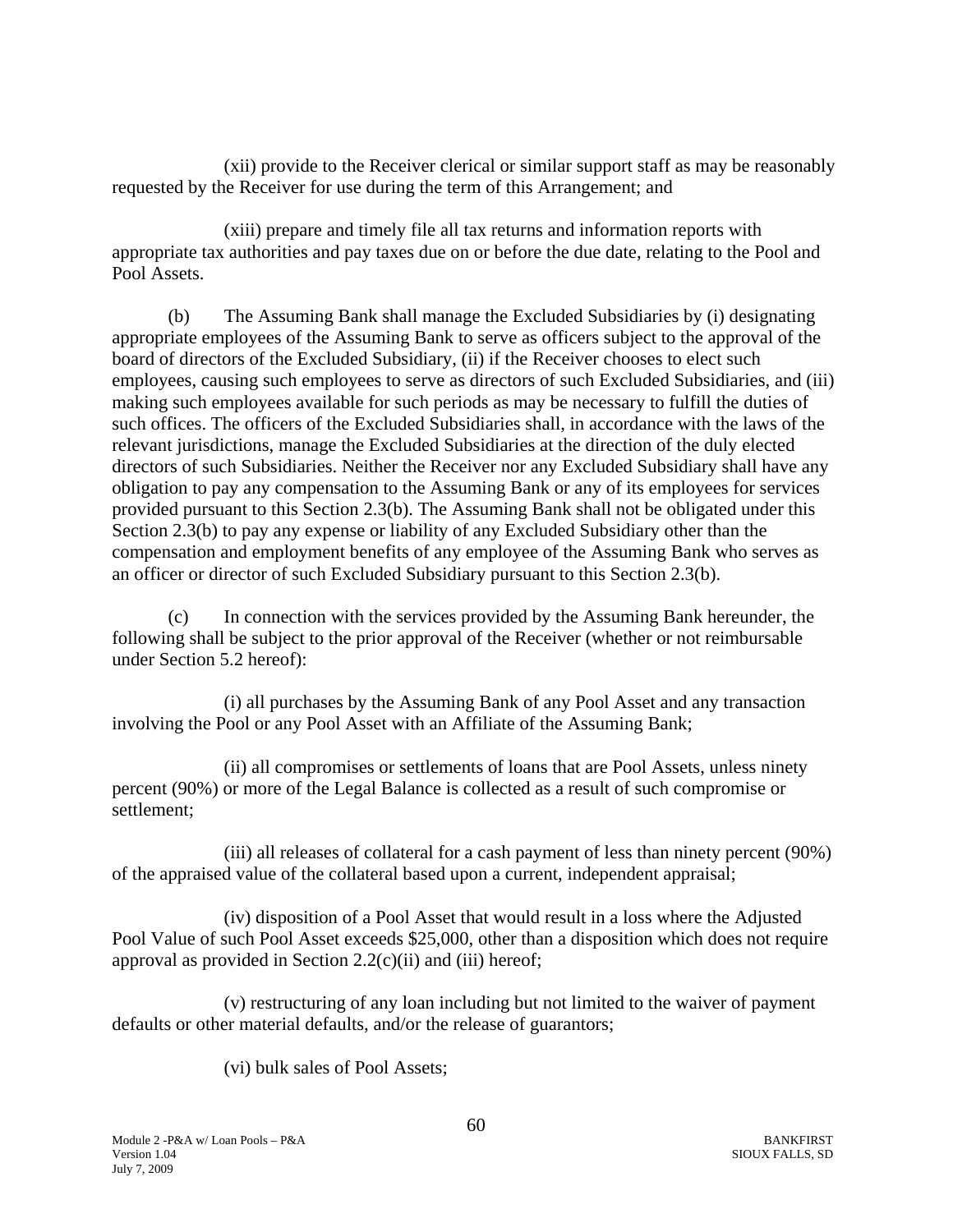(xii) provide to the Receiver clerical or similar support staff as may be reasonably requested by the Receiver for use during the term of this Arrangement; and

(xiii) prepare and timely file all tax returns and information reports with appropriate tax authorities and pay taxes due on or before the due date, relating to the Pool and Pool Assets.

(b) The Assuming Bank shall manage the Excluded Subsidiaries by (i) designating appropriate employees of the Assuming Bank to serve as officers subject to the approval of the board of directors of the Excluded Subsidiary, (ii) if the Receiver chooses to elect such employees, causing such employees to serve as directors of such Excluded Subsidiaries, and (iii) making such employees available for such periods as may be necessary to fulfill the duties of such offices. The officers of the Excluded Subsidiaries shall, in accordance with the laws of the relevant jurisdictions, manage the Excluded Subsidiaries at the direction of the duly elected directors of such Subsidiaries. Neither the Receiver nor any Excluded Subsidiary shall have any obligation to pay any compensation to the Assuming Bank or any of its employees for services provided pursuant to this Section 2.3(b). The Assuming Bank shall not be obligated under this Section 2.3(b) to pay any expense or liability of any Excluded Subsidiary other than the compensation and employment benefits of any employee of the Assuming Bank who serves as an officer or director of such Excluded Subsidiary pursuant to this Section 2.3(b).

(c) In connection with the services provided by the Assuming Bank hereunder, the following shall be subject to the prior approval of the Receiver (whether or not reimbursable under Section 5.2 hereof):

(i) all purchases by the Assuming Bank of any Pool Asset and any transaction involving the Pool or any Pool Asset with an Affiliate of the Assuming Bank;

(ii) all compromises or settlements of loans that are Pool Assets, unless ninety percent (90%) or more of the Legal Balance is collected as a result of such compromise or settlement;

(iii) all releases of collateral for a cash payment of less than ninety percent (90%) of the appraised value of the collateral based upon a current, independent appraisal;

(iv) disposition of a Pool Asset that would result in a loss where the Adjusted Pool Value of such Pool Asset exceeds $25,000, other than a disposition which does not require approval as provided in Section 2.2(c)(ii) and (iii) hereof;

(v) restructuring of any loan including but not limited to the waiver of payment defaults or other material defaults, and/or the release of guarantors;

(vi) bulk sales of Pool Assets;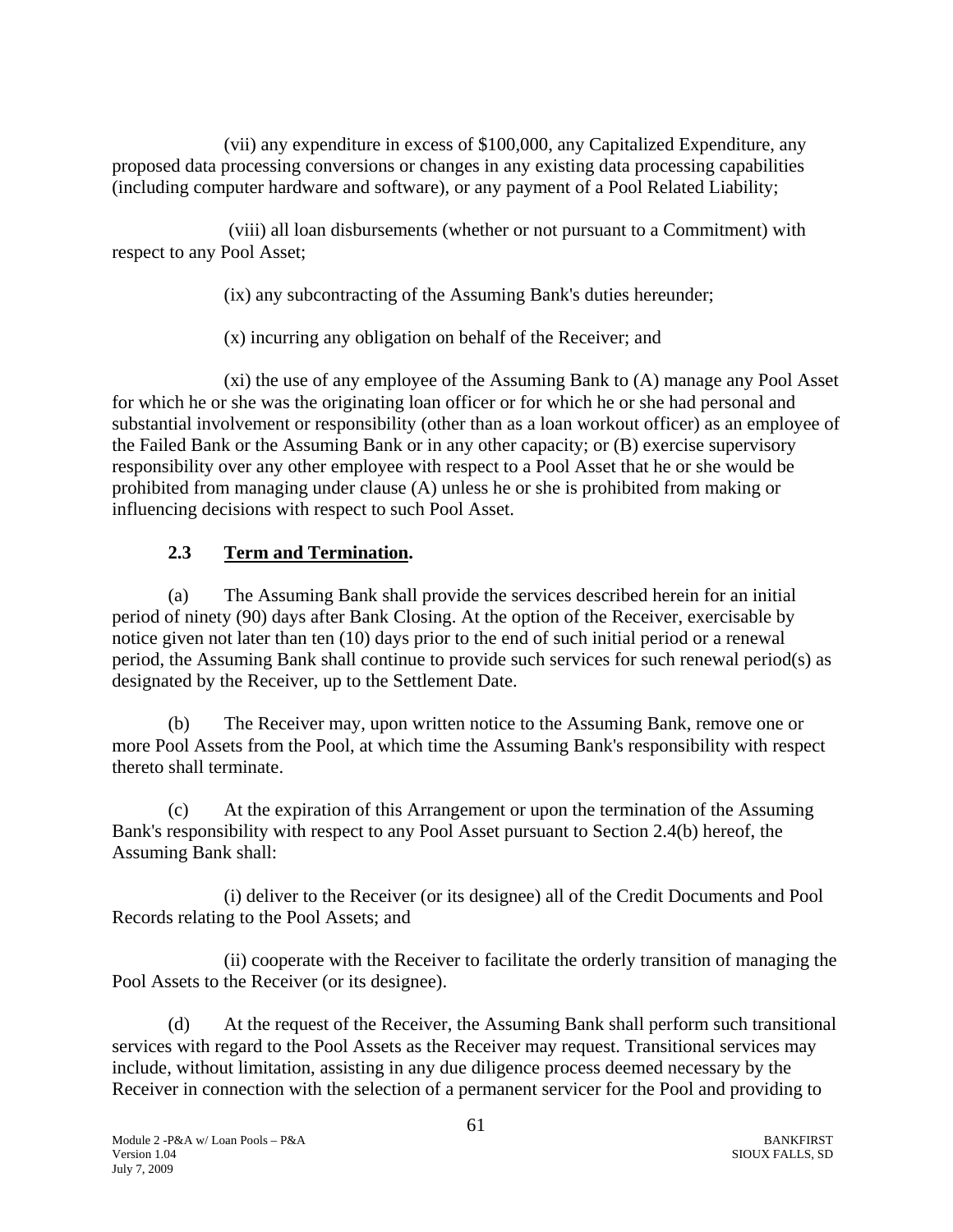(vii) any expenditure in excess of $100,000, any Capitalized Expenditure, any proposed data processing conversions or changes in any existing data processing capabilities (including computer hardware and software), or any payment of a Pool Related Liability;

(viii) all loan disbursements (whether or not pursuant to a Commitment) with respect to any Pool Asset;

(ix) any subcontracting of the Assuming Bank's duties hereunder;

(x) incurring any obligation on behalf of the Receiver; and

(xi) the use of any employee of the Assuming Bank to (A) manage any Pool Asset for which he or she was the originating loan officer or for which he or she had personal and substantial involvement or responsibility (other than as a loan workout officer) as an employee of the Failed Bank or the Assuming Bank or in any other capacity; or (B) exercise supervisory responsibility over any other employee with respect to a Pool Asset that he or she would be prohibited from managing under clause (A) unless he or she is prohibited from making or influencing decisions with respect to such Pool Asset.

## 2.3 Term and Termination.

(a) The Assuming Bank shall provide the services described herein for an initial period of ninety (90) days after Bank Closing. At the option of the Receiver, exercisable by notice given not later than ten (10) days prior to the end of such initial period or a renewal period, the Assuming Bank shall continue to provide such services for such renewal period(s) as designated by the Receiver, up to the Settlement Date.

(b) The Receiver may, upon written notice to the Assuming Bank, remove one or more Pool Assets from the Pool, at which time the Assuming Bank's responsibility with respect thereto shall terminate.

(c) At the expiration of this Arrangement or upon the termination of the Assuming Bank's responsibility with respect to any Pool Asset pursuant to Section 2.4(b) hereof, the Assuming Bank shall:

(i) deliver to the Receiver (or its designee) all of the Credit Documents and Pool Records relating to the Pool Assets; and

(ii) cooperate with the Receiver to facilitate the orderly transition of managing the Pool Assets to the Receiver (or its designee).

(d) At the request of the Receiver, the Assuming Bank shall perform such transitional services with regard to the Pool Assets as the Receiver may request. Transitional services may include, without limitation, assisting in any due diligence process deemed necessary by the Receiver in connection with the selection of a permanent servicer for the Pool and providing to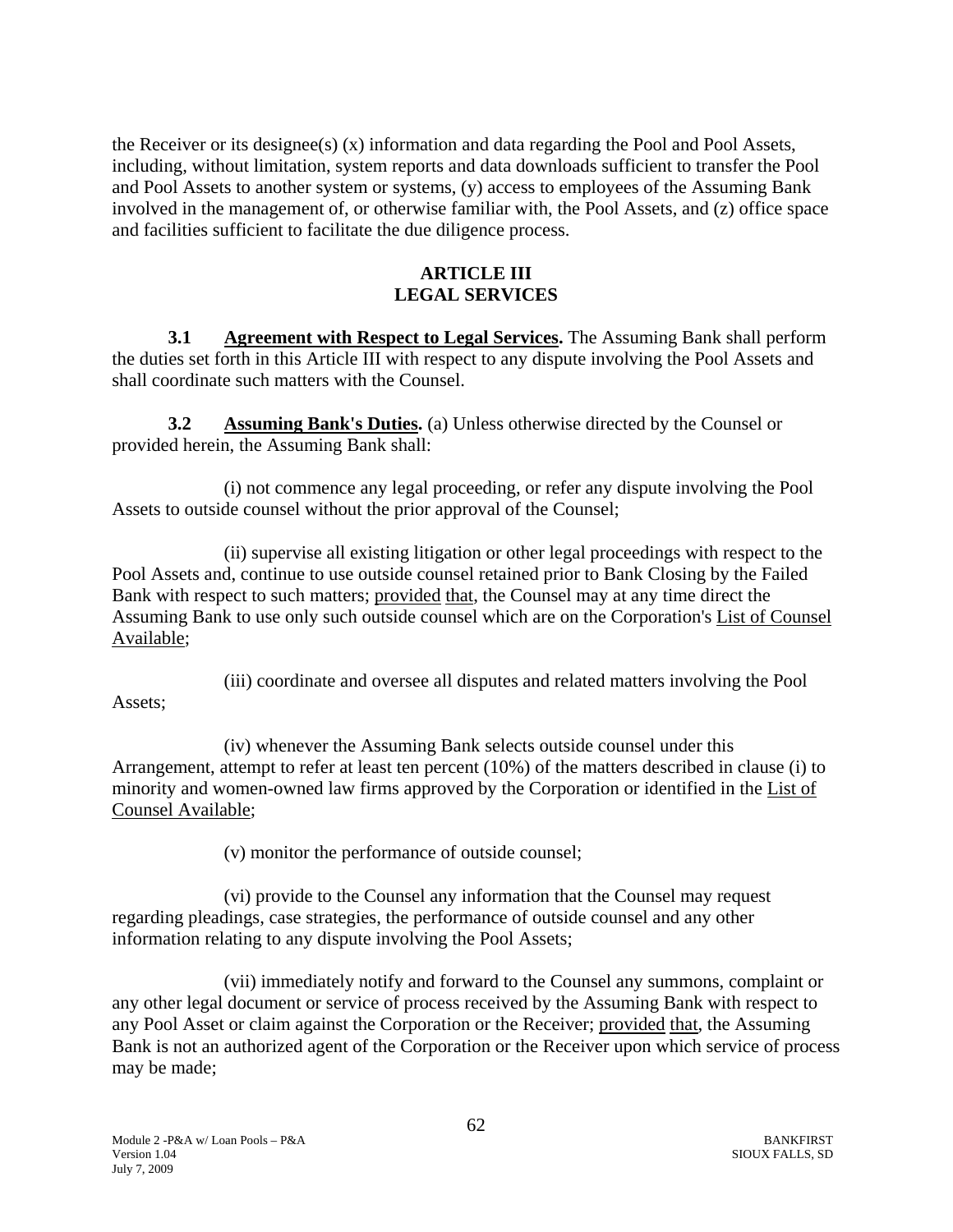the Receiver or its designee(s) (x) information and data regarding the Pool and Pool Assets, including, without limitation, system reports and data downloads sufficient to transfer the Pool and Pool Assets to another system or systems, (y) access to employees of the Assuming Bank involved in the management of, or otherwise familiar with, the Pool Assets, and (z) office space and facilities sufficient to facilitate the due diligence process.

## ARTICLE III
## LEGAL SERVICES

**3.1 Agreement with Respect to Legal Services.** The Assuming Bank shall perform the duties set forth in this Article III with respect to any dispute involving the Pool Assets and shall coordinate such matters with the Counsel.

**3.2 Assuming Bank's Duties.** (a) Unless otherwise directed by the Counsel or provided herein, the Assuming Bank shall:

(i) not commence any legal proceeding, or refer any dispute involving the Pool Assets to outside counsel without the prior approval of the Counsel;

(ii) supervise all existing litigation or other legal proceedings with respect to the Pool Assets and, continue to use outside counsel retained prior to Bank Closing by the Failed Bank with respect to such matters; provided that, the Counsel may at any time direct the Assuming Bank to use only such outside counsel which are on the Corporation's List of Counsel Available;

(iii) coordinate and oversee all disputes and related matters involving the Pool Assets;

(iv) whenever the Assuming Bank selects outside counsel under this Arrangement, attempt to refer at least ten percent (10%) of the matters described in clause (i) to minority and women-owned law firms approved by the Corporation or identified in the List of Counsel Available;

(v) monitor the performance of outside counsel;

(vi) provide to the Counsel any information that the Counsel may request regarding pleadings, case strategies, the performance of outside counsel and any other information relating to any dispute involving the Pool Assets;

(vii) immediately notify and forward to the Counsel any summons, complaint or any other legal document or service of process received by the Assuming Bank with respect to any Pool Asset or claim against the Corporation or the Receiver; provided that, the Assuming Bank is not an authorized agent of the Corporation or the Receiver upon which service of process may be made;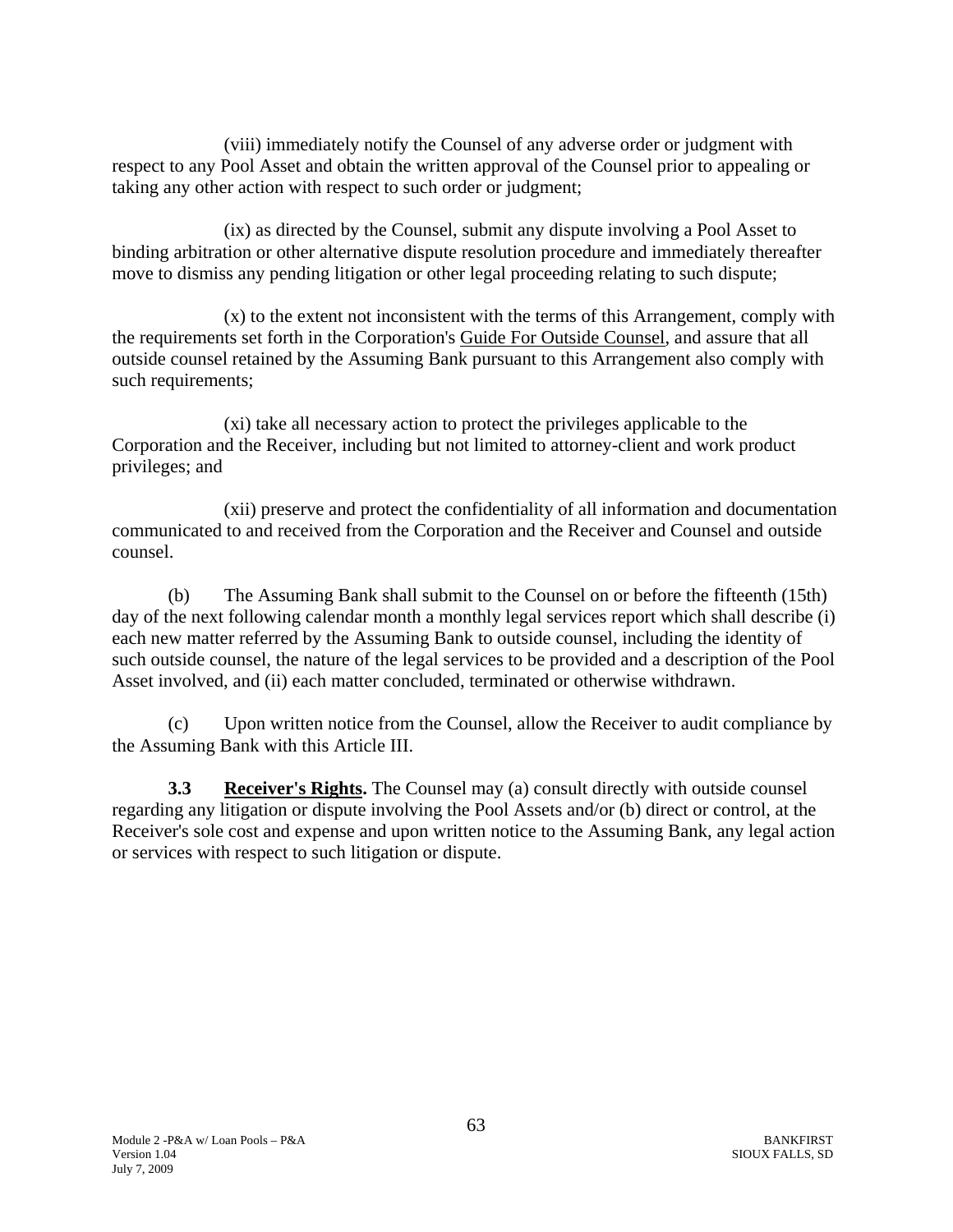(viii) immediately notify the Counsel of any adverse order or judgment with respect to any Pool Asset and obtain the written approval of the Counsel prior to appealing or taking any other action with respect to such order or judgment;

(ix) as directed by the Counsel, submit any dispute involving a Pool Asset to binding arbitration or other alternative dispute resolution procedure and immediately thereafter move to dismiss any pending litigation or other legal proceeding relating to such dispute;

(x) to the extent not inconsistent with the terms of this Arrangement, comply with the requirements set forth in the Corporation's Guide For Outside Counsel, and assure that all outside counsel retained by the Assuming Bank pursuant to this Arrangement also comply with such requirements;

(xi) take all necessary action to protect the privileges applicable to the Corporation and the Receiver, including but not limited to attorney-client and work product privileges; and

(xii) preserve and protect the confidentiality of all information and documentation communicated to and received from the Corporation and the Receiver and Counsel and outside counsel.

(b) The Assuming Bank shall submit to the Counsel on or before the fifteenth (15th) day of the next following calendar month a monthly legal services report which shall describe (i) each new matter referred by the Assuming Bank to outside counsel, including the identity of such outside counsel, the nature of the legal services to be provided and a description of the Pool Asset involved, and (ii) each matter concluded, terminated or otherwise withdrawn.

(c) Upon written notice from the Counsel, allow the Receiver to audit compliance by the Assuming Bank with this Article III.

**3.3 Receiver's Rights.** The Counsel may (a) consult directly with outside counsel regarding any litigation or dispute involving the Pool Assets and/or (b) direct or control, at the Receiver's sole cost and expense and upon written notice to the Assuming Bank, any legal action or services with respect to such litigation or dispute.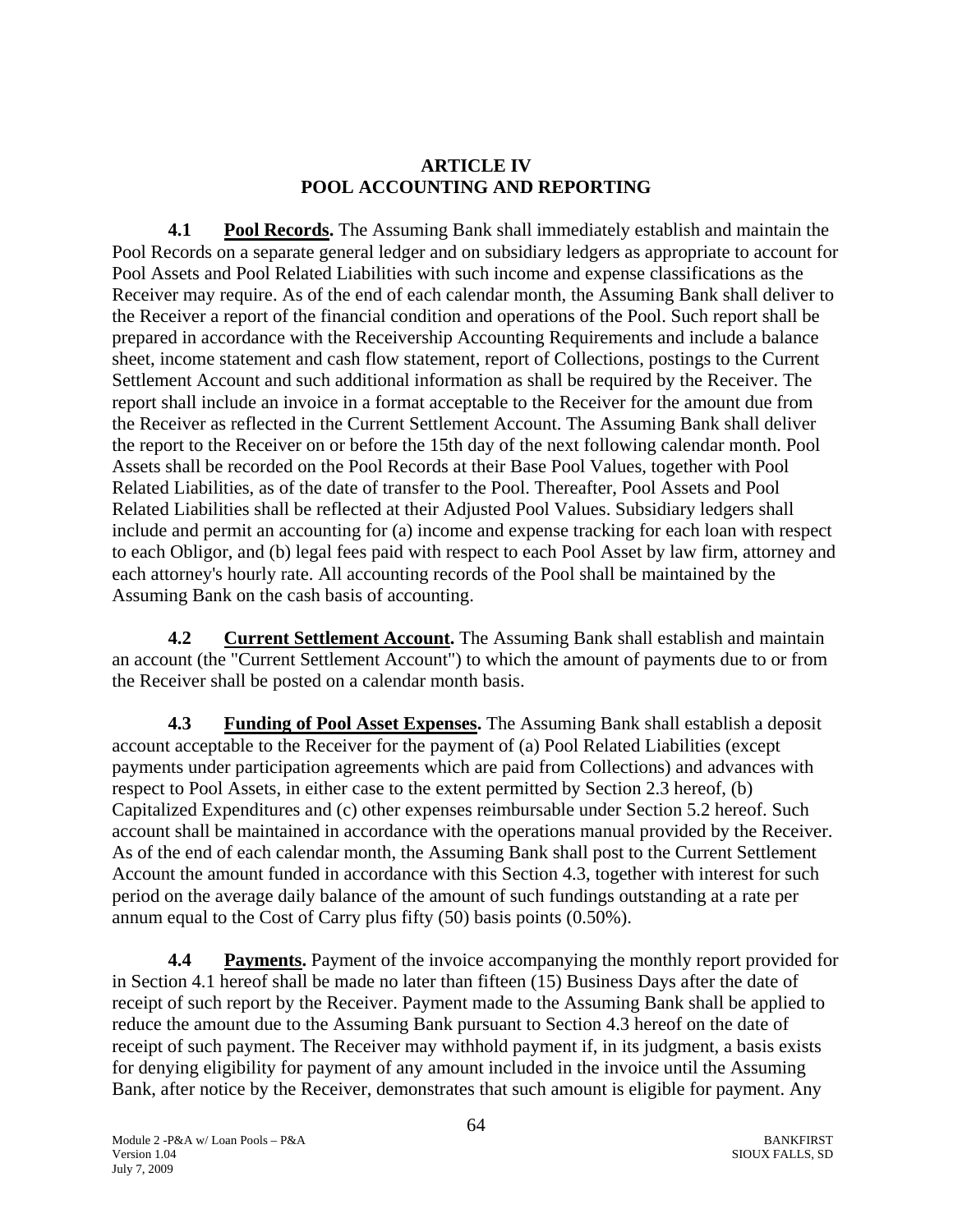## ARTICLE IV
## POOL ACCOUNTING AND REPORTING

**4.1 Pool Records.** The Assuming Bank shall immediately establish and maintain the Pool Records on a separate general ledger and on subsidiary ledgers as appropriate to account for Pool Assets and Pool Related Liabilities with such income and expense classifications as the Receiver may require. As of the end of each calendar month, the Assuming Bank shall deliver to the Receiver a report of the financial condition and operations of the Pool. Such report shall be prepared in accordance with the Receivership Accounting Requirements and include a balance sheet, income statement and cash flow statement, report of Collections, postings to the Current Settlement Account and such additional information as shall be required by the Receiver. The report shall include an invoice in a format acceptable to the Receiver for the amount due from the Receiver as reflected in the Current Settlement Account. The Assuming Bank shall deliver the report to the Receiver on or before the 15th day of the next following calendar month. Pool Assets shall be recorded on the Pool Records at their Base Pool Values, together with Pool Related Liabilities, as of the date of transfer to the Pool. Thereafter, Pool Assets and Pool Related Liabilities shall be reflected at their Adjusted Pool Values. Subsidiary ledgers shall include and permit an accounting for (a) income and expense tracking for each loan with respect to each Obligor, and (b) legal fees paid with respect to each Pool Asset by law firm, attorney and each attorney's hourly rate. All accounting records of the Pool shall be maintained by the Assuming Bank on the cash basis of accounting.

**4.2 Current Settlement Account.** The Assuming Bank shall establish and maintain an account (the "Current Settlement Account") to which the amount of payments due to or from the Receiver shall be posted on a calendar month basis.

**4.3 Funding of Pool Asset Expenses.** The Assuming Bank shall establish a deposit account acceptable to the Receiver for the payment of (a) Pool Related Liabilities (except payments under participation agreements which are paid from Collections) and advances with respect to Pool Assets, in either case to the extent permitted by Section 2.3 hereof, (b) Capitalized Expenditures and (c) other expenses reimbursable under Section 5.2 hereof. Such account shall be maintained in accordance with the operations manual provided by the Receiver. As of the end of each calendar month, the Assuming Bank shall post to the Current Settlement Account the amount funded in accordance with this Section 4.3, together with interest for such period on the average daily balance of the amount of such fundings outstanding at a rate per annum equal to the Cost of Carry plus fifty (50) basis points (0.50%).

**4.4 Payments.** Payment of the invoice accompanying the monthly report provided for in Section 4.1 hereof shall be made no later than fifteen (15) Business Days after the date of receipt of such report by the Receiver. Payment made to the Assuming Bank shall be applied to reduce the amount due to the Assuming Bank pursuant to Section 4.3 hereof on the date of receipt of such payment. The Receiver may withhold payment if, in its judgment, a basis exists for denying eligibility for payment of any amount included in the invoice until the Assuming Bank, after notice by the Receiver, demonstrates that such amount is eligible for payment. Any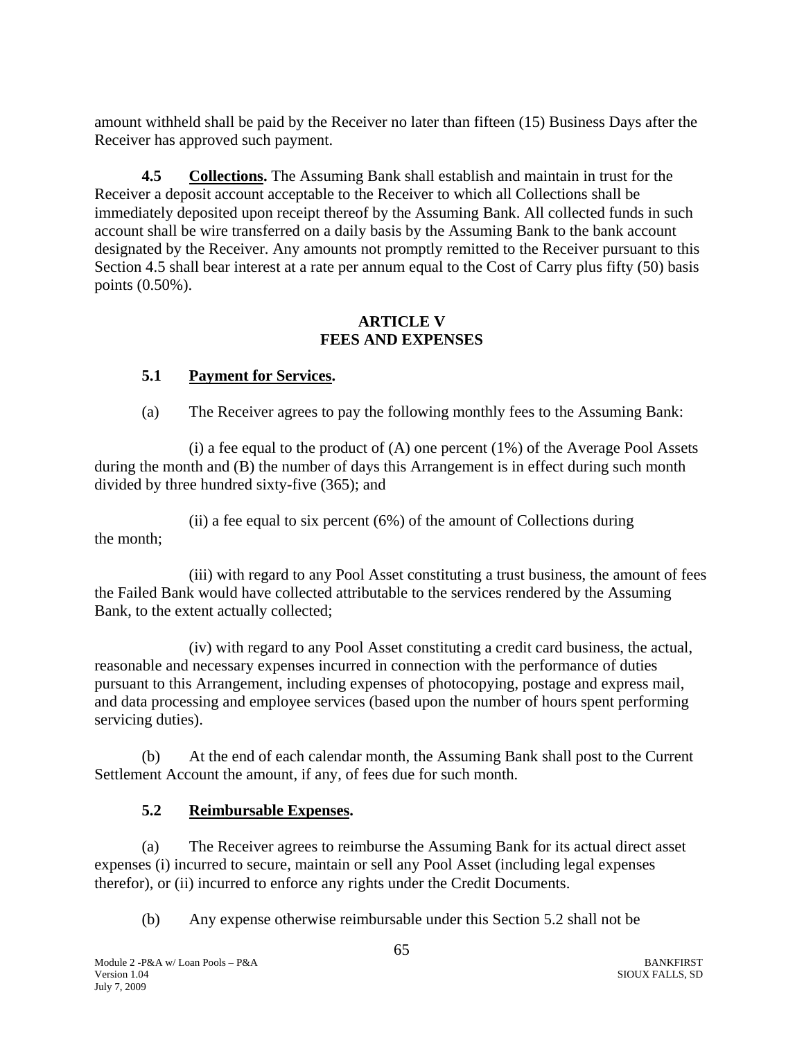amount withheld shall be paid by the Receiver no later than fifteen (15) Business Days after the Receiver has approved such payment.

**4.5 Collections.** The Assuming Bank shall establish and maintain in trust for the Receiver a deposit account acceptable to the Receiver to which all Collections shall be immediately deposited upon receipt thereof by the Assuming Bank. All collected funds in such account shall be wire transferred on a daily basis by the Assuming Bank to the bank account designated by the Receiver. Any amounts not promptly remitted to the Receiver pursuant to this Section 4.5 shall bear interest at a rate per annum equal to the Cost of Carry plus fifty (50) basis points (0.50%).

## ARTICLE V
## FEES AND EXPENSES

**5.1 Payment for Services.**

(a) The Receiver agrees to pay the following monthly fees to the Assuming Bank:

(i) a fee equal to the product of (A) one percent (1%) of the Average Pool Assets during the month and (B) the number of days this Arrangement is in effect during such month divided by three hundred sixty-five (365); and

(ii) a fee equal to six percent (6%) of the amount of Collections during the month;

(iii) with regard to any Pool Asset constituting a trust business, the amount of fees the Failed Bank would have collected attributable to the services rendered by the Assuming Bank, to the extent actually collected;

(iv) with regard to any Pool Asset constituting a credit card business, the actual, reasonable and necessary expenses incurred in connection with the performance of duties pursuant to this Arrangement, including expenses of photocopying, postage and express mail, and data processing and employee services (based upon the number of hours spent performing servicing duties).

(b) At the end of each calendar month, the Assuming Bank shall post to the Current Settlement Account the amount, if any, of fees due for such month.

**5.2 Reimbursable Expenses.**

(a) The Receiver agrees to reimburse the Assuming Bank for its actual direct asset expenses (i) incurred to secure, maintain or sell any Pool Asset (including legal expenses therefor), or (ii) incurred to enforce any rights under the Credit Documents.

(b) Any expense otherwise reimbursable under this Section 5.2 shall not be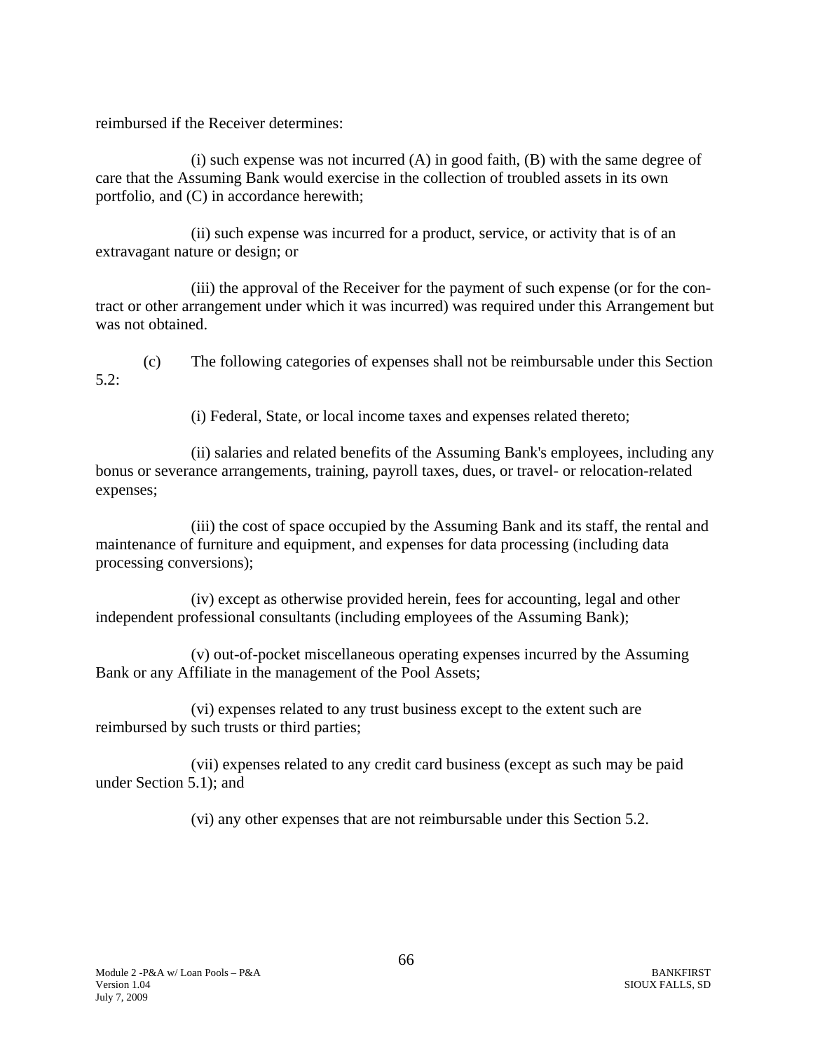reimbursed if the Receiver determines:

(i) such expense was not incurred (A) in good faith, (B) with the same degree of care that the Assuming Bank would exercise in the collection of troubled assets in its own portfolio, and (C) in accordance herewith;

(ii) such expense was incurred for a product, service, or activity that is of an extravagant nature or design; or

(iii) the approval of the Receiver for the payment of such expense (or for the contract or other arrangement under which it was incurred) was required under this Arrangement but was not obtained.

(c) The following categories of expenses shall not be reimbursable under this Section 5.2:

(i) Federal, State, or local income taxes and expenses related thereto;

(ii) salaries and related benefits of the Assuming Bank's employees, including any bonus or severance arrangements, training, payroll taxes, dues, or travel- or relocation-related expenses;

(iii) the cost of space occupied by the Assuming Bank and its staff, the rental and maintenance of furniture and equipment, and expenses for data processing (including data processing conversions);

(iv) except as otherwise provided herein, fees for accounting, legal and other independent professional consultants (including employees of the Assuming Bank);

(v) out-of-pocket miscellaneous operating expenses incurred by the Assuming Bank or any Affiliate in the management of the Pool Assets;

(vi) expenses related to any trust business except to the extent such are reimbursed by such trusts or third parties;

(vii) expenses related to any credit card business (except as such may be paid under Section 5.1); and

(vi) any other expenses that are not reimbursable under this Section 5.2.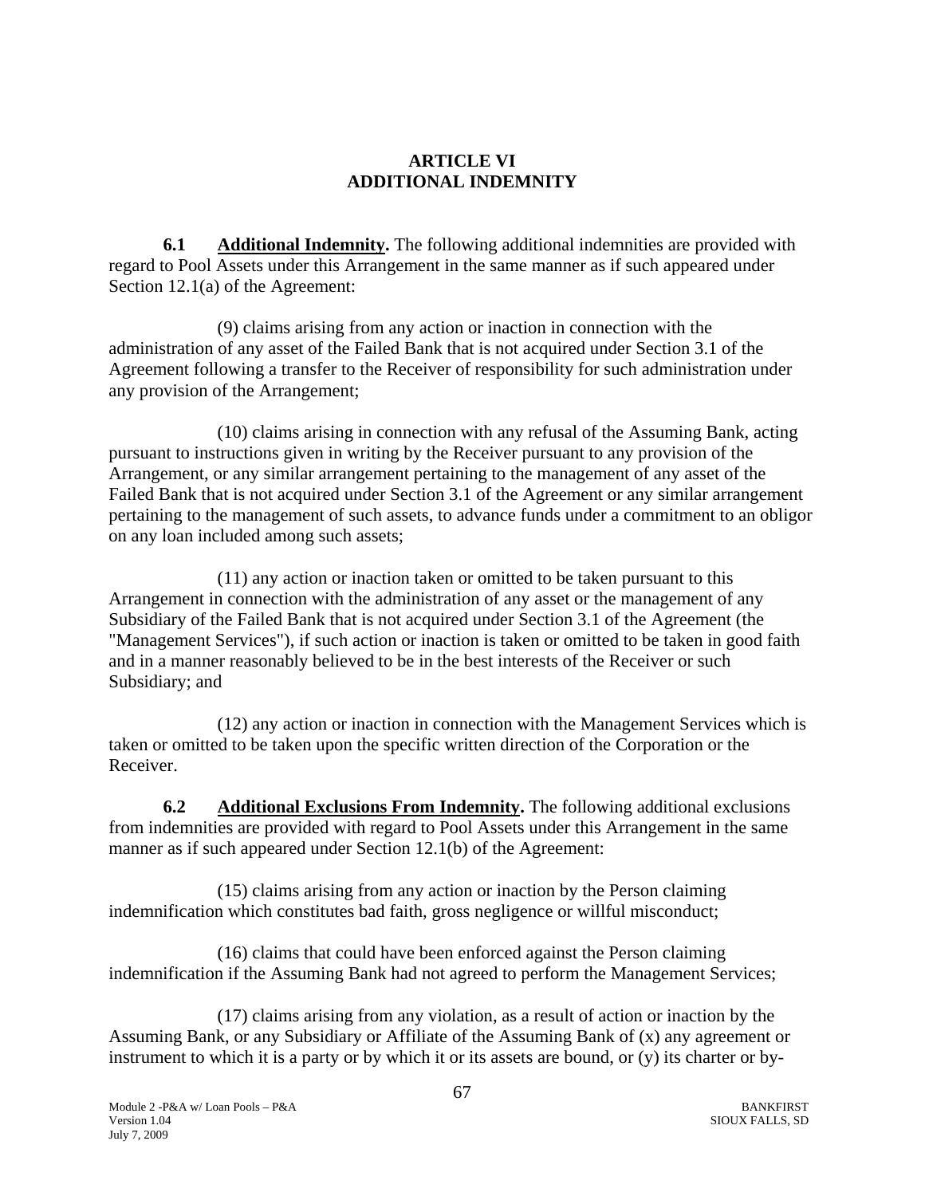# ARTICLE VI
# ADDITIONAL INDEMNITY

**6.1 Additional Indemnity.** The following additional indemnities are provided with regard to Pool Assets under this Arrangement in the same manner as if such appeared under Section 12.1(a) of the Agreement:

(9) claims arising from any action or inaction in connection with the administration of any asset of the Failed Bank that is not acquired under Section 3.1 of the Agreement following a transfer to the Receiver of responsibility for such administration under any provision of the Arrangement;

(10) claims arising in connection with any refusal of the Assuming Bank, acting pursuant to instructions given in writing by the Receiver pursuant to any provision of the Arrangement, or any similar arrangement pertaining to the management of any asset of the Failed Bank that is not acquired under Section 3.1 of the Agreement or any similar arrangement pertaining to the management of such assets, to advance funds under a commitment to an obligor on any loan included among such assets;

(11) any action or inaction taken or omitted to be taken pursuant to this Arrangement in connection with the administration of any asset or the management of any Subsidiary of the Failed Bank that is not acquired under Section 3.1 of the Agreement (the "Management Services"), if such action or inaction is taken or omitted to be taken in good faith and in a manner reasonably believed to be in the best interests of the Receiver or such Subsidiary; and

(12) any action or inaction in connection with the Management Services which is taken or omitted to be taken upon the specific written direction of the Corporation or the Receiver.

**6.2 Additional Exclusions From Indemnity.** The following additional exclusions from indemnities are provided with regard to Pool Assets under this Arrangement in the same manner as if such appeared under Section 12.1(b) of the Agreement:

(15) claims arising from any action or inaction by the Person claiming indemnification which constitutes bad faith, gross negligence or willful misconduct;

(16) claims that could have been enforced against the Person claiming indemnification if the Assuming Bank had not agreed to perform the Management Services;

(17) claims arising from any violation, as a result of action or inaction by the Assuming Bank, or any Subsidiary or Affiliate of the Assuming Bank of (x) any agreement or instrument to which it is a party or by which it or its assets are bound, or (y) its charter or by-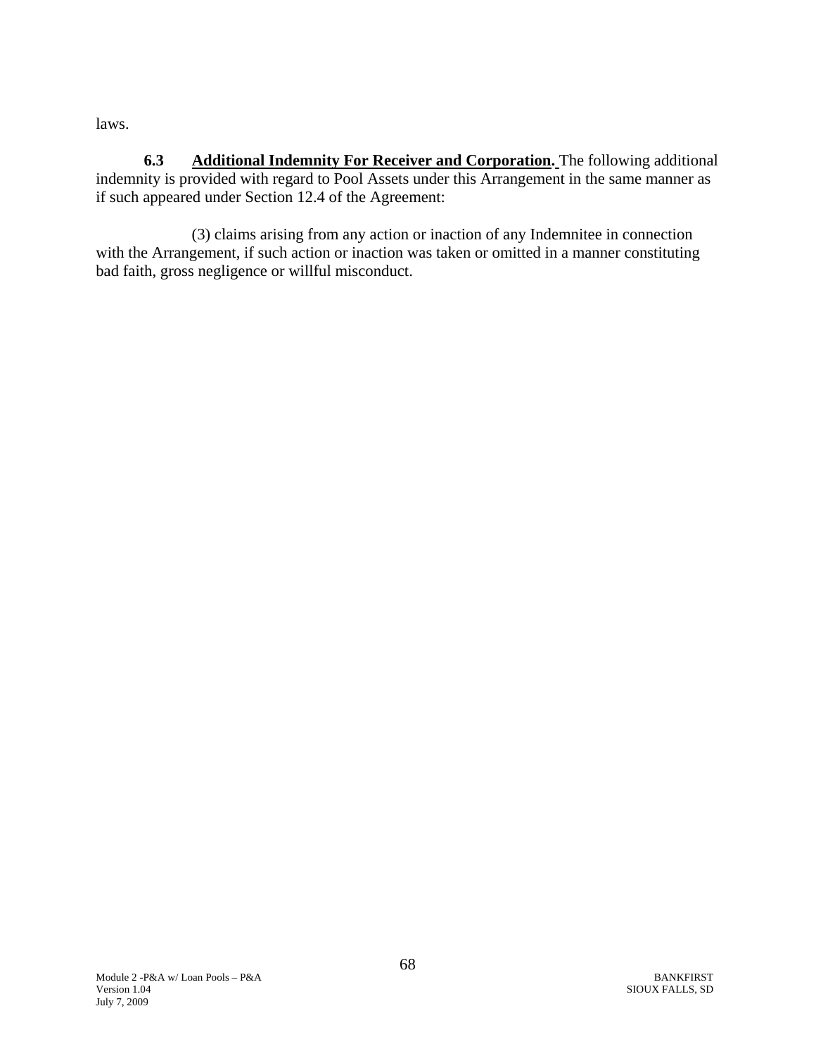laws.

**6.3 Additional Indemnity For Receiver and Corporation.** The following additional indemnity is provided with regard to Pool Assets under this Arrangement in the same manner as if such appeared under Section 12.4 of the Agreement:

(3) claims arising from any action or inaction of any Indemnitee in connection with the Arrangement, if such action or inaction was taken or omitted in a manner constituting bad faith, gross negligence or willful misconduct.